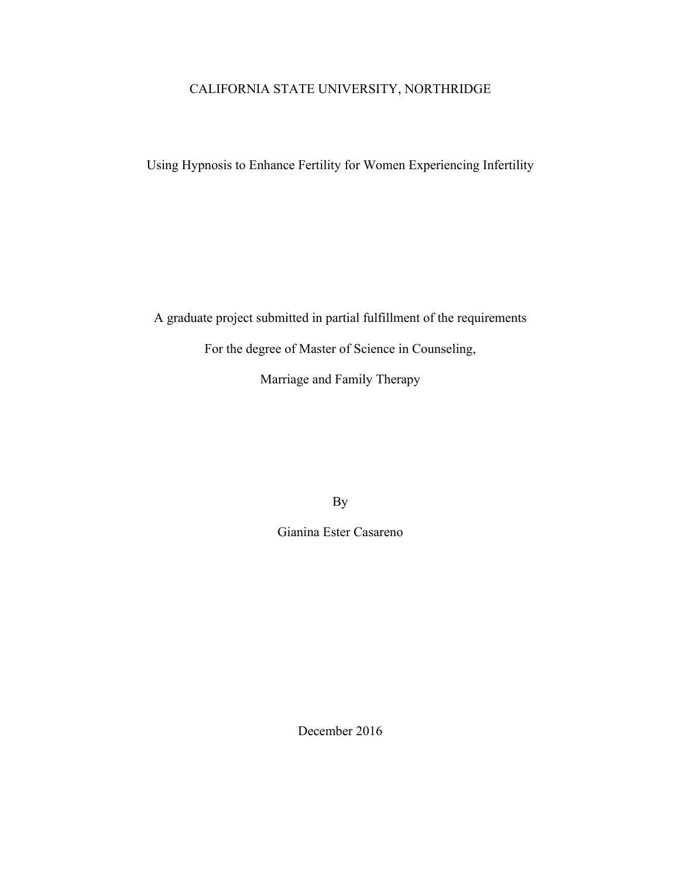CALIFORNIA STATE UNIVERSITY, NORTHRIDGE

# Using Hypnosis to Enhance Fertility for Women Experiencing Infertility

A graduate project submitted in partial fulfillment of the requirements

For the degree of Master of Science in Counseling,

Marriage and Family Therapy

By

Gianina Ester Casareno

December 2016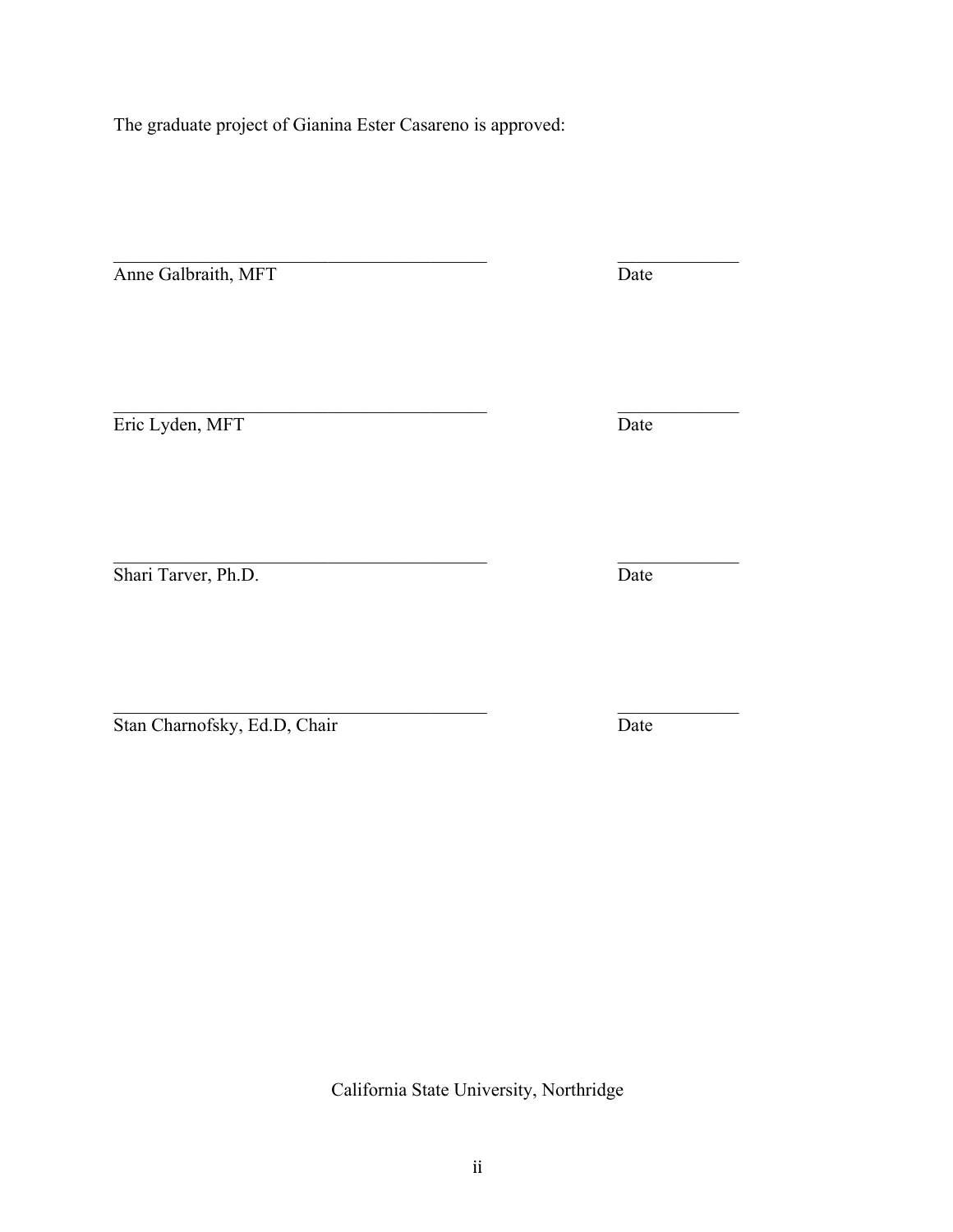The graduate project of Gianina Ester Casareno is approved:

\_\_\_\_\_\_\_\_\_\_\_\_\_\_\_\_\_\_\_\_\_\_\_\_\_\_\_\_\_\_\_\_\_\_\_\_\_\_\_\_ \_\_\_\_\_\_\_\_\_\_\_\_\_

Anne Galbraith, MFT Date

\_\_\_\_\_\_\_\_\_\_\_\_\_\_\_\_\_\_\_\_\_\_\_\_\_\_\_\_\_\_\_\_\_\_\_\_\_\_\_\_ \_\_\_\_\_\_\_\_\_\_\_\_\_

Eric Lyden, MFT Date

\_\_\_\_\_\_\_\_\_\_\_\_\_\_\_\_\_\_\_\_\_\_\_\_\_\_\_\_\_\_\_\_\_\_\_\_\_\_\_\_ \_\_\_\_\_\_\_\_\_\_\_\_\_

Shari Tarver, Ph.D. Date

\_\_\_\_\_\_\_\_\_\_\_\_\_\_\_\_\_\_\_\_\_\_\_\_\_\_\_\_\_\_\_\_\_\_\_\_\_\_\_\_ \_\_\_\_\_\_\_\_\_\_\_\_\_

Stan Charnofsky, Ed.D, Chair Date

California State University, Northridge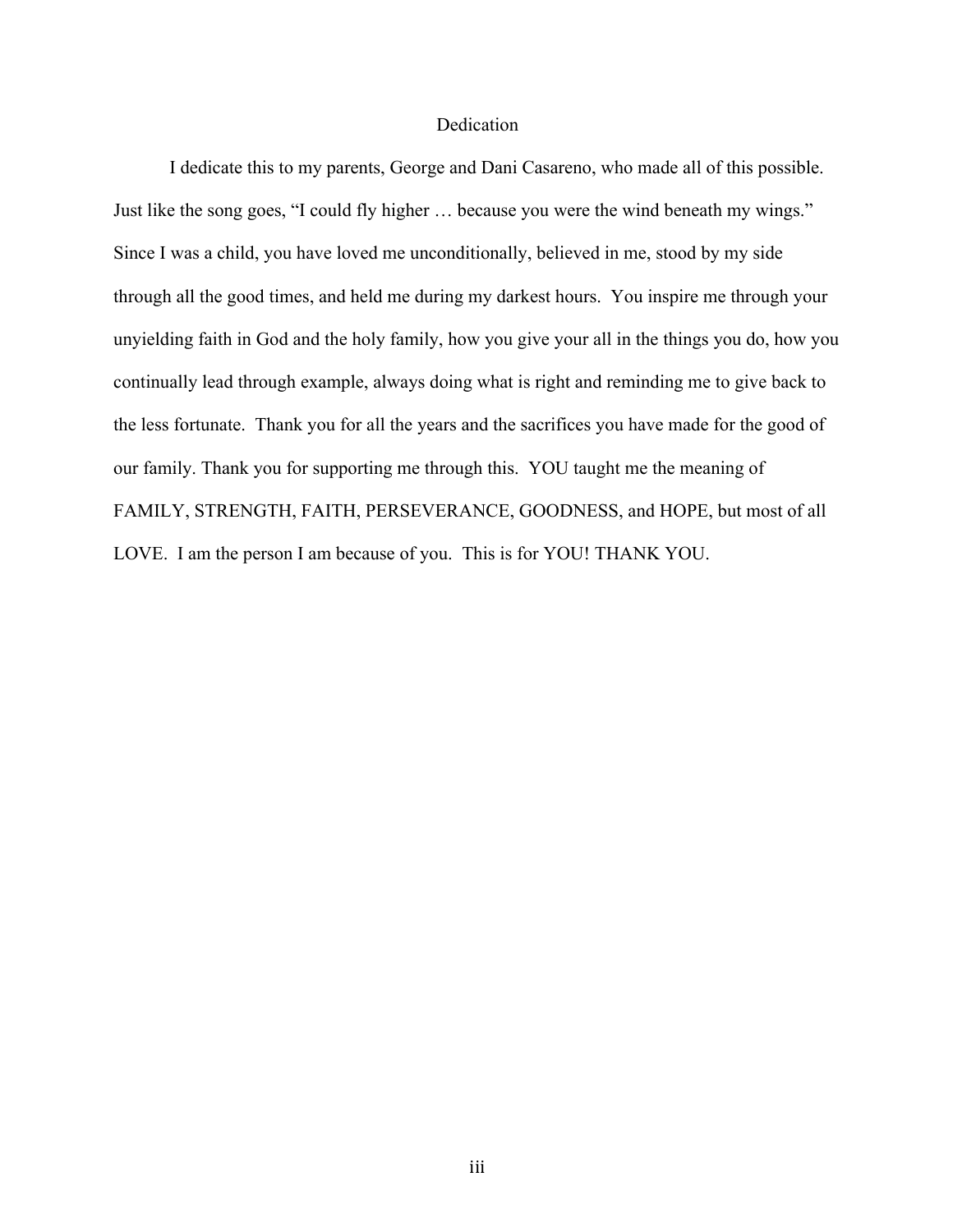# Dedication

I dedicate this to my parents, George and Dani Casareno, who made all of this possible. Just like the song goes, "I could fly higher … because you were the wind beneath my wings." Since I was a child, you have loved me unconditionally, believed in me, stood by my side through all the good times, and held me during my darkest hours. You inspire me through your unyielding faith in God and the holy family, how you give your all in the things you do, how you continually lead through example, always doing what is right and reminding me to give back to the less fortunate. Thank you for all the years and the sacrifices you have made for the good of our family. Thank you for supporting me through this. YOU taught me the meaning of FAMILY, STRENGTH, FAITH, PERSEVERANCE, GOODNESS, and HOPE, but most of all LOVE. I am the person I am because of you. This is for YOU! THANK YOU.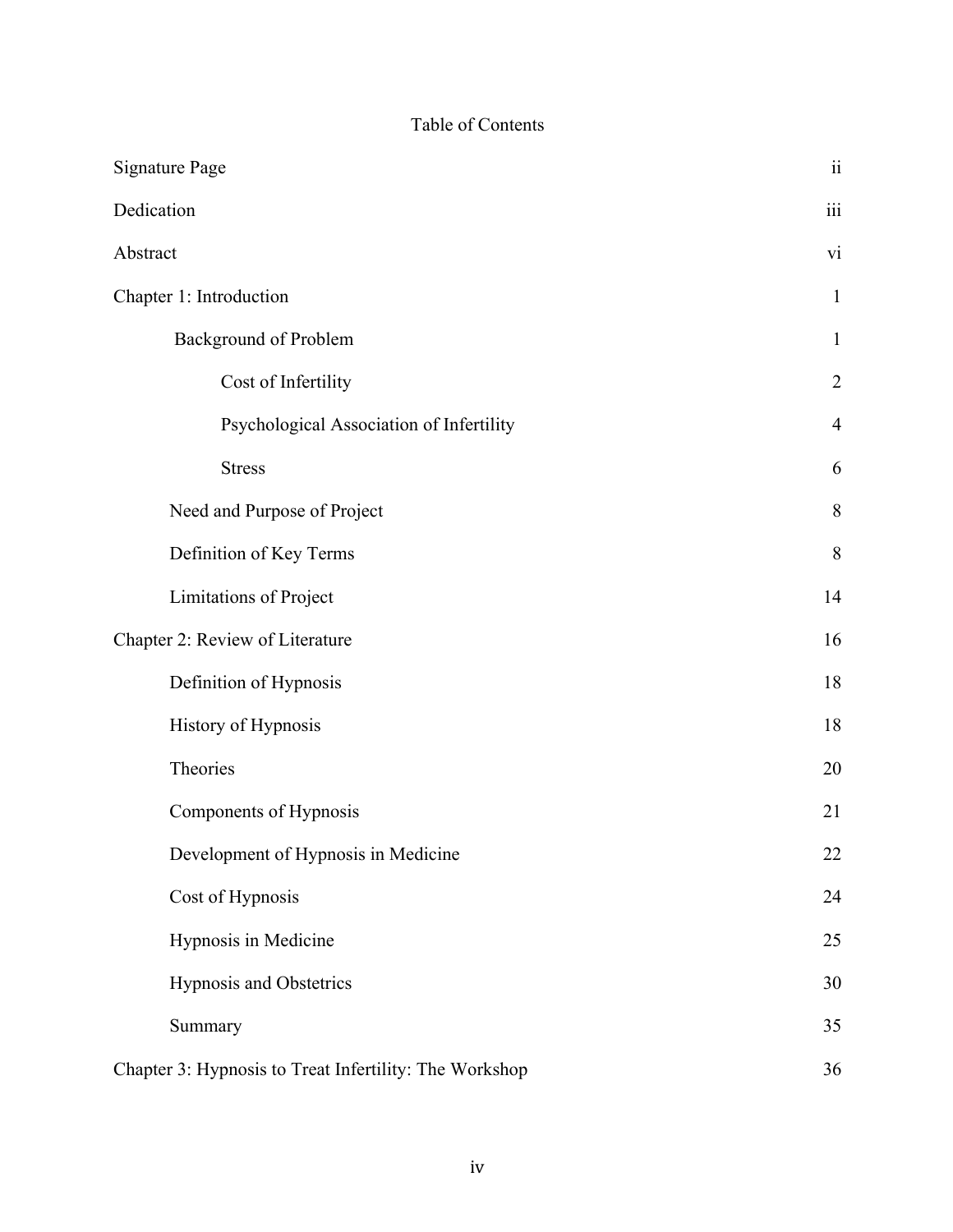# Table of Contents

| | |
|---|---|
| Signature Page | ii |
| Dedication | iii |
| Abstract | vi |
| Chapter 1: Introduction | 1 |
| Background of Problem | 1 |
| Cost of Infertility | 2 |
| Psychological Association of Infertility | 4 |
| Stress | 6 |
| Need and Purpose of Project | 8 |
| Definition of Key Terms | 8 |
| Limitations of Project | 14 |
| Chapter 2: Review of Literature | 16 |
| Definition of Hypnosis | 18 |
| History of Hypnosis | 18 |
| Theories | 20 |
| Components of Hypnosis | 21 |
| Development of Hypnosis in Medicine | 22 |
| Cost of Hypnosis | 24 |
| Hypnosis in Medicine | 25 |
| Hypnosis and Obstetrics | 30 |
| Summary | 35 |
| Chapter 3: Hypnosis to Treat Infertility: The Workshop | 36 |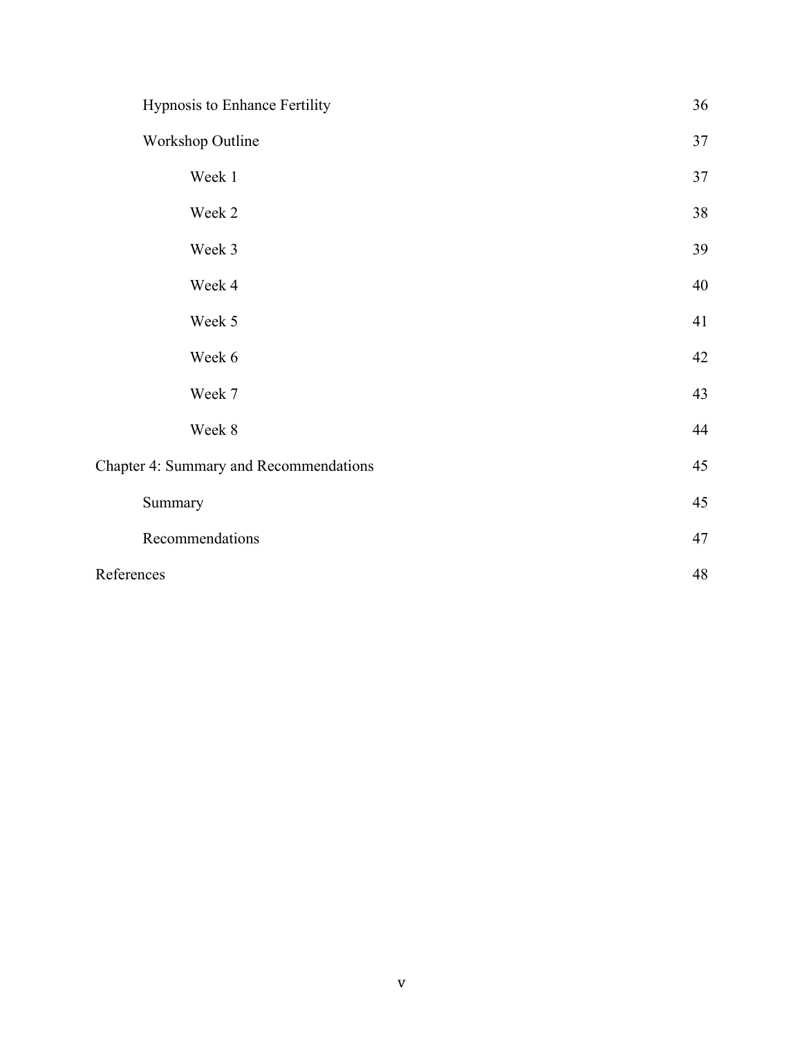| | |
|---|---|
| Hypnosis to Enhance Fertility | 36 |
| Workshop Outline | 37 |
| Week 1 | 37 |
| Week 2 | 38 |
| Week 3 | 39 |
| Week 4 | 40 |
| Week 5 | 41 |
| Week 6 | 42 |
| Week 7 | 43 |
| Week 8 | 44 |
| Chapter 4: Summary and Recommendations | 45 |
| Summary | 45 |
| Recommendations | 47 |
| References | 48 |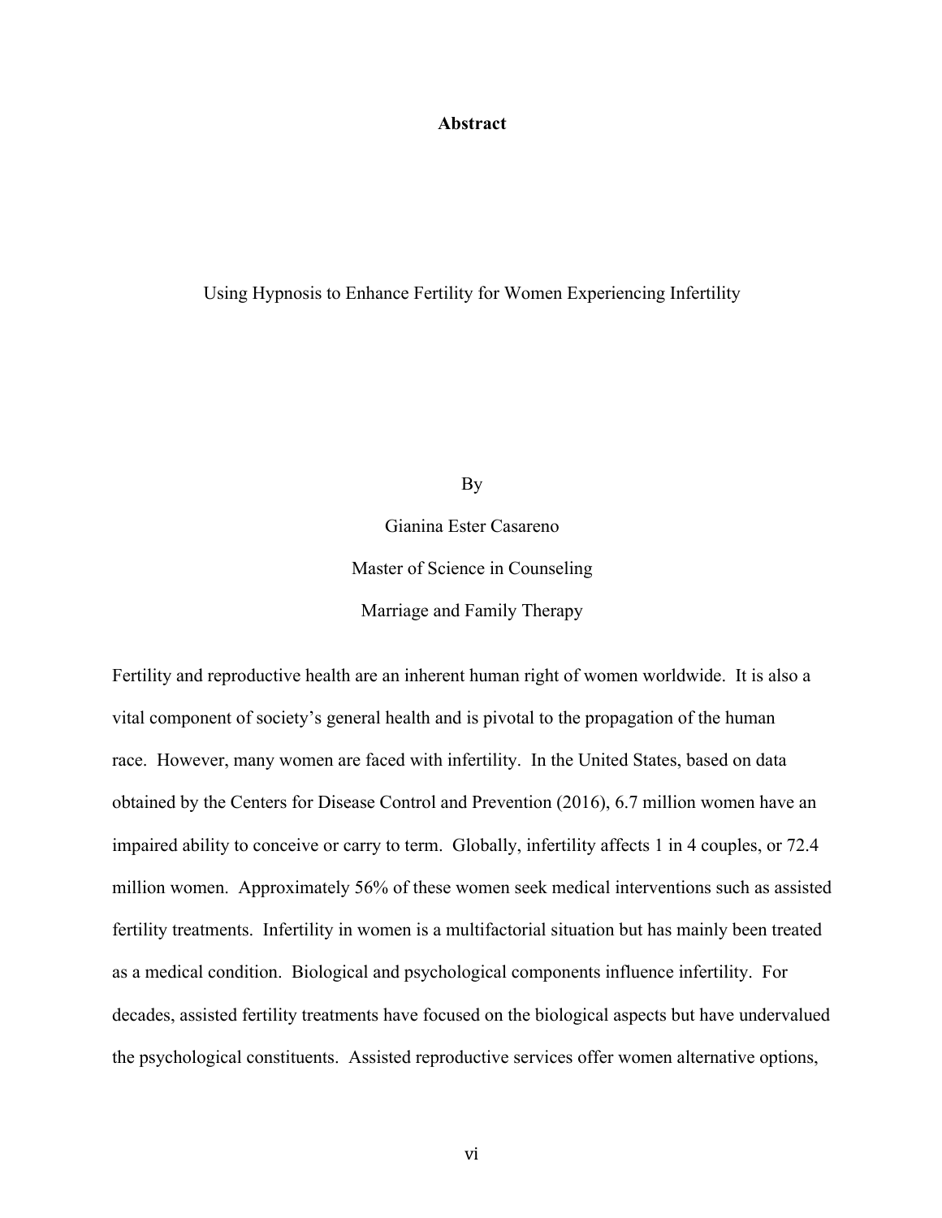# Abstract

Using Hypnosis to Enhance Fertility for Women Experiencing Infertility

By

Gianina Ester Casareno

Master of Science in Counseling

Marriage and Family Therapy

Fertility and reproductive health are an inherent human right of women worldwide. It is also a vital component of society's general health and is pivotal to the propagation of the human race. However, many women are faced with infertility. In the United States, based on data obtained by the Centers for Disease Control and Prevention (2016), 6.7 million women have an impaired ability to conceive or carry to term. Globally, infertility affects 1 in 4 couples, or 72.4 million women. Approximately 56% of these women seek medical interventions such as assisted fertility treatments. Infertility in women is a multifactorial situation but has mainly been treated as a medical condition. Biological and psychological components influence infertility. For decades, assisted fertility treatments have focused on the biological aspects but have undervalued the psychological constituents. Assisted reproductive services offer women alternative options,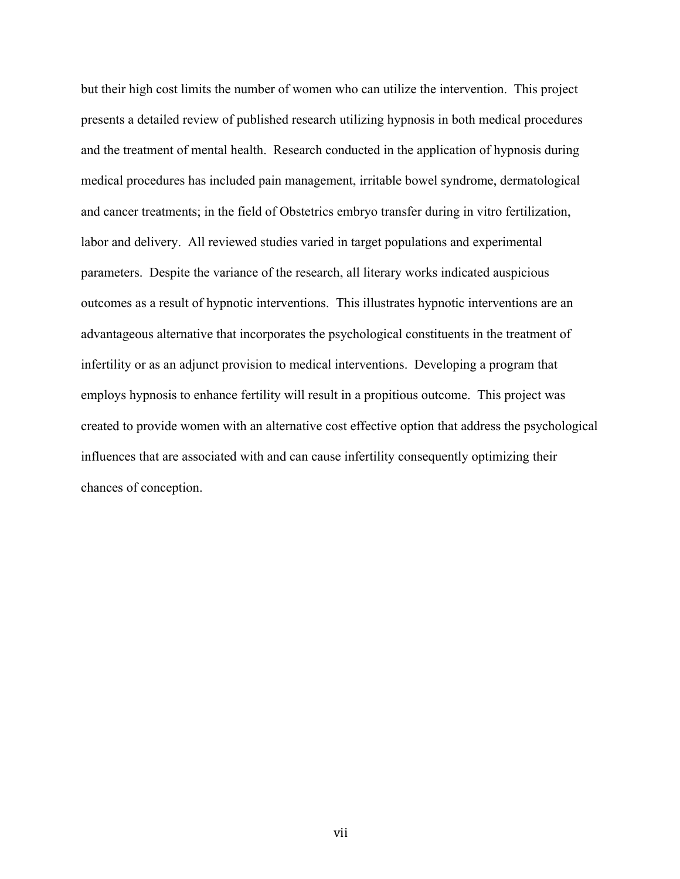but their high cost limits the number of women who can utilize the intervention. This project presents a detailed review of published research utilizing hypnosis in both medical procedures and the treatment of mental health. Research conducted in the application of hypnosis during medical procedures has included pain management, irritable bowel syndrome, dermatological and cancer treatments; in the field of Obstetrics embryo transfer during in vitro fertilization, labor and delivery. All reviewed studies varied in target populations and experimental parameters. Despite the variance of the research, all literary works indicated auspicious outcomes as a result of hypnotic interventions. This illustrates hypnotic interventions are an advantageous alternative that incorporates the psychological constituents in the treatment of infertility or as an adjunct provision to medical interventions. Developing a program that employs hypnosis to enhance fertility will result in a propitious outcome. This project was created to provide women with an alternative cost effective option that address the psychological influences that are associated with and can cause infertility consequently optimizing their chances of conception.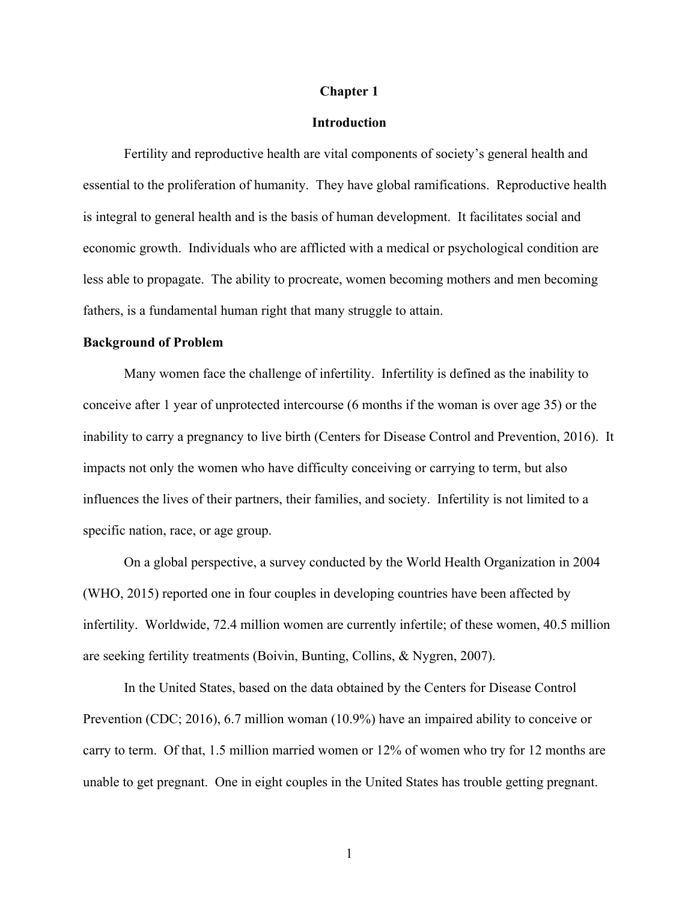# Chapter 1

# Introduction

Fertility and reproductive health are vital components of society's general health and essential to the proliferation of humanity. They have global ramifications. Reproductive health is integral to general health and is the basis of human development. It facilitates social and economic growth. Individuals who are afflicted with a medical or psychological condition are less able to propagate. The ability to procreate, women becoming mothers and men becoming fathers, is a fundamental human right that many struggle to attain.

## Background of Problem

Many women face the challenge of infertility. Infertility is defined as the inability to conceive after 1 year of unprotected intercourse (6 months if the woman is over age 35) or the inability to carry a pregnancy to live birth (Centers for Disease Control and Prevention, 2016). It impacts not only the women who have difficulty conceiving or carrying to term, but also influences the lives of their partners, their families, and society. Infertility is not limited to a specific nation, race, or age group.

On a global perspective, a survey conducted by the World Health Organization in 2004 (WHO, 2015) reported one in four couples in developing countries have been affected by infertility. Worldwide, 72.4 million women are currently infertile; of these women, 40.5 million are seeking fertility treatments (Boivin, Bunting, Collins, & Nygren, 2007).

In the United States, based on the data obtained by the Centers for Disease Control Prevention (CDC; 2016), 6.7 million woman (10.9%) have an impaired ability to conceive or carry to term. Of that, 1.5 million married women or 12% of women who try for 12 months are unable to get pregnant. One in eight couples in the United States has trouble getting pregnant.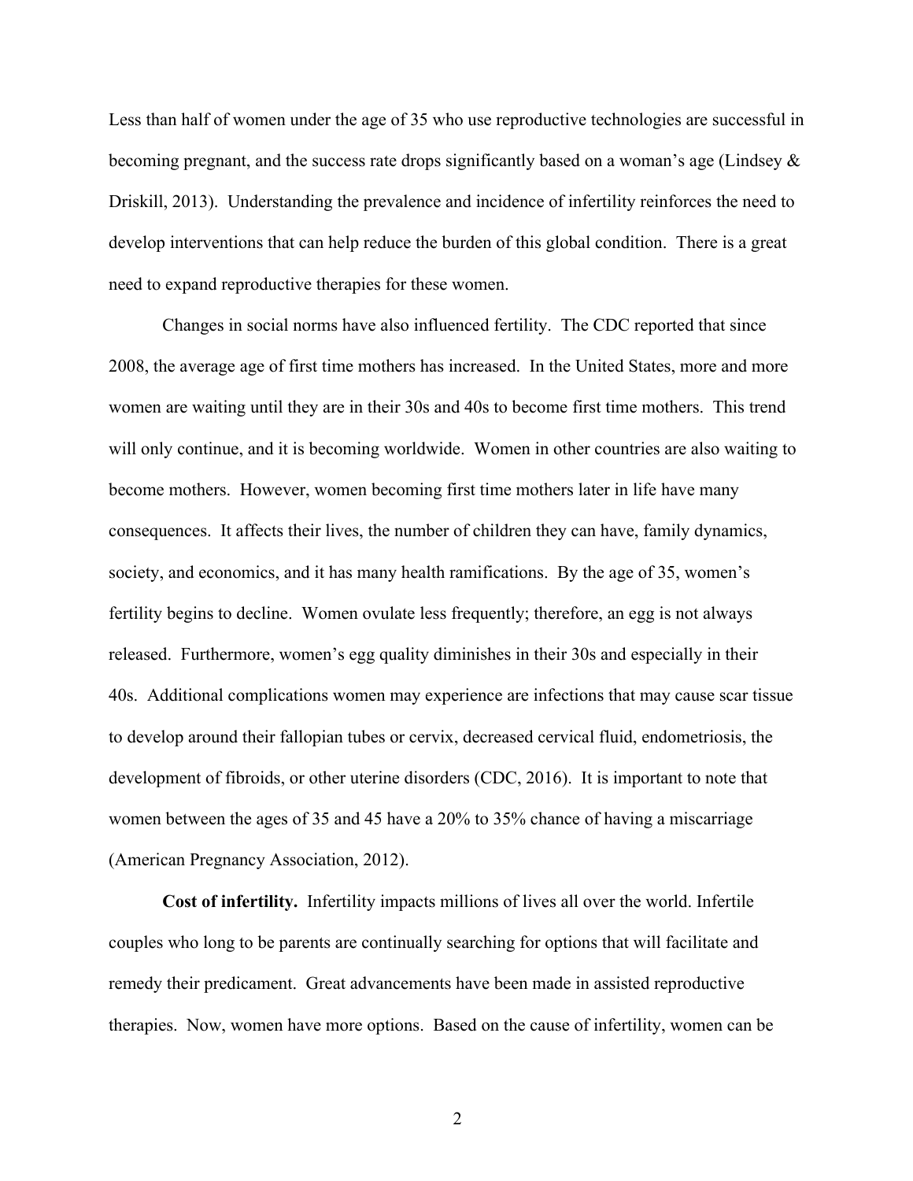Less than half of women under the age of 35 who use reproductive technologies are successful in becoming pregnant, and the success rate drops significantly based on a woman's age (Lindsey & Driskill, 2013). Understanding the prevalence and incidence of infertility reinforces the need to develop interventions that can help reduce the burden of this global condition. There is a great need to expand reproductive therapies for these women.

Changes in social norms have also influenced fertility. The CDC reported that since 2008, the average age of first time mothers has increased. In the United States, more and more women are waiting until they are in their 30s and 40s to become first time mothers. This trend will only continue, and it is becoming worldwide. Women in other countries are also waiting to become mothers. However, women becoming first time mothers later in life have many consequences. It affects their lives, the number of children they can have, family dynamics, society, and economics, and it has many health ramifications. By the age of 35, women's fertility begins to decline. Women ovulate less frequently; therefore, an egg is not always released. Furthermore, women's egg quality diminishes in their 30s and especially in their 40s. Additional complications women may experience are infections that may cause scar tissue to develop around their fallopian tubes or cervix, decreased cervical fluid, endometriosis, the development of fibroids, or other uterine disorders (CDC, 2016). It is important to note that women between the ages of 35 and 45 have a 20% to 35% chance of having a miscarriage (American Pregnancy Association, 2012).

**Cost of infertility.** Infertility impacts millions of lives all over the world. Infertile couples who long to be parents are continually searching for options that will facilitate and remedy their predicament. Great advancements have been made in assisted reproductive therapies. Now, women have more options. Based on the cause of infertility, women can be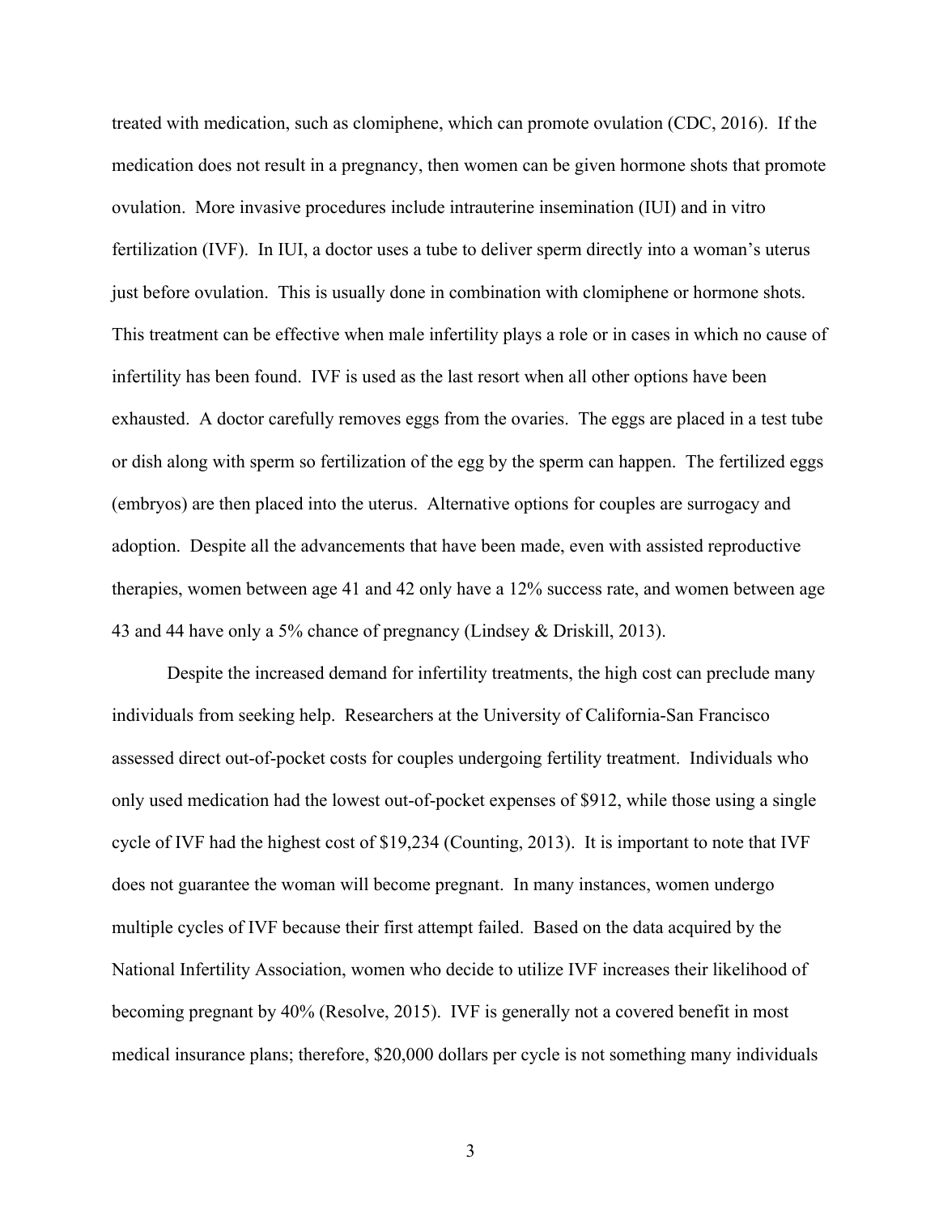treated with medication, such as clomiphene, which can promote ovulation (CDC, 2016). If the medication does not result in a pregnancy, then women can be given hormone shots that promote ovulation. More invasive procedures include intrauterine insemination (IUI) and in vitro fertilization (IVF). In IUI, a doctor uses a tube to deliver sperm directly into a woman's uterus just before ovulation. This is usually done in combination with clomiphene or hormone shots. This treatment can be effective when male infertility plays a role or in cases in which no cause of infertility has been found. IVF is used as the last resort when all other options have been exhausted. A doctor carefully removes eggs from the ovaries. The eggs are placed in a test tube or dish along with sperm so fertilization of the egg by the sperm can happen. The fertilized eggs (embryos) are then placed into the uterus. Alternative options for couples are surrogacy and adoption. Despite all the advancements that have been made, even with assisted reproductive therapies, women between age 41 and 42 only have a 12% success rate, and women between age 43 and 44 have only a 5% chance of pregnancy (Lindsey & Driskill, 2013).

Despite the increased demand for infertility treatments, the high cost can preclude many individuals from seeking help. Researchers at the University of California-San Francisco assessed direct out-of-pocket costs for couples undergoing fertility treatment. Individuals who only used medication had the lowest out-of-pocket expenses of $912, while those using a single cycle of IVF had the highest cost of $19,234 (Counting, 2013). It is important to note that IVF does not guarantee the woman will become pregnant. In many instances, women undergo multiple cycles of IVF because their first attempt failed. Based on the data acquired by the National Infertility Association, women who decide to utilize IVF increases their likelihood of becoming pregnant by 40% (Resolve, 2015). IVF is generally not a covered benefit in most medical insurance plans; therefore, $20,000 dollars per cycle is not something many individuals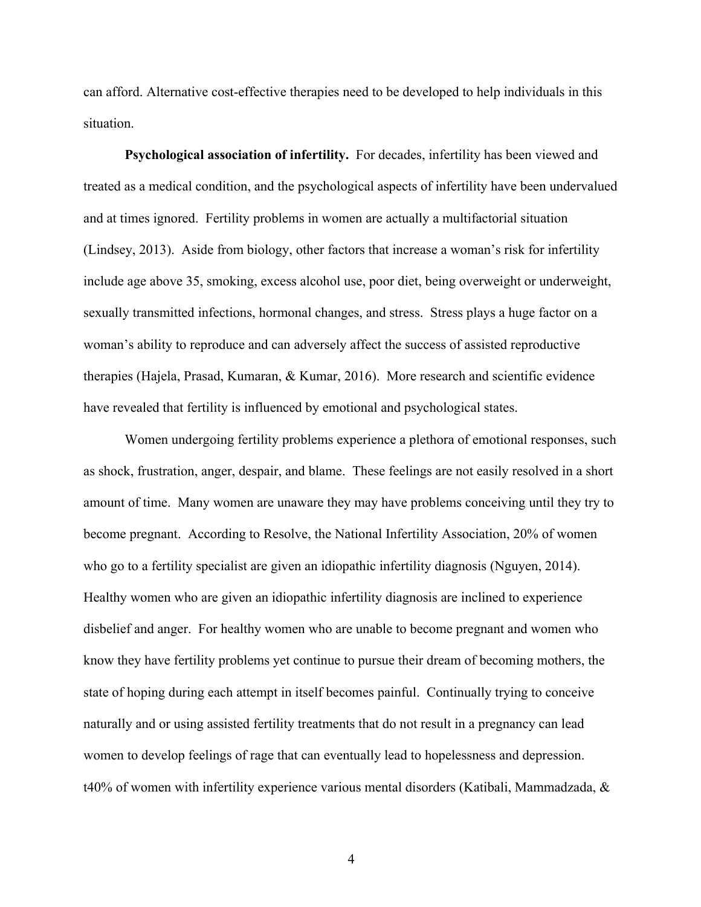can afford. Alternative cost-effective therapies need to be developed to help individuals in this situation.

**Psychological association of infertility.** For decades, infertility has been viewed and treated as a medical condition, and the psychological aspects of infertility have been undervalued and at times ignored. Fertility problems in women are actually a multifactorial situation (Lindsey, 2013). Aside from biology, other factors that increase a woman's risk for infertility include age above 35, smoking, excess alcohol use, poor diet, being overweight or underweight, sexually transmitted infections, hormonal changes, and stress. Stress plays a huge factor on a woman's ability to reproduce and can adversely affect the success of assisted reproductive therapies (Hajela, Prasad, Kumaran, & Kumar, 2016). More research and scientific evidence have revealed that fertility is influenced by emotional and psychological states.

Women undergoing fertility problems experience a plethora of emotional responses, such as shock, frustration, anger, despair, and blame. These feelings are not easily resolved in a short amount of time. Many women are unaware they may have problems conceiving until they try to become pregnant. According to Resolve, the National Infertility Association, 20% of women who go to a fertility specialist are given an idiopathic infertility diagnosis (Nguyen, 2014). Healthy women who are given an idiopathic infertility diagnosis are inclined to experience disbelief and anger. For healthy women who are unable to become pregnant and women who know they have fertility problems yet continue to pursue their dream of becoming mothers, the state of hoping during each attempt in itself becomes painful. Continually trying to conceive naturally and or using assisted fertility treatments that do not result in a pregnancy can lead women to develop feelings of rage that can eventually lead to hopelessness and depression. t40% of women with infertility experience various mental disorders (Katibali, Mammadzada, &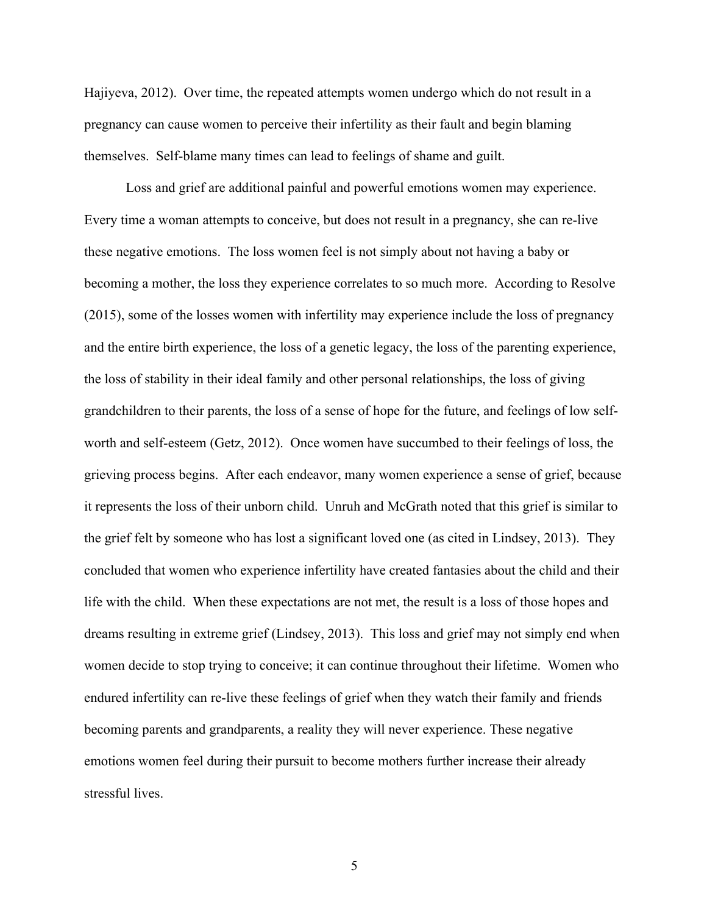Hajiyeva, 2012). Over time, the repeated attempts women undergo which do not result in a pregnancy can cause women to perceive their infertility as their fault and begin blaming themselves. Self-blame many times can lead to feelings of shame and guilt.

Loss and grief are additional painful and powerful emotions women may experience. Every time a woman attempts to conceive, but does not result in a pregnancy, she can re-live these negative emotions. The loss women feel is not simply about not having a baby or becoming a mother, the loss they experience correlates to so much more. According to Resolve (2015), some of the losses women with infertility may experience include the loss of pregnancy and the entire birth experience, the loss of a genetic legacy, the loss of the parenting experience, the loss of stability in their ideal family and other personal relationships, the loss of giving grandchildren to their parents, the loss of a sense of hope for the future, and feelings of low self-worth and self-esteem (Getz, 2012). Once women have succumbed to their feelings of loss, the grieving process begins. After each endeavor, many women experience a sense of grief, because it represents the loss of their unborn child. Unruh and McGrath noted that this grief is similar to the grief felt by someone who has lost a significant loved one (as cited in Lindsey, 2013). They concluded that women who experience infertility have created fantasies about the child and their life with the child. When these expectations are not met, the result is a loss of those hopes and dreams resulting in extreme grief (Lindsey, 2013). This loss and grief may not simply end when women decide to stop trying to conceive; it can continue throughout their lifetime. Women who endured infertility can re-live these feelings of grief when they watch their family and friends becoming parents and grandparents, a reality they will never experience. These negative emotions women feel during their pursuit to become mothers further increase their already stressful lives.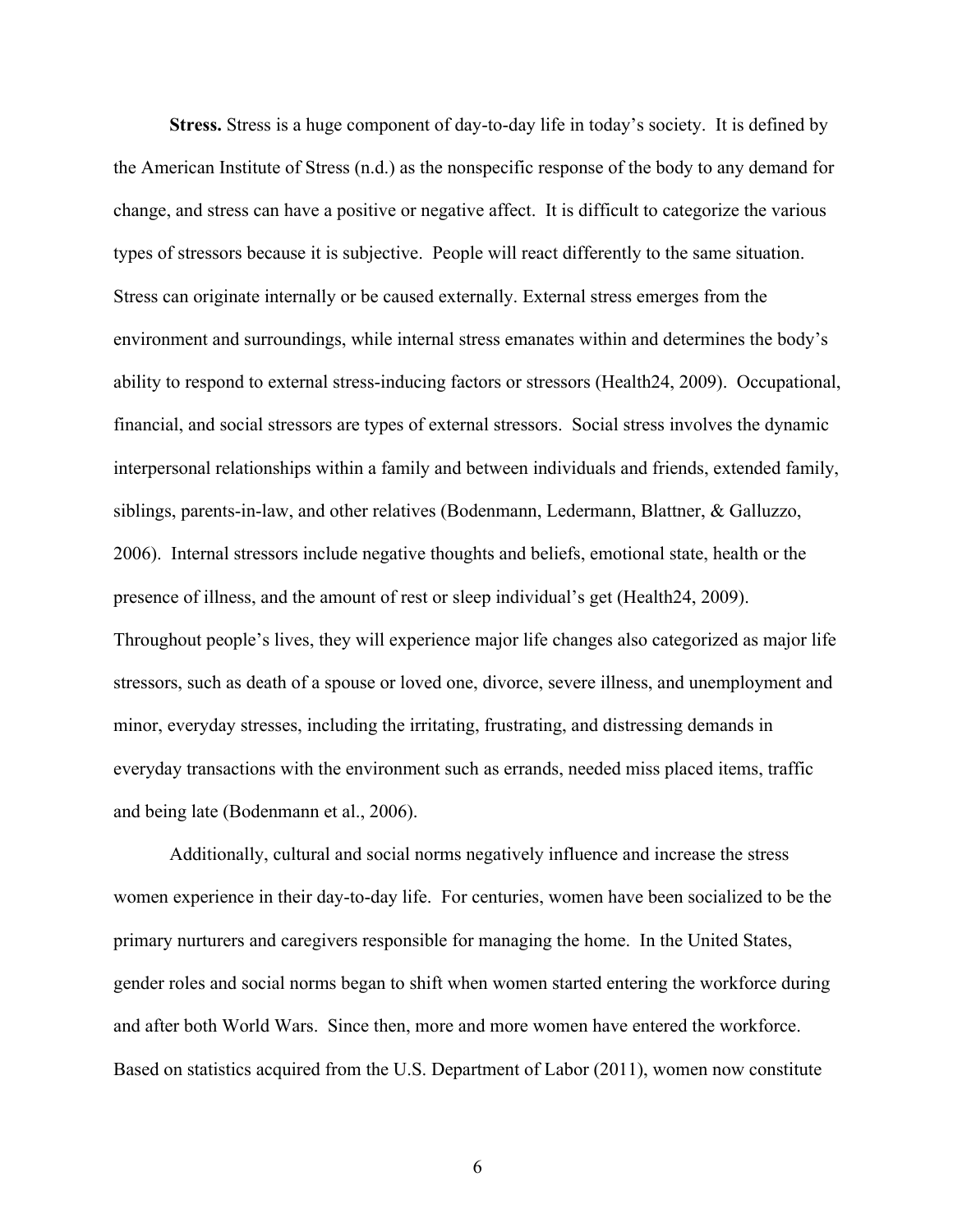**Stress.** Stress is a huge component of day-to-day life in today's society. It is defined by the American Institute of Stress (n.d.) as the nonspecific response of the body to any demand for change, and stress can have a positive or negative affect. It is difficult to categorize the various types of stressors because it is subjective. People will react differently to the same situation. Stress can originate internally or be caused externally. External stress emerges from the environment and surroundings, while internal stress emanates within and determines the body's ability to respond to external stress-inducing factors or stressors (Health24, 2009). Occupational, financial, and social stressors are types of external stressors. Social stress involves the dynamic interpersonal relationships within a family and between individuals and friends, extended family, siblings, parents-in-law, and other relatives (Bodenmann, Ledermann, Blattner, & Galluzzo, 2006). Internal stressors include negative thoughts and beliefs, emotional state, health or the presence of illness, and the amount of rest or sleep individual's get (Health24, 2009). Throughout people's lives, they will experience major life changes also categorized as major life stressors, such as death of a spouse or loved one, divorce, severe illness, and unemployment and minor, everyday stresses, including the irritating, frustrating, and distressing demands in everyday transactions with the environment such as errands, needed miss placed items, traffic and being late (Bodenmann et al., 2006).

Additionally, cultural and social norms negatively influence and increase the stress women experience in their day-to-day life. For centuries, women have been socialized to be the primary nurturers and caregivers responsible for managing the home. In the United States, gender roles and social norms began to shift when women started entering the workforce during and after both World Wars. Since then, more and more women have entered the workforce. Based on statistics acquired from the U.S. Department of Labor (2011), women now constitute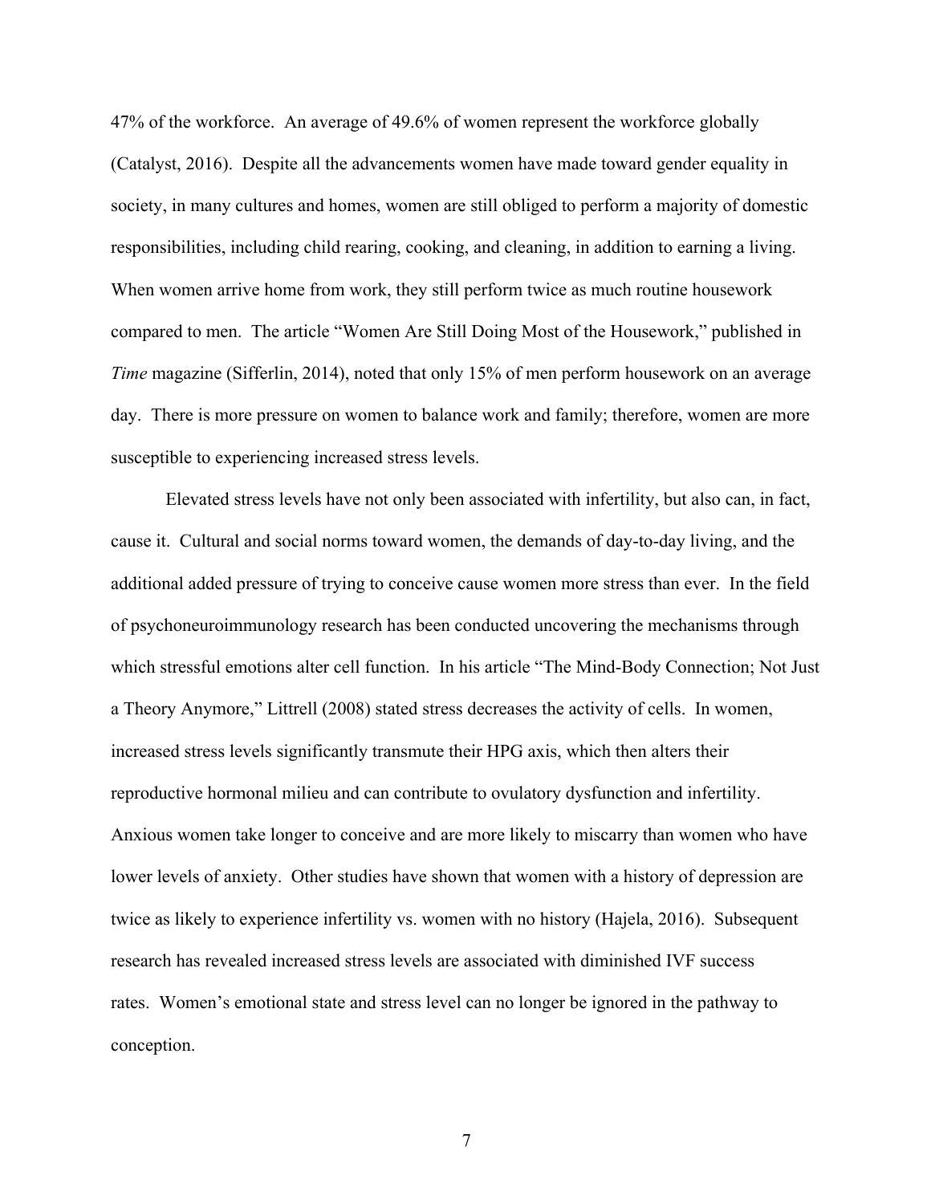47% of the workforce. An average of 49.6% of women represent the workforce globally (Catalyst, 2016). Despite all the advancements women have made toward gender equality in society, in many cultures and homes, women are still obliged to perform a majority of domestic responsibilities, including child rearing, cooking, and cleaning, in addition to earning a living. When women arrive home from work, they still perform twice as much routine housework compared to men. The article "Women Are Still Doing Most of the Housework," published in *Time* magazine (Sifferlin, 2014), noted that only 15% of men perform housework on an average day. There is more pressure on women to balance work and family; therefore, women are more susceptible to experiencing increased stress levels.

Elevated stress levels have not only been associated with infertility, but also can, in fact, cause it. Cultural and social norms toward women, the demands of day-to-day living, and the additional added pressure of trying to conceive cause women more stress than ever. In the field of psychoneuroimmunology research has been conducted uncovering the mechanisms through which stressful emotions alter cell function. In his article "The Mind-Body Connection; Not Just a Theory Anymore," Littrell (2008) stated stress decreases the activity of cells. In women, increased stress levels significantly transmute their HPG axis, which then alters their reproductive hormonal milieu and can contribute to ovulatory dysfunction and infertility. Anxious women take longer to conceive and are more likely to miscarry than women who have lower levels of anxiety. Other studies have shown that women with a history of depression are twice as likely to experience infertility vs. women with no history (Hajela, 2016). Subsequent research has revealed increased stress levels are associated with diminished IVF success rates. Women's emotional state and stress level can no longer be ignored in the pathway to conception.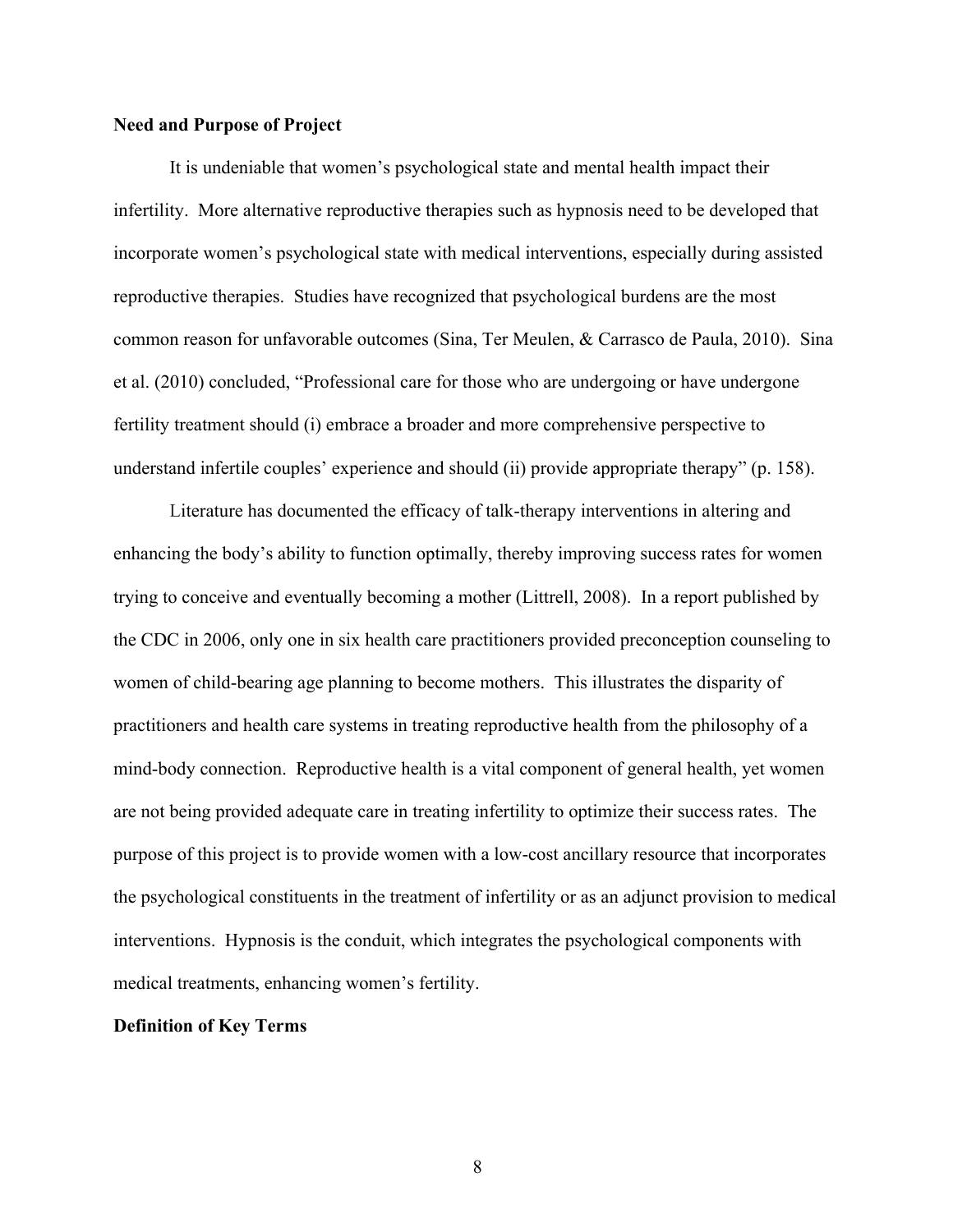**Need and Purpose of Project**

It is undeniable that women's psychological state and mental health impact their infertility. More alternative reproductive therapies such as hypnosis need to be developed that incorporate women's psychological state with medical interventions, especially during assisted reproductive therapies. Studies have recognized that psychological burdens are the most common reason for unfavorable outcomes (Sina, Ter Meulen, & Carrasco de Paula, 2010). Sina et al. (2010) concluded, "Professional care for those who are undergoing or have undergone fertility treatment should (i) embrace a broader and more comprehensive perspective to understand infertile couples' experience and should (ii) provide appropriate therapy" (p. 158).

Literature has documented the efficacy of talk-therapy interventions in altering and enhancing the body's ability to function optimally, thereby improving success rates for women trying to conceive and eventually becoming a mother (Littrell, 2008). In a report published by the CDC in 2006, only one in six health care practitioners provided preconception counseling to women of child-bearing age planning to become mothers. This illustrates the disparity of practitioners and health care systems in treating reproductive health from the philosophy of a mind-body connection. Reproductive health is a vital component of general health, yet women are not being provided adequate care in treating infertility to optimize their success rates. The purpose of this project is to provide women with a low-cost ancillary resource that incorporates the psychological constituents in the treatment of infertility or as an adjunct provision to medical interventions. Hypnosis is the conduit, which integrates the psychological components with medical treatments, enhancing women's fertility.

**Definition of Key Terms**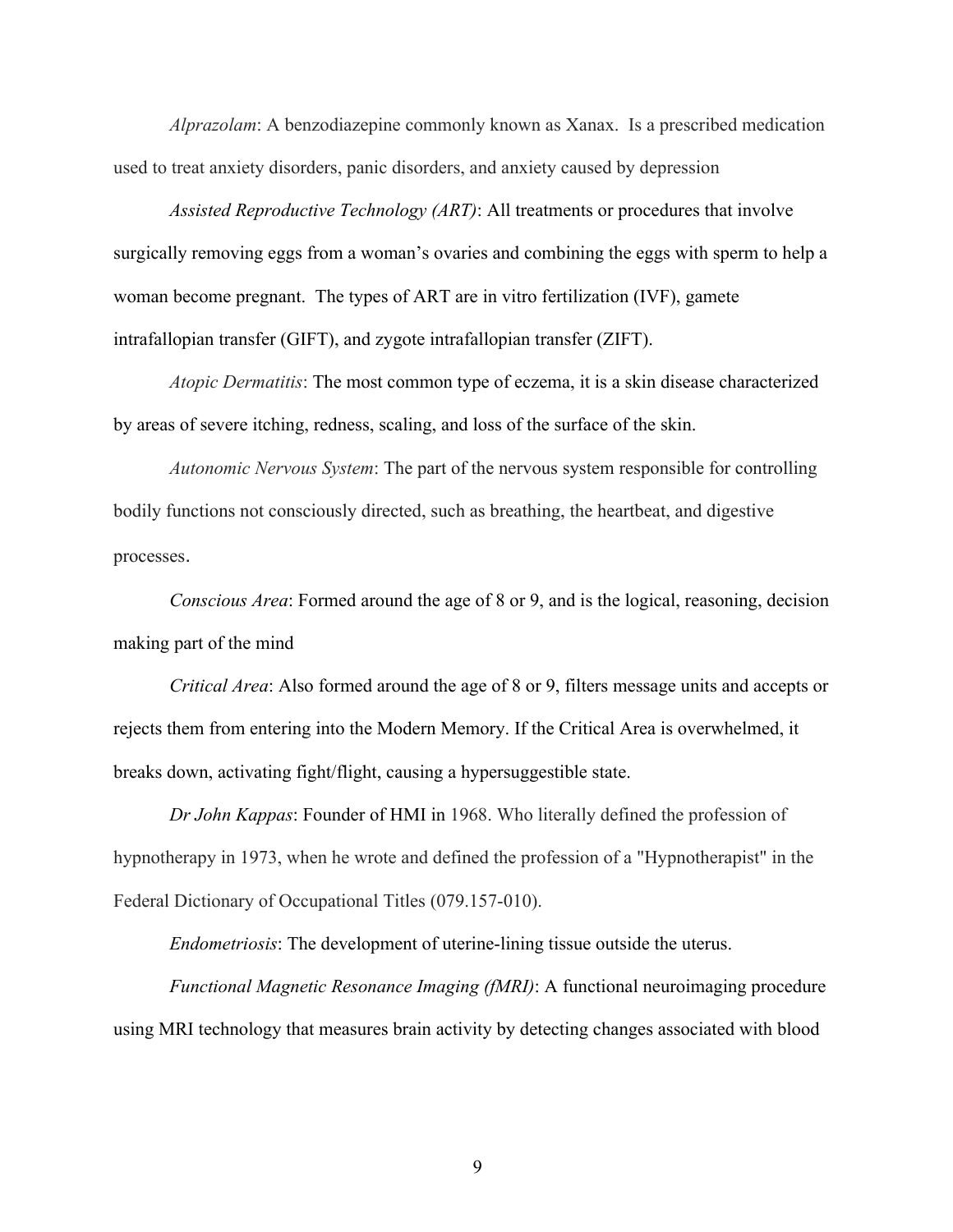*Alprazolam*: A benzodiazepine commonly known as Xanax. Is a prescribed medication used to treat anxiety disorders, panic disorders, and anxiety caused by depression

*Assisted Reproductive Technology (ART)*: All treatments or procedures that involve surgically removing eggs from a woman's ovaries and combining the eggs with sperm to help a woman become pregnant. The types of ART are in vitro fertilization (IVF), gamete intrafallopian transfer (GIFT), and zygote intrafallopian transfer (ZIFT).

*Atopic Dermatitis*: The most common type of eczema, it is a skin disease characterized by areas of severe itching, redness, scaling, and loss of the surface of the skin.

*Autonomic Nervous System*: The part of the nervous system responsible for controlling bodily functions not consciously directed, such as breathing, the heartbeat, and digestive processes.

*Conscious Area*: Formed around the age of 8 or 9, and is the logical, reasoning, decision making part of the mind

*Critical Area*: Also formed around the age of 8 or 9, filters message units and accepts or rejects them from entering into the Modern Memory. If the Critical Area is overwhelmed, it breaks down, activating fight/flight, causing a hypersuggestible state.

*Dr John Kappas*: Founder of HMI in 1968. Who literally defined the profession of hypnotherapy in 1973, when he wrote and defined the profession of a "Hypnotherapist" in the Federal Dictionary of Occupational Titles (079.157-010).

*Endometriosis*: The development of uterine-lining tissue outside the uterus.

*Functional Magnetic Resonance Imaging (fMRI)*: A functional neuroimaging procedure using MRI technology that measures brain activity by detecting changes associated with blood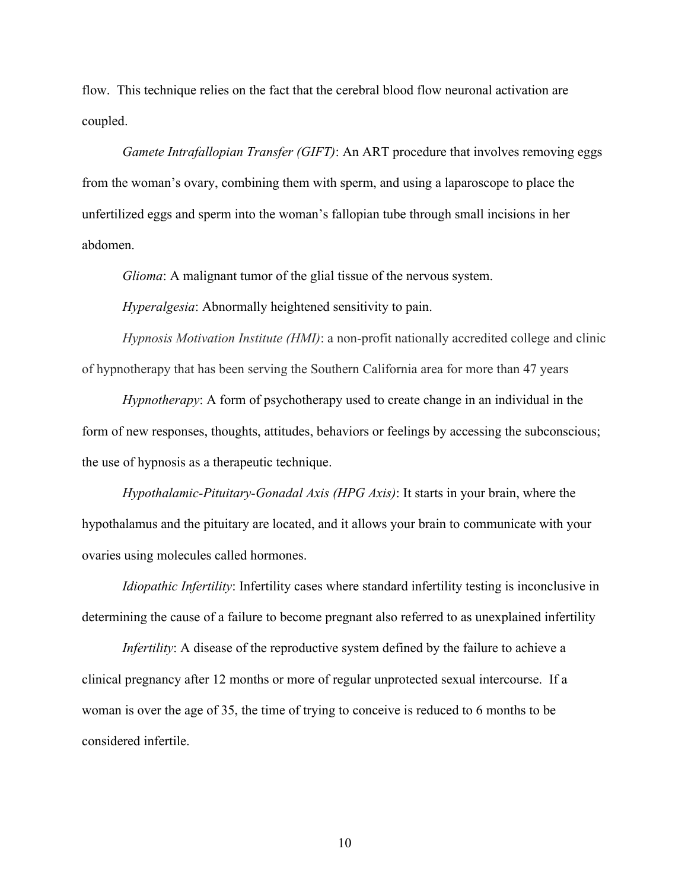flow. This technique relies on the fact that the cerebral blood flow neuronal activation are coupled.

*Gamete Intrafallopian Transfer (GIFT)*: An ART procedure that involves removing eggs from the woman's ovary, combining them with sperm, and using a laparoscope to place the unfertilized eggs and sperm into the woman's fallopian tube through small incisions in her abdomen.

*Glioma*: A malignant tumor of the glial tissue of the nervous system.

*Hyperalgesia*: Abnormally heightened sensitivity to pain.

*Hypnosis Motivation Institute (HMI)*: a non-profit nationally accredited college and clinic of hypnotherapy that has been serving the Southern California area for more than 47 years

*Hypnotherapy*: A form of psychotherapy used to create change in an individual in the form of new responses, thoughts, attitudes, behaviors or feelings by accessing the subconscious; the use of hypnosis as a therapeutic technique.

*Hypothalamic-Pituitary-Gonadal Axis (HPG Axis)*: It starts in your brain, where the hypothalamus and the pituitary are located, and it allows your brain to communicate with your ovaries using molecules called hormones.

*Idiopathic Infertility*: Infertility cases where standard infertility testing is inconclusive in determining the cause of a failure to become pregnant also referred to as unexplained infertility

*Infertility*: A disease of the reproductive system defined by the failure to achieve a clinical pregnancy after 12 months or more of regular unprotected sexual intercourse. If a woman is over the age of 35, the time of trying to conceive is reduced to 6 months to be considered infertile.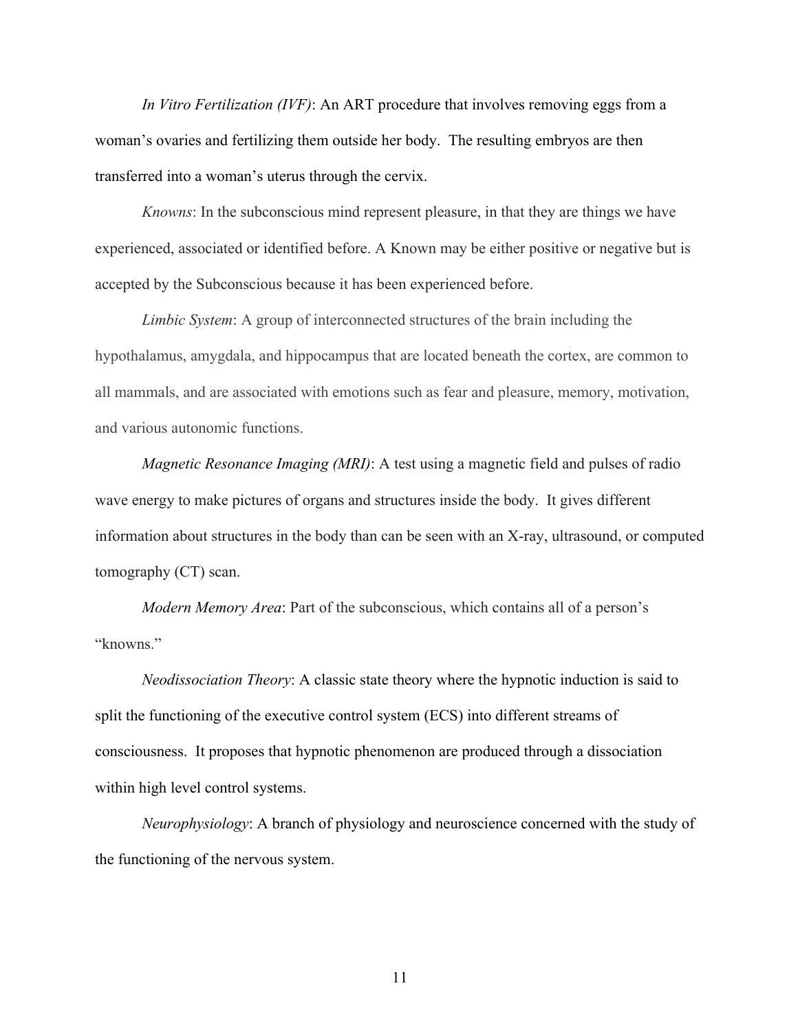*In Vitro Fertilization (IVF)*: An ART procedure that involves removing eggs from a woman's ovaries and fertilizing them outside her body. The resulting embryos are then transferred into a woman's uterus through the cervix.

*Knowns*: In the subconscious mind represent pleasure, in that they are things we have experienced, associated or identified before. A Known may be either positive or negative but is accepted by the Subconscious because it has been experienced before.

*Limbic System*: A group of interconnected structures of the brain including the hypothalamus, amygdala, and hippocampus that are located beneath the cortex, are common to all mammals, and are associated with emotions such as fear and pleasure, memory, motivation, and various autonomic functions.

*Magnetic Resonance Imaging (MRI)*: A test using a magnetic field and pulses of radio wave energy to make pictures of organs and structures inside the body. It gives different information about structures in the body than can be seen with an X-ray, ultrasound, or computed tomography (CT) scan.

*Modern Memory Area*: Part of the subconscious, which contains all of a person's "knowns."

*Neodissociation Theory*: A classic state theory where the hypnotic induction is said to split the functioning of the executive control system (ECS) into different streams of consciousness. It proposes that hypnotic phenomenon are produced through a dissociation within high level control systems.

*Neurophysiology*: A branch of physiology and neuroscience concerned with the study of the functioning of the nervous system.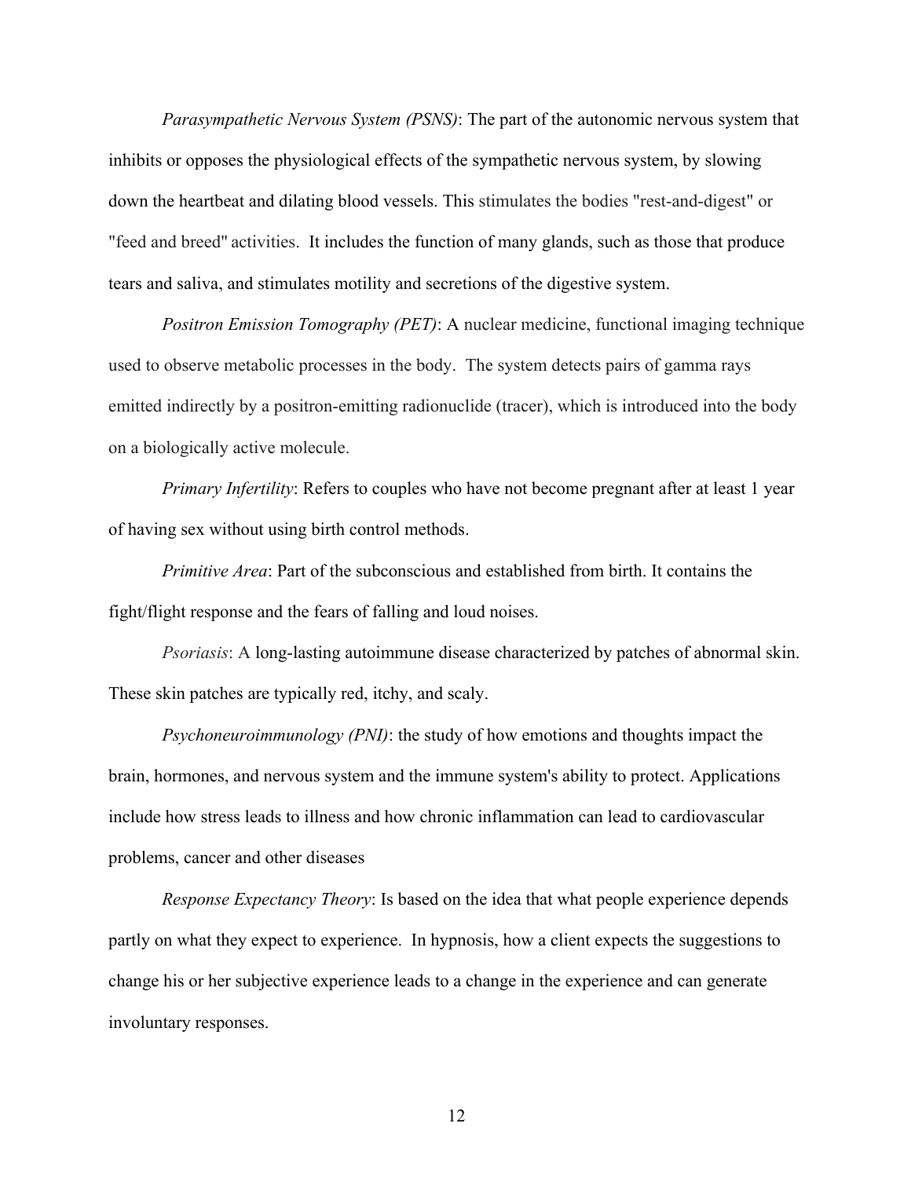*Parasympathetic Nervous System (PSNS)*: The part of the autonomic nervous system that inhibits or opposes the physiological effects of the sympathetic nervous system, by slowing down the heartbeat and dilating blood vessels. This stimulates the bodies "rest-and-digest" or "feed and breed" activities. It includes the function of many glands, such as those that produce tears and saliva, and stimulates motility and secretions of the digestive system.

*Positron Emission Tomography (PET)*: A nuclear medicine, functional imaging technique used to observe metabolic processes in the body. The system detects pairs of gamma rays emitted indirectly by a positron-emitting radionuclide (tracer), which is introduced into the body on a biologically active molecule.

*Primary Infertility*: Refers to couples who have not become pregnant after at least 1 year of having sex without using birth control methods.

*Primitive Area*: Part of the subconscious and established from birth. It contains the fight/flight response and the fears of falling and loud noises.

*Psoriasis*: A long-lasting autoimmune disease characterized by patches of abnormal skin. These skin patches are typically red, itchy, and scaly.

*Psychoneuroimmunology (PNI)*: the study of how emotions and thoughts impact the brain, hormones, and nervous system and the immune system's ability to protect. Applications include how stress leads to illness and how chronic inflammation can lead to cardiovascular problems, cancer and other diseases

*Response Expectancy Theory*: Is based on the idea that what people experience depends partly on what they expect to experience. In hypnosis, how a client expects the suggestions to change his or her subjective experience leads to a change in the experience and can generate involuntary responses.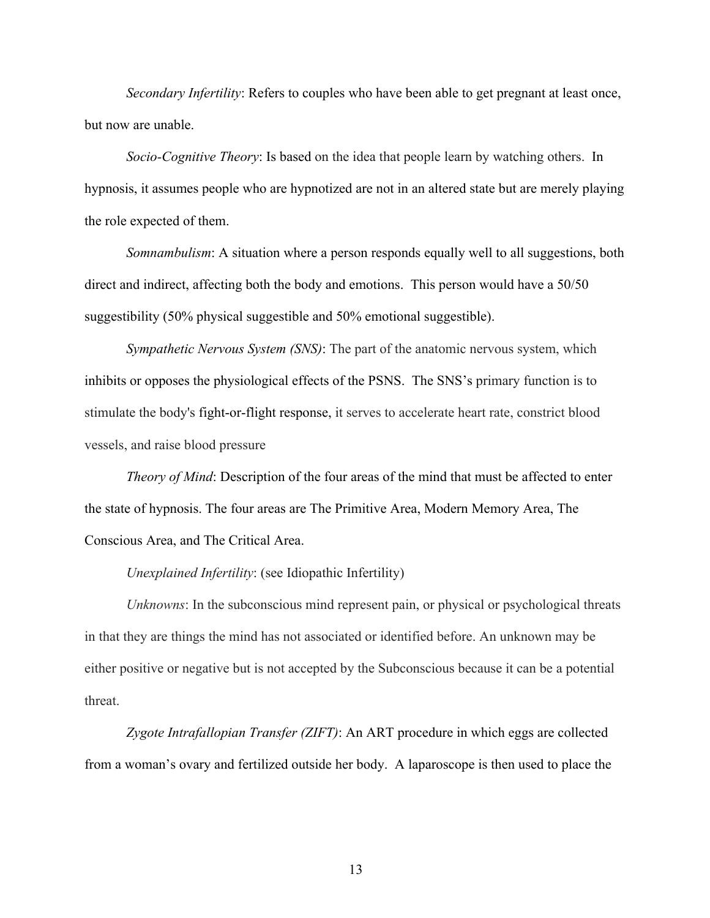*Secondary Infertility*: Refers to couples who have been able to get pregnant at least once, but now are unable.

*Socio-Cognitive Theory*: Is based on the idea that people learn by watching others. In hypnosis, it assumes people who are hypnotized are not in an altered state but are merely playing the role expected of them.

*Somnambulism*: A situation where a person responds equally well to all suggestions, both direct and indirect, affecting both the body and emotions. This person would have a 50/50 suggestibility (50% physical suggestible and 50% emotional suggestible).

*Sympathetic Nervous System (SNS)*: The part of the anatomic nervous system, which inhibits or opposes the physiological effects of the PSNS. The SNS's primary function is to stimulate the body's fight-or-flight response, it serves to accelerate heart rate, constrict blood vessels, and raise blood pressure

*Theory of Mind*: Description of the four areas of the mind that must be affected to enter the state of hypnosis. The four areas are The Primitive Area, Modern Memory Area, The Conscious Area, and The Critical Area.

*Unexplained Infertility*: (see Idiopathic Infertility)

*Unknowns*: In the subconscious mind represent pain, or physical or psychological threats in that they are things the mind has not associated or identified before. An unknown may be either positive or negative but is not accepted by the Subconscious because it can be a potential threat.

*Zygote Intrafallopian Transfer (ZIFT)*: An ART procedure in which eggs are collected from a woman's ovary and fertilized outside her body. A laparoscope is then used to place the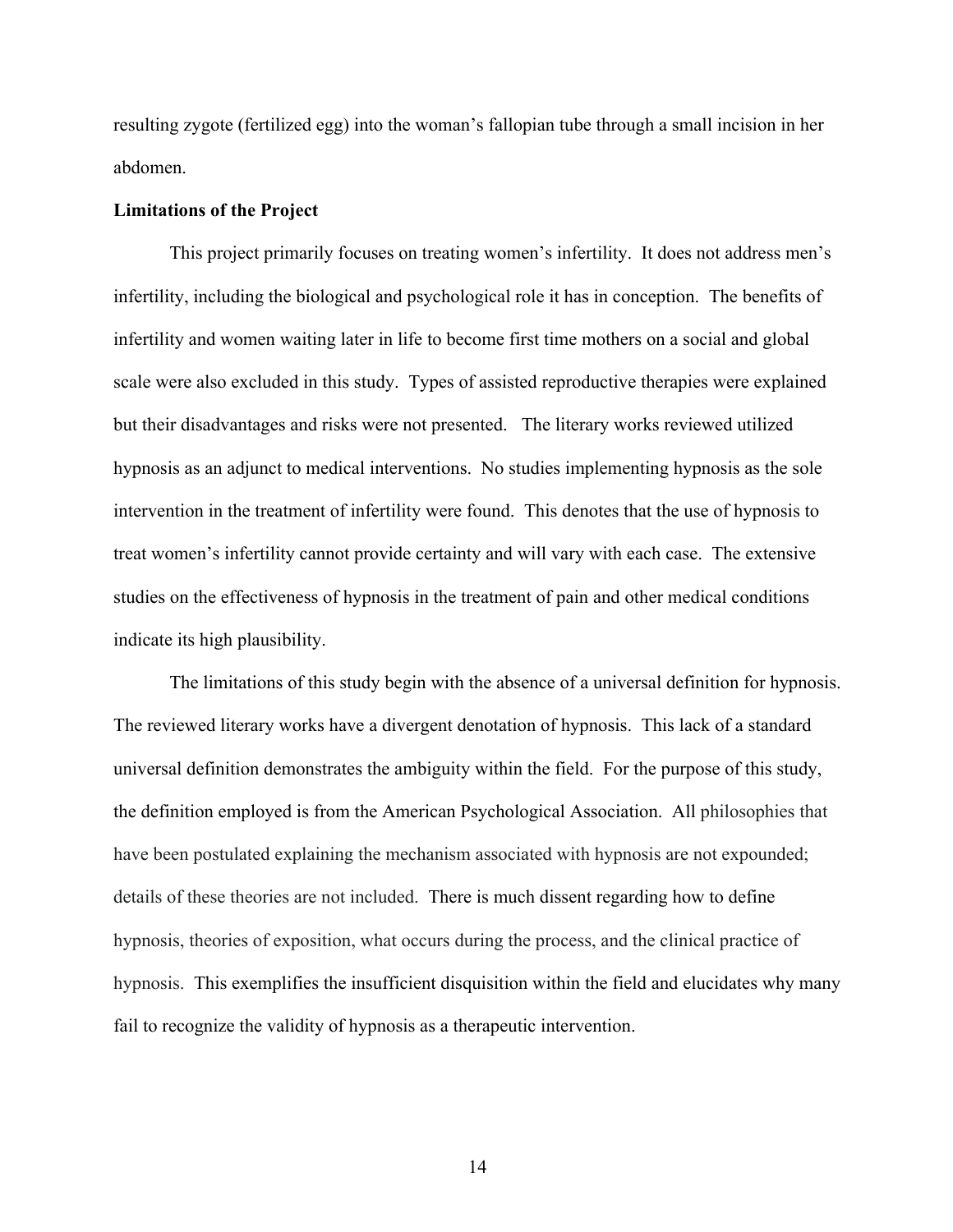resulting zygote (fertilized egg) into the woman's fallopian tube through a small incision in her abdomen.

**Limitations of the Project**

This project primarily focuses on treating women's infertility. It does not address men's infertility, including the biological and psychological role it has in conception. The benefits of infertility and women waiting later in life to become first time mothers on a social and global scale were also excluded in this study. Types of assisted reproductive therapies were explained but their disadvantages and risks were not presented. The literary works reviewed utilized hypnosis as an adjunct to medical interventions. No studies implementing hypnosis as the sole intervention in the treatment of infertility were found. This denotes that the use of hypnosis to treat women's infertility cannot provide certainty and will vary with each case. The extensive studies on the effectiveness of hypnosis in the treatment of pain and other medical conditions indicate its high plausibility.

The limitations of this study begin with the absence of a universal definition for hypnosis. The reviewed literary works have a divergent denotation of hypnosis. This lack of a standard universal definition demonstrates the ambiguity within the field. For the purpose of this study, the definition employed is from the American Psychological Association. All philosophies that have been postulated explaining the mechanism associated with hypnosis are not expounded; details of these theories are not included. There is much dissent regarding how to define hypnosis, theories of exposition, what occurs during the process, and the clinical practice of hypnosis. This exemplifies the insufficient disquisition within the field and elucidates why many fail to recognize the validity of hypnosis as a therapeutic intervention.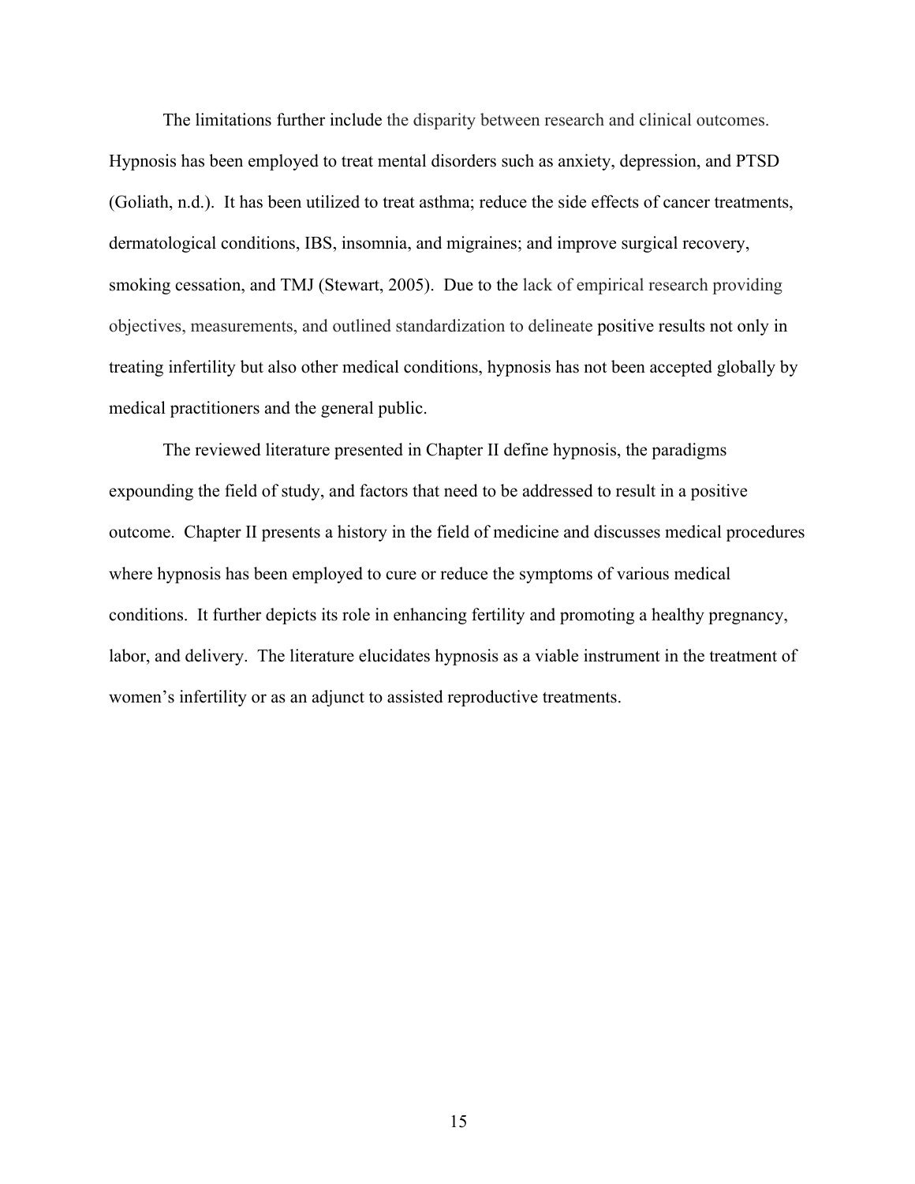The limitations further include the disparity between research and clinical outcomes. Hypnosis has been employed to treat mental disorders such as anxiety, depression, and PTSD (Goliath, n.d.). It has been utilized to treat asthma; reduce the side effects of cancer treatments, dermatological conditions, IBS, insomnia, and migraines; and improve surgical recovery, smoking cessation, and TMJ (Stewart, 2005). Due to the lack of empirical research providing objectives, measurements, and outlined standardization to delineate positive results not only in treating infertility but also other medical conditions, hypnosis has not been accepted globally by medical practitioners and the general public.

The reviewed literature presented in Chapter II define hypnosis, the paradigms expounding the field of study, and factors that need to be addressed to result in a positive outcome. Chapter II presents a history in the field of medicine and discusses medical procedures where hypnosis has been employed to cure or reduce the symptoms of various medical conditions. It further depicts its role in enhancing fertility and promoting a healthy pregnancy, labor, and delivery. The literature elucidates hypnosis as a viable instrument in the treatment of women's infertility or as an adjunct to assisted reproductive treatments.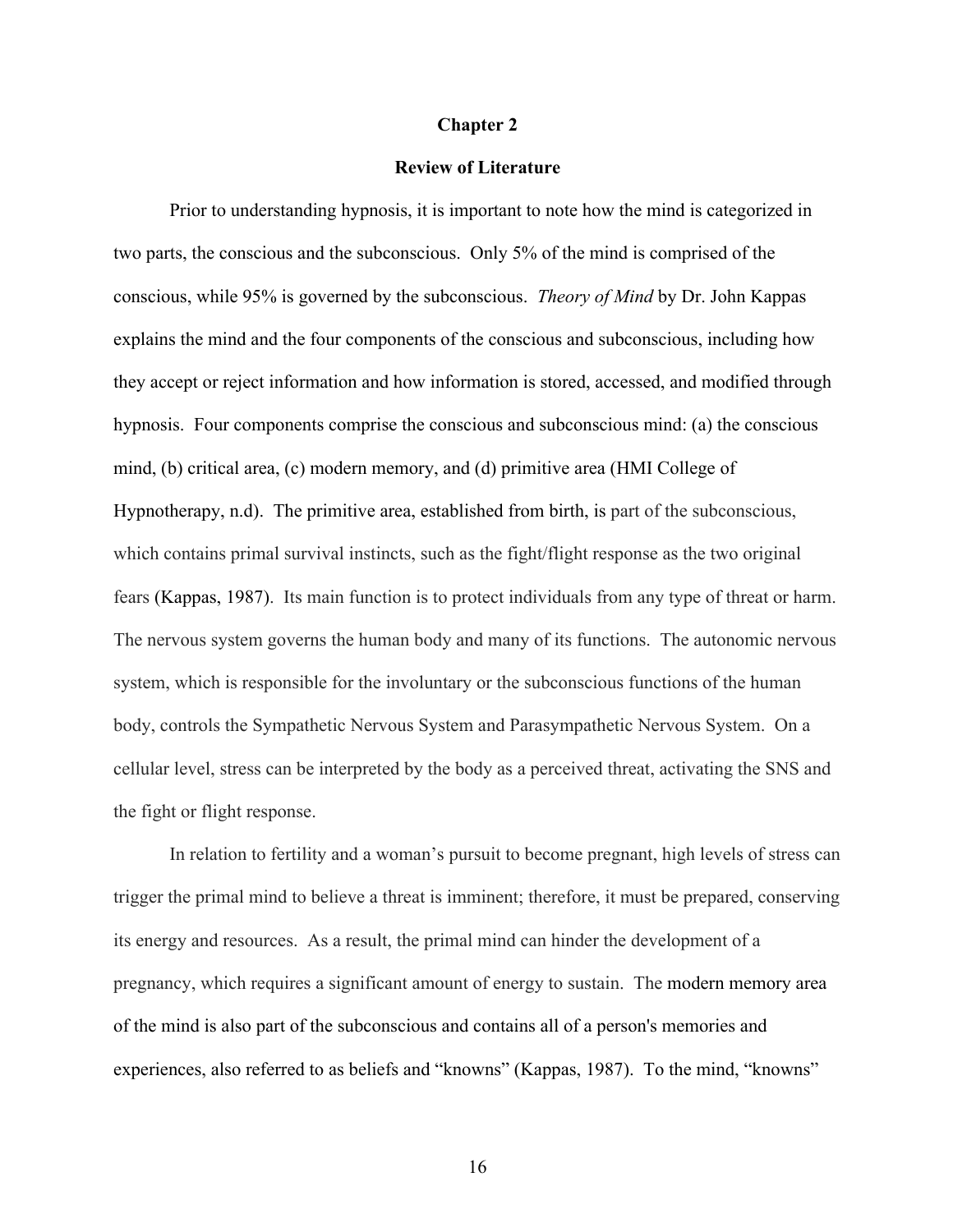# Chapter 2

## Review of Literature

Prior to understanding hypnosis, it is important to note how the mind is categorized in two parts, the conscious and the subconscious. Only 5% of the mind is comprised of the conscious, while 95% is governed by the subconscious. *Theory of Mind* by Dr. John Kappas explains the mind and the four components of the conscious and subconscious, including how they accept or reject information and how information is stored, accessed, and modified through hypnosis. Four components comprise the conscious and subconscious mind: (a) the conscious mind, (b) critical area, (c) modern memory, and (d) primitive area (HMI College of Hypnotherapy, n.d). The primitive area, established from birth, is part of the subconscious, which contains primal survival instincts, such as the fight/flight response as the two original fears (Kappas, 1987). Its main function is to protect individuals from any type of threat or harm. The nervous system governs the human body and many of its functions. The autonomic nervous system, which is responsible for the involuntary or the subconscious functions of the human body, controls the Sympathetic Nervous System and Parasympathetic Nervous System. On a cellular level, stress can be interpreted by the body as a perceived threat, activating the SNS and the fight or flight response.

In relation to fertility and a woman's pursuit to become pregnant, high levels of stress can trigger the primal mind to believe a threat is imminent; therefore, it must be prepared, conserving its energy and resources. As a result, the primal mind can hinder the development of a pregnancy, which requires a significant amount of energy to sustain. The modern memory area of the mind is also part of the subconscious and contains all of a person's memories and experiences, also referred to as beliefs and "knowns" (Kappas, 1987). To the mind, "knowns"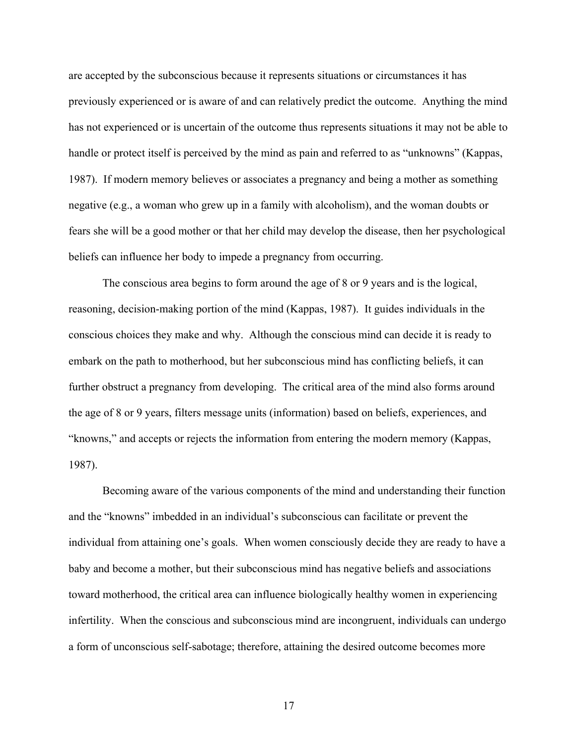are accepted by the subconscious because it represents situations or circumstances it has previously experienced or is aware of and can relatively predict the outcome. Anything the mind has not experienced or is uncertain of the outcome thus represents situations it may not be able to handle or protect itself is perceived by the mind as pain and referred to as "unknowns" (Kappas, 1987). If modern memory believes or associates a pregnancy and being a mother as something negative (e.g., a woman who grew up in a family with alcoholism), and the woman doubts or fears she will be a good mother or that her child may develop the disease, then her psychological beliefs can influence her body to impede a pregnancy from occurring.

The conscious area begins to form around the age of 8 or 9 years and is the logical, reasoning, decision-making portion of the mind (Kappas, 1987). It guides individuals in the conscious choices they make and why. Although the conscious mind can decide it is ready to embark on the path to motherhood, but her subconscious mind has conflicting beliefs, it can further obstruct a pregnancy from developing. The critical area of the mind also forms around the age of 8 or 9 years, filters message units (information) based on beliefs, experiences, and "knowns," and accepts or rejects the information from entering the modern memory (Kappas, 1987).

Becoming aware of the various components of the mind and understanding their function and the "knowns" imbedded in an individual's subconscious can facilitate or prevent the individual from attaining one's goals. When women consciously decide they are ready to have a baby and become a mother, but their subconscious mind has negative beliefs and associations toward motherhood, the critical area can influence biologically healthy women in experiencing infertility. When the conscious and subconscious mind are incongruent, individuals can undergo a form of unconscious self-sabotage; therefore, attaining the desired outcome becomes more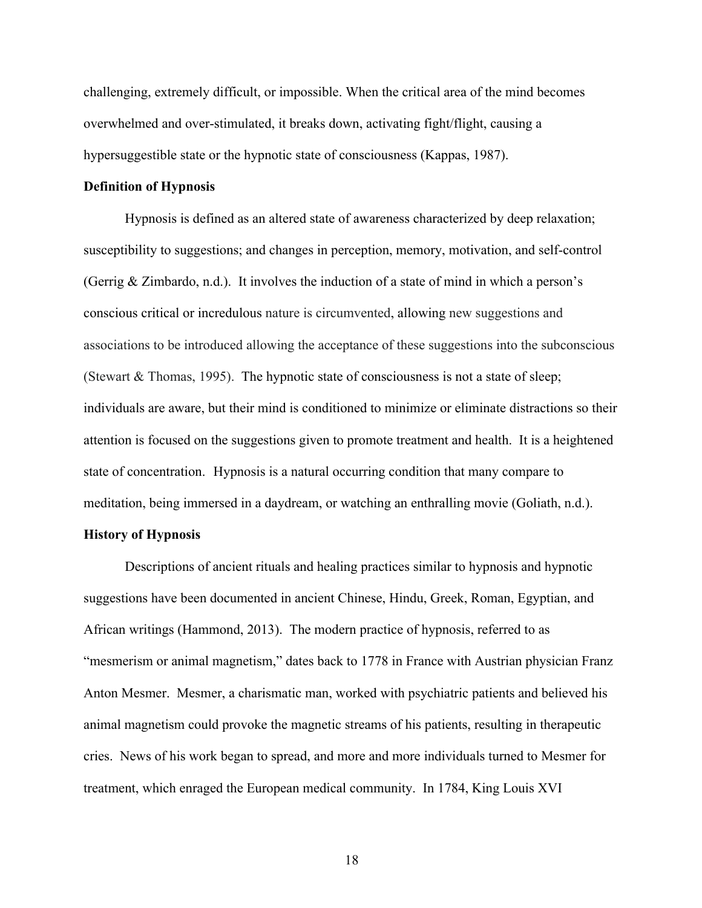challenging, extremely difficult, or impossible. When the critical area of the mind becomes overwhelmed and over-stimulated, it breaks down, activating fight/flight, causing a hypersuggestible state or the hypnotic state of consciousness (Kappas, 1987).

**Definition of Hypnosis**

Hypnosis is defined as an altered state of awareness characterized by deep relaxation; susceptibility to suggestions; and changes in perception, memory, motivation, and self-control (Gerrig & Zimbardo, n.d.). It involves the induction of a state of mind in which a person's conscious critical or incredulous nature is circumvented, allowing new suggestions and associations to be introduced allowing the acceptance of these suggestions into the subconscious (Stewart & Thomas, 1995). The hypnotic state of consciousness is not a state of sleep; individuals are aware, but their mind is conditioned to minimize or eliminate distractions so their attention is focused on the suggestions given to promote treatment and health. It is a heightened state of concentration. Hypnosis is a natural occurring condition that many compare to meditation, being immersed in a daydream, or watching an enthralling movie (Goliath, n.d.).

**History of Hypnosis**

Descriptions of ancient rituals and healing practices similar to hypnosis and hypnotic suggestions have been documented in ancient Chinese, Hindu, Greek, Roman, Egyptian, and African writings (Hammond, 2013). The modern practice of hypnosis, referred to as "mesmerism or animal magnetism," dates back to 1778 in France with Austrian physician Franz Anton Mesmer. Mesmer, a charismatic man, worked with psychiatric patients and believed his animal magnetism could provoke the magnetic streams of his patients, resulting in therapeutic cries. News of his work began to spread, and more and more individuals turned to Mesmer for treatment, which enraged the European medical community. In 1784, King Louis XVI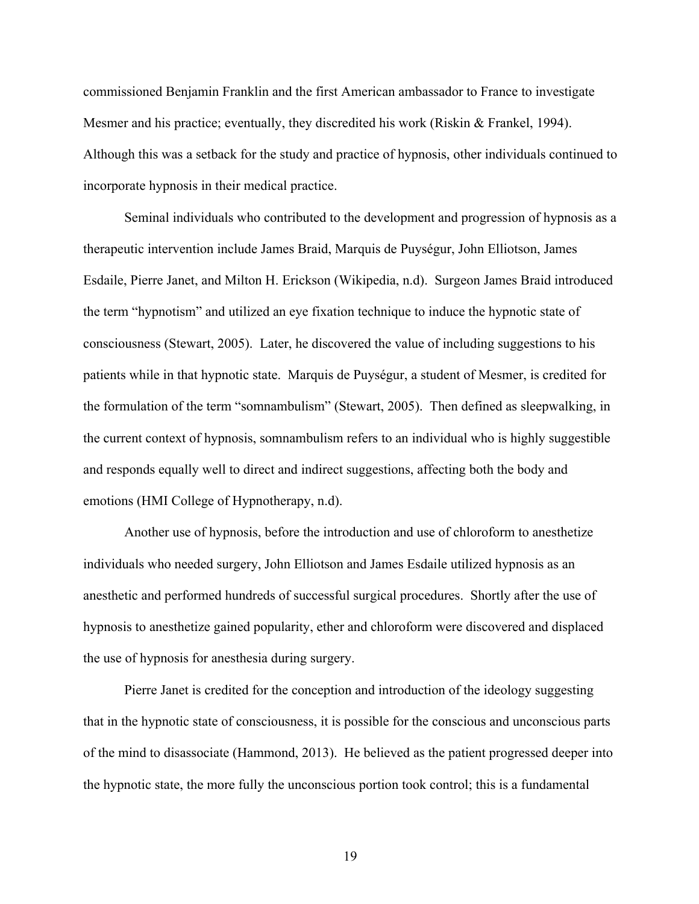commissioned Benjamin Franklin and the first American ambassador to France to investigate Mesmer and his practice; eventually, they discredited his work (Riskin & Frankel, 1994). Although this was a setback for the study and practice of hypnosis, other individuals continued to incorporate hypnosis in their medical practice.

Seminal individuals who contributed to the development and progression of hypnosis as a therapeutic intervention include James Braid, Marquis de Puységur, John Elliotson, James Esdaile, Pierre Janet, and Milton H. Erickson (Wikipedia, n.d). Surgeon James Braid introduced the term "hypnotism" and utilized an eye fixation technique to induce the hypnotic state of consciousness (Stewart, 2005). Later, he discovered the value of including suggestions to his patients while in that hypnotic state. Marquis de Puységur, a student of Mesmer, is credited for the formulation of the term "somnambulism" (Stewart, 2005). Then defined as sleepwalking, in the current context of hypnosis, somnambulism refers to an individual who is highly suggestible and responds equally well to direct and indirect suggestions, affecting both the body and emotions (HMI College of Hypnotherapy, n.d).

Another use of hypnosis, before the introduction and use of chloroform to anesthetize individuals who needed surgery, John Elliotson and James Esdaile utilized hypnosis as an anesthetic and performed hundreds of successful surgical procedures. Shortly after the use of hypnosis to anesthetize gained popularity, ether and chloroform were discovered and displaced the use of hypnosis for anesthesia during surgery.

Pierre Janet is credited for the conception and introduction of the ideology suggesting that in the hypnotic state of consciousness, it is possible for the conscious and unconscious parts of the mind to disassociate (Hammond, 2013). He believed as the patient progressed deeper into the hypnotic state, the more fully the unconscious portion took control; this is a fundamental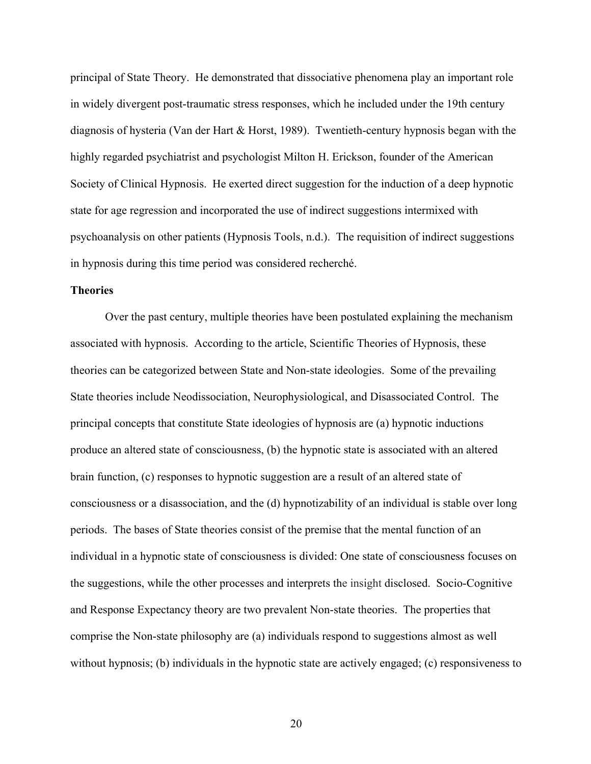principal of State Theory. He demonstrated that dissociative phenomena play an important role in widely divergent post-traumatic stress responses, which he included under the 19th century diagnosis of hysteria (Van der Hart & Horst, 1989). Twentieth-century hypnosis began with the highly regarded psychiatrist and psychologist Milton H. Erickson, founder of the American Society of Clinical Hypnosis. He exerted direct suggestion for the induction of a deep hypnotic state for age regression and incorporated the use of indirect suggestions intermixed with psychoanalysis on other patients (Hypnosis Tools, n.d.). The requisition of indirect suggestions in hypnosis during this time period was considered recherché.

**Theories**

Over the past century, multiple theories have been postulated explaining the mechanism associated with hypnosis. According to the article, Scientific Theories of Hypnosis, these theories can be categorized between State and Non-state ideologies. Some of the prevailing State theories include Neodissociation, Neurophysiological, and Disassociated Control. The principal concepts that constitute State ideologies of hypnosis are (a) hypnotic inductions produce an altered state of consciousness, (b) the hypnotic state is associated with an altered brain function, (c) responses to hypnotic suggestion are a result of an altered state of consciousness or a disassociation, and the (d) hypnotizability of an individual is stable over long periods. The bases of State theories consist of the premise that the mental function of an individual in a hypnotic state of consciousness is divided: One state of consciousness focuses on the suggestions, while the other processes and interprets the insight disclosed. Socio-Cognitive and Response Expectancy theory are two prevalent Non-state theories. The properties that comprise the Non-state philosophy are (a) individuals respond to suggestions almost as well without hypnosis; (b) individuals in the hypnotic state are actively engaged; (c) responsiveness to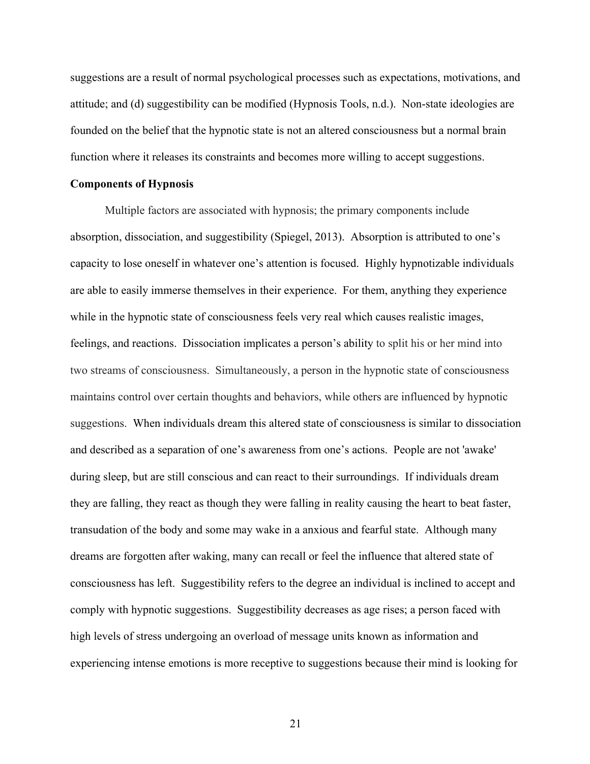suggestions are a result of normal psychological processes such as expectations, motivations, and attitude; and (d) suggestibility can be modified (Hypnosis Tools, n.d.). Non-state ideologies are founded on the belief that the hypnotic state is not an altered consciousness but a normal brain function where it releases its constraints and becomes more willing to accept suggestions.

**Components of Hypnosis**

Multiple factors are associated with hypnosis; the primary components include absorption, dissociation, and suggestibility (Spiegel, 2013). Absorption is attributed to one's capacity to lose oneself in whatever one's attention is focused. Highly hypnotizable individuals are able to easily immerse themselves in their experience. For them, anything they experience while in the hypnotic state of consciousness feels very real which causes realistic images, feelings, and reactions. Dissociation implicates a person's ability to split his or her mind into two streams of consciousness. Simultaneously, a person in the hypnotic state of consciousness maintains control over certain thoughts and behaviors, while others are influenced by hypnotic suggestions. When individuals dream this altered state of consciousness is similar to dissociation and described as a separation of one's awareness from one's actions. People are not 'awake' during sleep, but are still conscious and can react to their surroundings. If individuals dream they are falling, they react as though they were falling in reality causing the heart to beat faster, transudation of the body and some may wake in a anxious and fearful state. Although many dreams are forgotten after waking, many can recall or feel the influence that altered state of consciousness has left. Suggestibility refers to the degree an individual is inclined to accept and comply with hypnotic suggestions. Suggestibility decreases as age rises; a person faced with high levels of stress undergoing an overload of message units known as information and experiencing intense emotions is more receptive to suggestions because their mind is looking for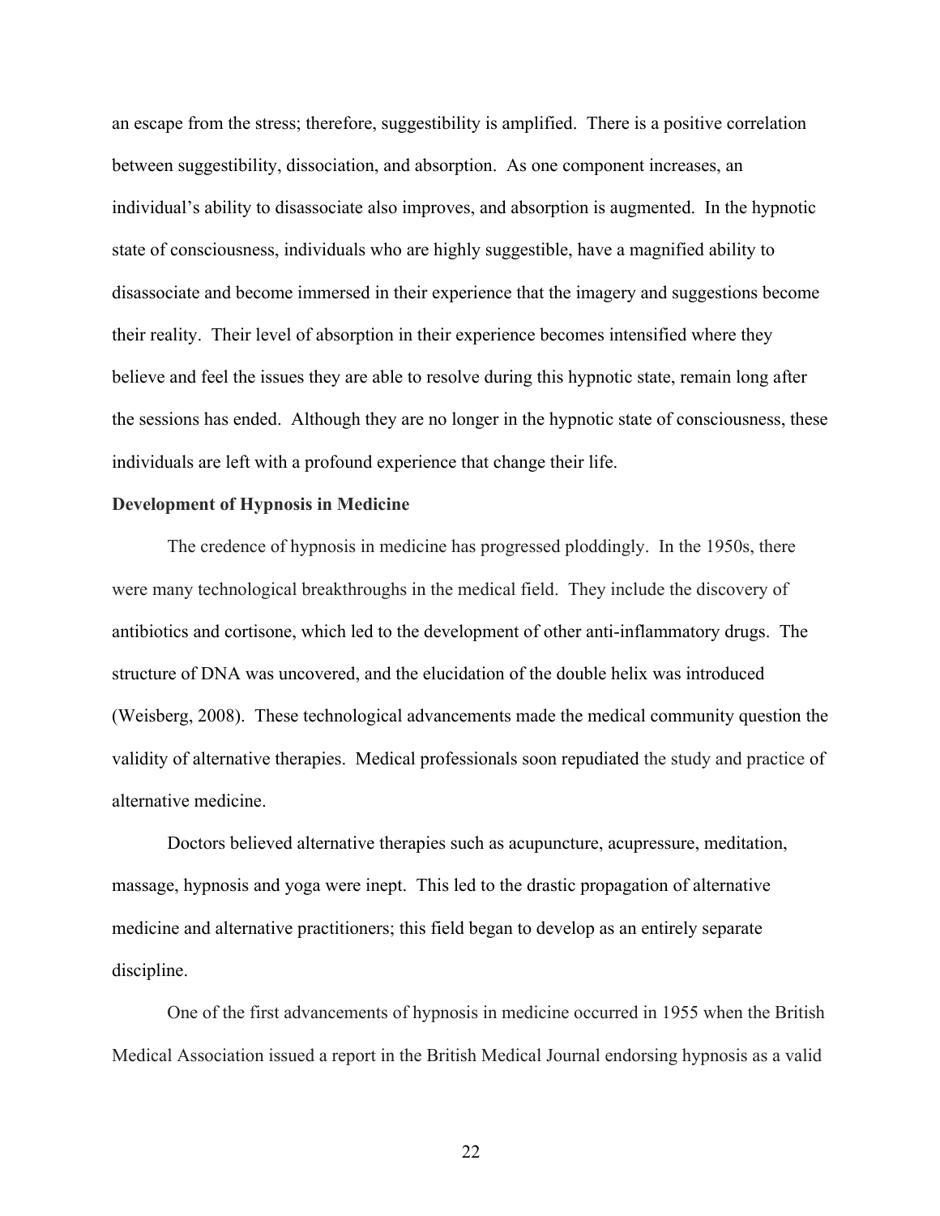an escape from the stress; therefore, suggestibility is amplified. There is a positive correlation between suggestibility, dissociation, and absorption. As one component increases, an individual's ability to disassociate also improves, and absorption is augmented. In the hypnotic state of consciousness, individuals who are highly suggestible, have a magnified ability to disassociate and become immersed in their experience that the imagery and suggestions become their reality. Their level of absorption in their experience becomes intensified where they believe and feel the issues they are able to resolve during this hypnotic state, remain long after the sessions has ended. Although they are no longer in the hypnotic state of consciousness, these individuals are left with a profound experience that change their life.

**Development of Hypnosis in Medicine**

The credence of hypnosis in medicine has progressed ploddingly. In the 1950s, there were many technological breakthroughs in the medical field. They include the discovery of antibiotics and cortisone, which led to the development of other anti-inflammatory drugs. The structure of DNA was uncovered, and the elucidation of the double helix was introduced (Weisberg, 2008). These technological advancements made the medical community question the validity of alternative therapies. Medical professionals soon repudiated the study and practice of alternative medicine.

Doctors believed alternative therapies such as acupuncture, acupressure, meditation, massage, hypnosis and yoga were inept. This led to the drastic propagation of alternative medicine and alternative practitioners; this field began to develop as an entirely separate discipline.

One of the first advancements of hypnosis in medicine occurred in 1955 when the British Medical Association issued a report in the British Medical Journal endorsing hypnosis as a valid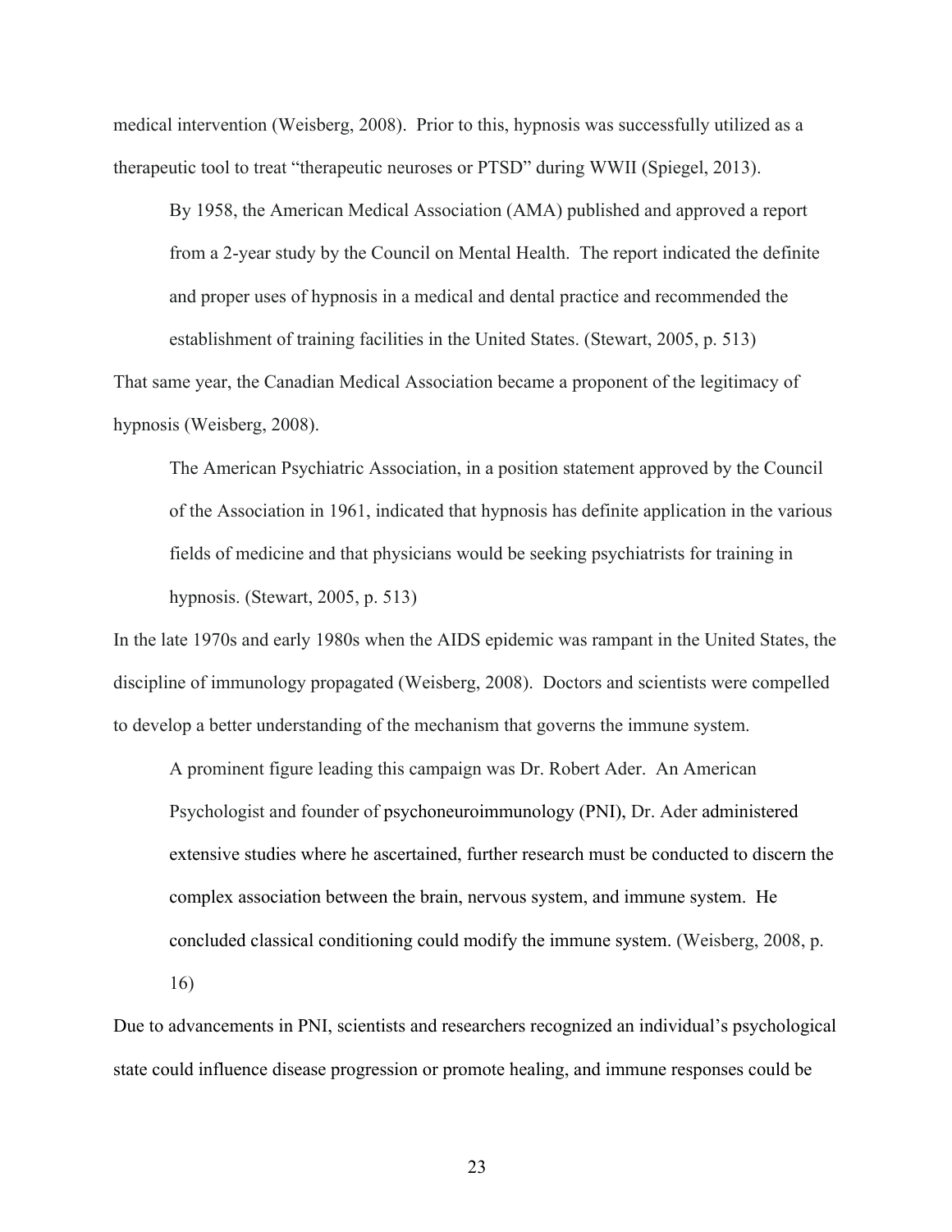medical intervention (Weisberg, 2008). Prior to this, hypnosis was successfully utilized as a therapeutic tool to treat "therapeutic neuroses or PTSD" during WWII (Spiegel, 2013).

> By 1958, the American Medical Association (AMA) published and approved a report from a 2-year study by the Council on Mental Health. The report indicated the definite and proper uses of hypnosis in a medical and dental practice and recommended the establishment of training facilities in the United States. (Stewart, 2005, p. 513)

That same year, the Canadian Medical Association became a proponent of the legitimacy of hypnosis (Weisberg, 2008).

> The American Psychiatric Association, in a position statement approved by the Council of the Association in 1961, indicated that hypnosis has definite application in the various fields of medicine and that physicians would be seeking psychiatrists for training in hypnosis. (Stewart, 2005, p. 513)

In the late 1970s and early 1980s when the AIDS epidemic was rampant in the United States, the discipline of immunology propagated (Weisberg, 2008). Doctors and scientists were compelled to develop a better understanding of the mechanism that governs the immune system.

> A prominent figure leading this campaign was Dr. Robert Ader. An American Psychologist and founder of psychoneuroimmunology (PNI), Dr. Ader administered extensive studies where he ascertained, further research must be conducted to discern the complex association between the brain, nervous system, and immune system. He concluded classical conditioning could modify the immune system. (Weisberg, 2008, p. 16)

Due to advancements in PNI, scientists and researchers recognized an individual's psychological state could influence disease progression or promote healing, and immune responses could be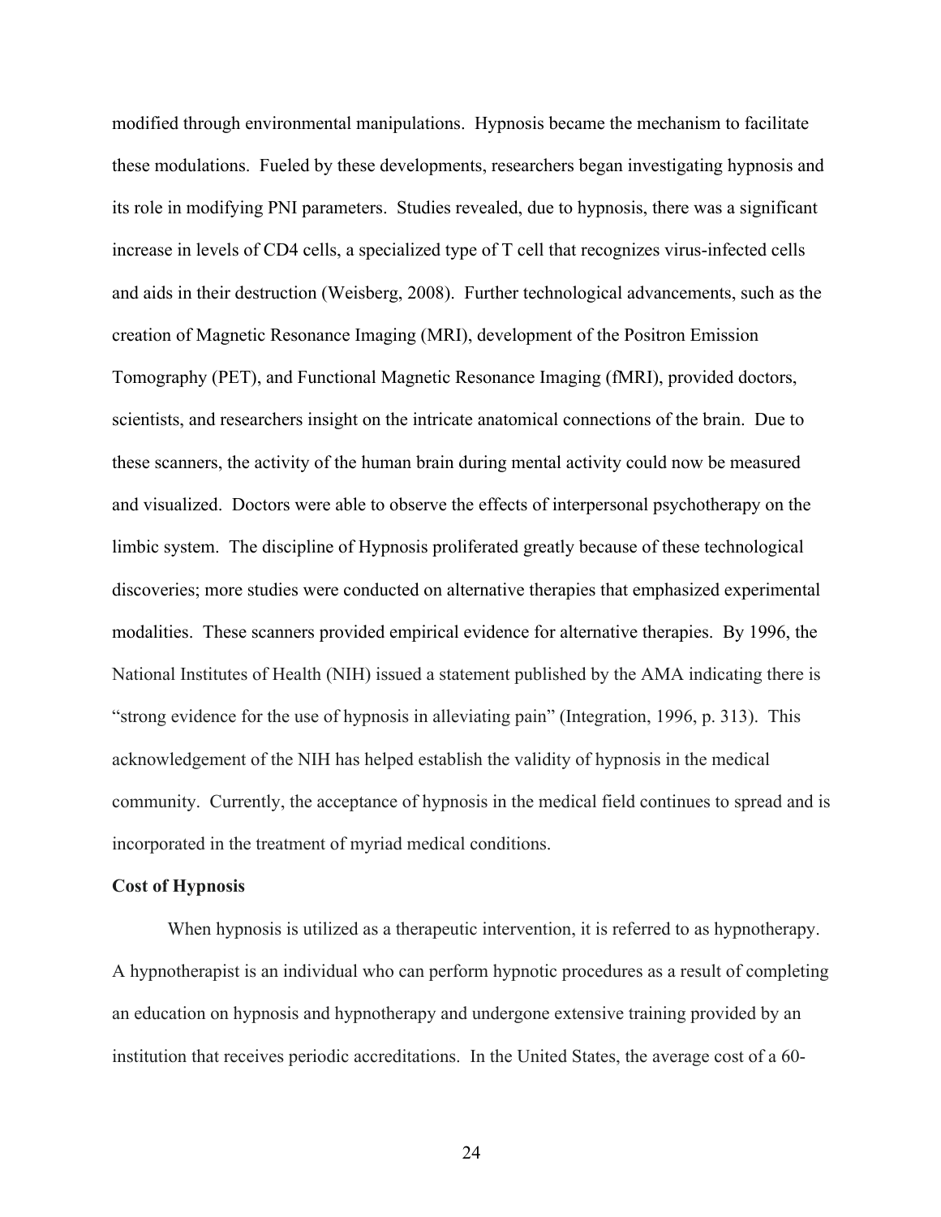modified through environmental manipulations. Hypnosis became the mechanism to facilitate these modulations. Fueled by these developments, researchers began investigating hypnosis and its role in modifying PNI parameters. Studies revealed, due to hypnosis, there was a significant increase in levels of CD4 cells, a specialized type of T cell that recognizes virus-infected cells and aids in their destruction (Weisberg, 2008). Further technological advancements, such as the creation of Magnetic Resonance Imaging (MRI), development of the Positron Emission Tomography (PET), and Functional Magnetic Resonance Imaging (fMRI), provided doctors, scientists, and researchers insight on the intricate anatomical connections of the brain. Due to these scanners, the activity of the human brain during mental activity could now be measured and visualized. Doctors were able to observe the effects of interpersonal psychotherapy on the limbic system. The discipline of Hypnosis proliferated greatly because of these technological discoveries; more studies were conducted on alternative therapies that emphasized experimental modalities. These scanners provided empirical evidence for alternative therapies. By 1996, the National Institutes of Health (NIH) issued a statement published by the AMA indicating there is "strong evidence for the use of hypnosis in alleviating pain" (Integration, 1996, p. 313). This acknowledgement of the NIH has helped establish the validity of hypnosis in the medical community. Currently, the acceptance of hypnosis in the medical field continues to spread and is incorporated in the treatment of myriad medical conditions.

**Cost of Hypnosis**

When hypnosis is utilized as a therapeutic intervention, it is referred to as hypnotherapy. A hypnotherapist is an individual who can perform hypnotic procedures as a result of completing an education on hypnosis and hypnotherapy and undergone extensive training provided by an institution that receives periodic accreditations. In the United States, the average cost of a 60-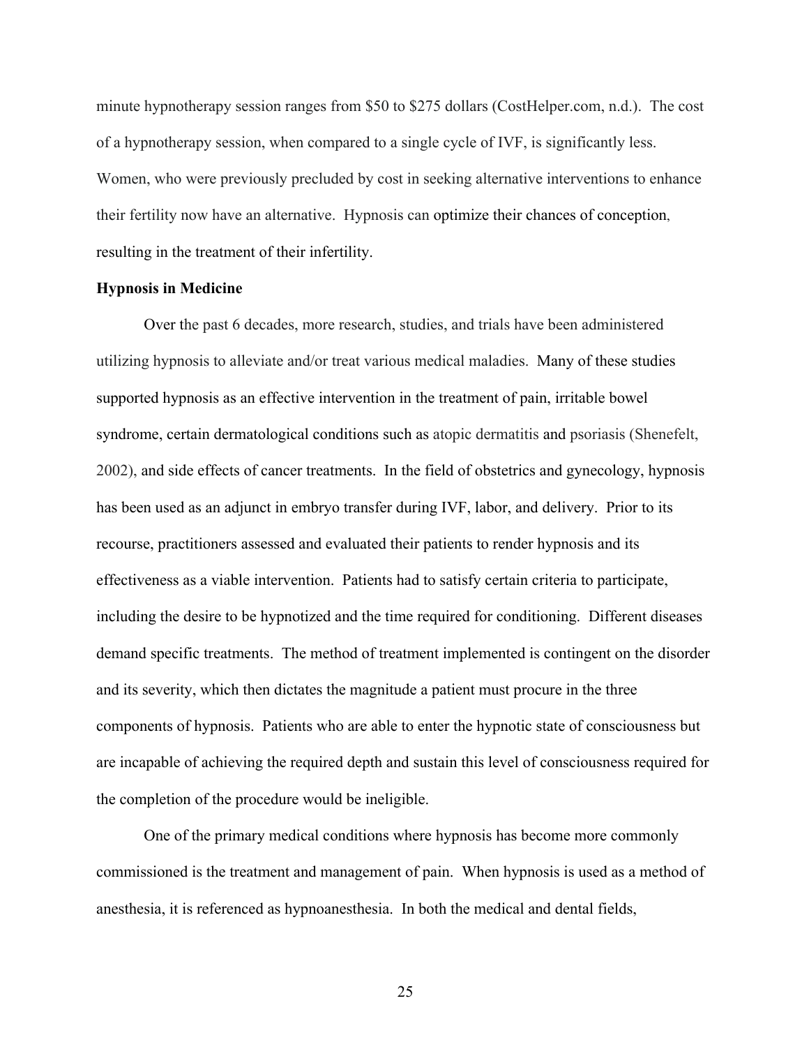minute hypnotherapy session ranges from $50 to $275 dollars (CostHelper.com, n.d.). The cost of a hypnotherapy session, when compared to a single cycle of IVF, is significantly less. Women, who were previously precluded by cost in seeking alternative interventions to enhance their fertility now have an alternative. Hypnosis can optimize their chances of conception, resulting in the treatment of their infertility.

**Hypnosis in Medicine**

Over the past 6 decades, more research, studies, and trials have been administered utilizing hypnosis to alleviate and/or treat various medical maladies. Many of these studies supported hypnosis as an effective intervention in the treatment of pain, irritable bowel syndrome, certain dermatological conditions such as atopic dermatitis and psoriasis (Shenefelt, 2002), and side effects of cancer treatments. In the field of obstetrics and gynecology, hypnosis has been used as an adjunct in embryo transfer during IVF, labor, and delivery. Prior to its recourse, practitioners assessed and evaluated their patients to render hypnosis and its effectiveness as a viable intervention. Patients had to satisfy certain criteria to participate, including the desire to be hypnotized and the time required for conditioning. Different diseases demand specific treatments. The method of treatment implemented is contingent on the disorder and its severity, which then dictates the magnitude a patient must procure in the three components of hypnosis. Patients who are able to enter the hypnotic state of consciousness but are incapable of achieving the required depth and sustain this level of consciousness required for the completion of the procedure would be ineligible.

One of the primary medical conditions where hypnosis has become more commonly commissioned is the treatment and management of pain. When hypnosis is used as a method of anesthesia, it is referenced as hypnoanesthesia. In both the medical and dental fields,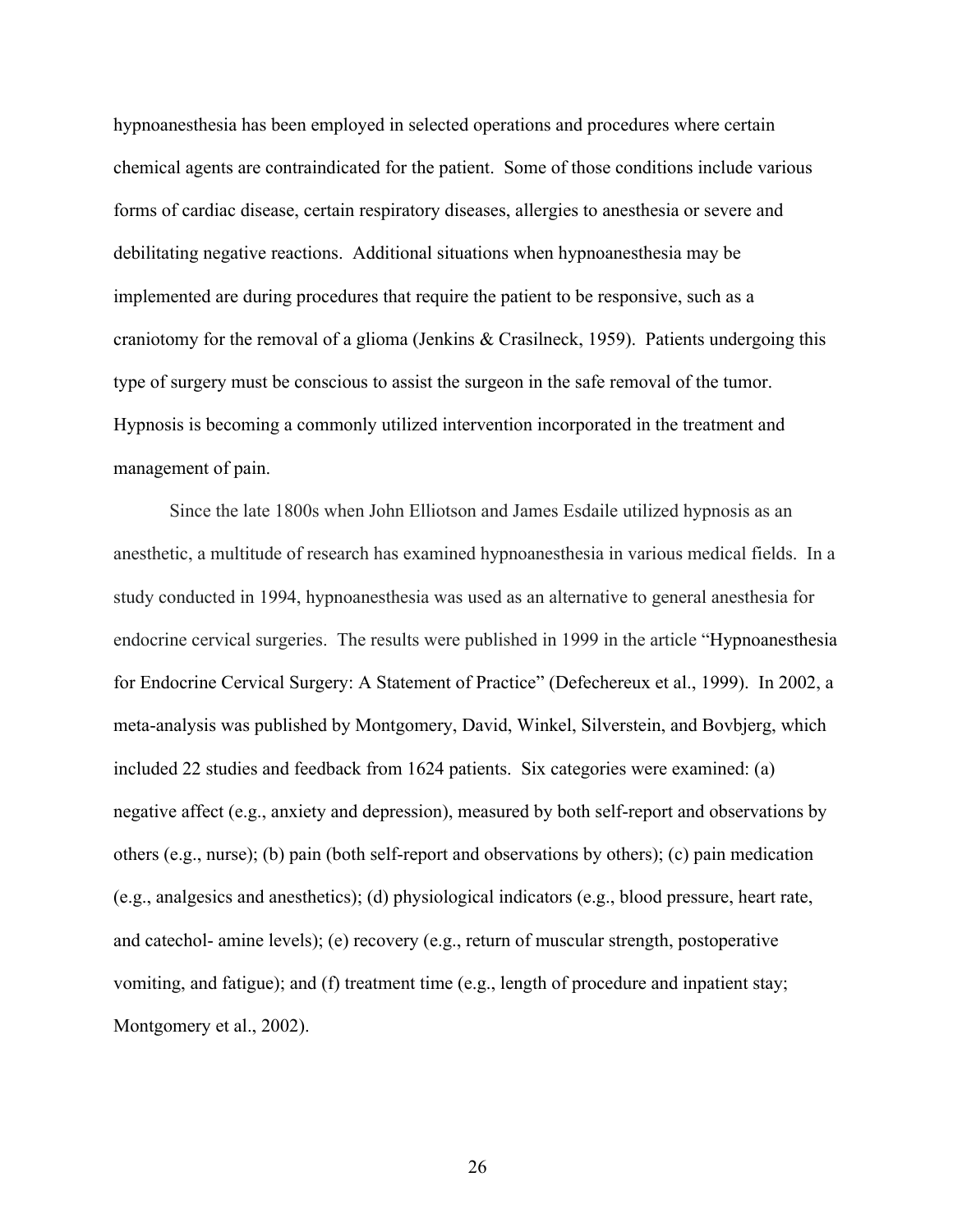hypnoanesthesia has been employed in selected operations and procedures where certain chemical agents are contraindicated for the patient. Some of those conditions include various forms of cardiac disease, certain respiratory diseases, allergies to anesthesia or severe and debilitating negative reactions. Additional situations when hypnoanesthesia may be implemented are during procedures that require the patient to be responsive, such as a craniotomy for the removal of a glioma (Jenkins & Crasilneck, 1959). Patients undergoing this type of surgery must be conscious to assist the surgeon in the safe removal of the tumor. Hypnosis is becoming a commonly utilized intervention incorporated in the treatment and management of pain.

Since the late 1800s when John Elliotson and James Esdaile utilized hypnosis as an anesthetic, a multitude of research has examined hypnoanesthesia in various medical fields. In a study conducted in 1994, hypnoanesthesia was used as an alternative to general anesthesia for endocrine cervical surgeries. The results were published in 1999 in the article "Hypnoanesthesia for Endocrine Cervical Surgery: A Statement of Practice" (Defechereux et al., 1999). In 2002, a meta-analysis was published by Montgomery, David, Winkel, Silverstein, and Bovbjerg, which included 22 studies and feedback from 1624 patients. Six categories were examined: (a) negative affect (e.g., anxiety and depression), measured by both self-report and observations by others (e.g., nurse); (b) pain (both self-report and observations by others); (c) pain medication (e.g., analgesics and anesthetics); (d) physiological indicators (e.g., blood pressure, heart rate, and catechol- amine levels); (e) recovery (e.g., return of muscular strength, postoperative vomiting, and fatigue); and (f) treatment time (e.g., length of procedure and inpatient stay; Montgomery et al., 2002).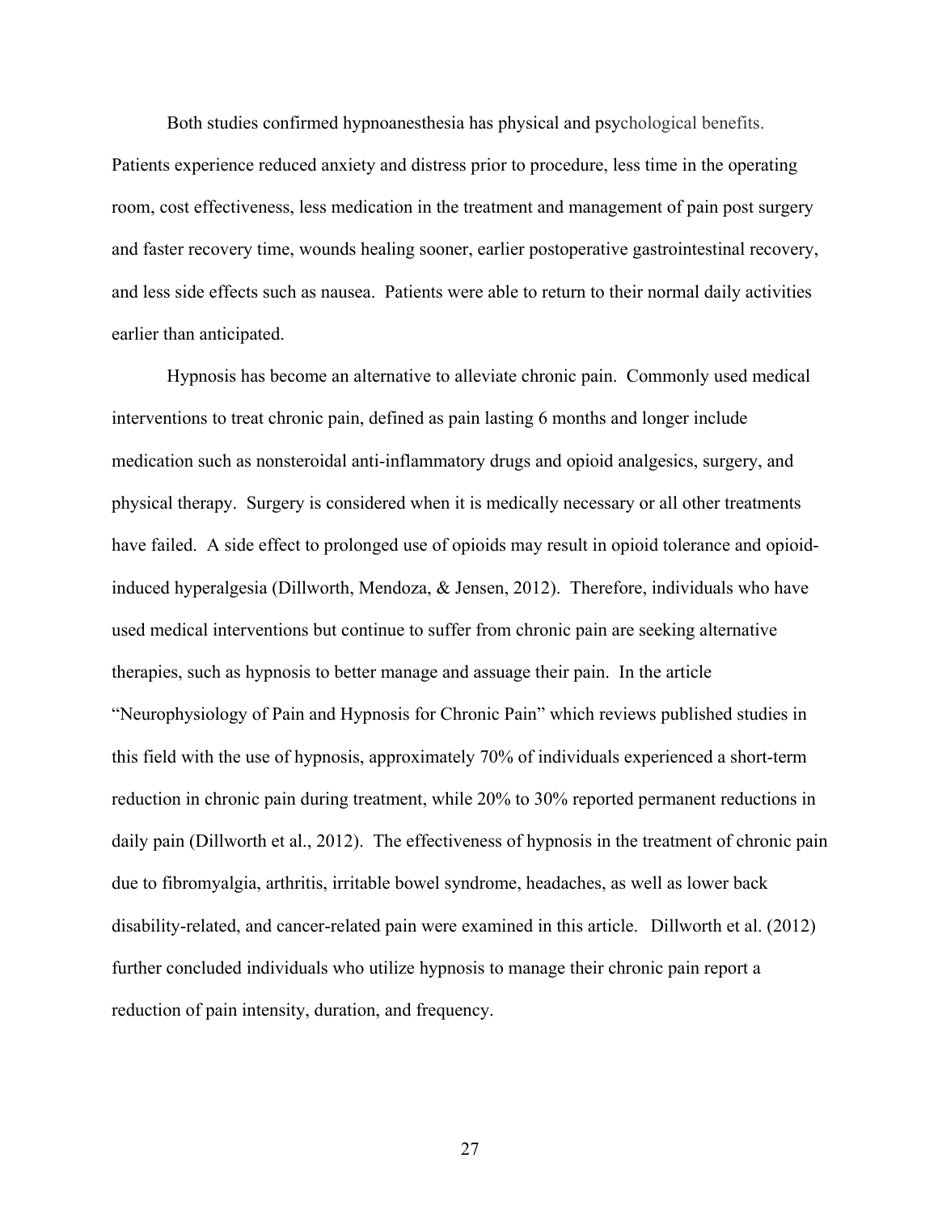Both studies confirmed hypnoanesthesia has physical and psychological benefits. Patients experience reduced anxiety and distress prior to procedure, less time in the operating room, cost effectiveness, less medication in the treatment and management of pain post surgery and faster recovery time, wounds healing sooner, earlier postoperative gastrointestinal recovery, and less side effects such as nausea. Patients were able to return to their normal daily activities earlier than anticipated.

Hypnosis has become an alternative to alleviate chronic pain. Commonly used medical interventions to treat chronic pain, defined as pain lasting 6 months and longer include medication such as nonsteroidal anti-inflammatory drugs and opioid analgesics, surgery, and physical therapy. Surgery is considered when it is medically necessary or all other treatments have failed. A side effect to prolonged use of opioids may result in opioid tolerance and opioid-induced hyperalgesia (Dillworth, Mendoza, & Jensen, 2012). Therefore, individuals who have used medical interventions but continue to suffer from chronic pain are seeking alternative therapies, such as hypnosis to better manage and assuage their pain. In the article "Neurophysiology of Pain and Hypnosis for Chronic Pain" which reviews published studies in this field with the use of hypnosis, approximately 70% of individuals experienced a short-term reduction in chronic pain during treatment, while 20% to 30% reported permanent reductions in daily pain (Dillworth et al., 2012). The effectiveness of hypnosis in the treatment of chronic pain due to fibromyalgia, arthritis, irritable bowel syndrome, headaches, as well as lower back disability-related, and cancer-related pain were examined in this article. Dillworth et al. (2012) further concluded individuals who utilize hypnosis to manage their chronic pain report a reduction of pain intensity, duration, and frequency.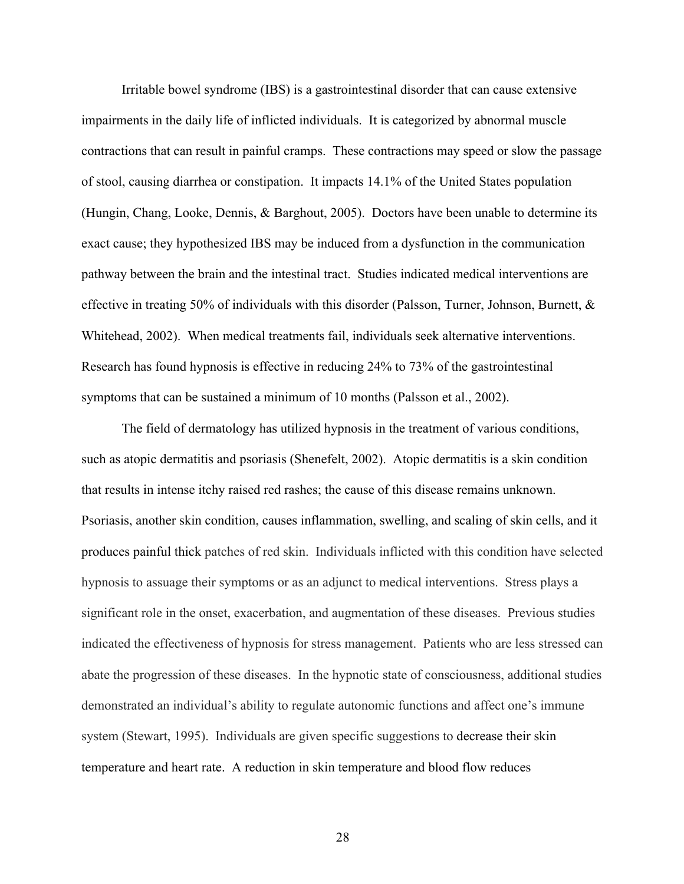Irritable bowel syndrome (IBS) is a gastrointestinal disorder that can cause extensive impairments in the daily life of inflicted individuals. It is categorized by abnormal muscle contractions that can result in painful cramps. These contractions may speed or slow the passage of stool, causing diarrhea or constipation. It impacts 14.1% of the United States population (Hungin, Chang, Looke, Dennis, & Barghout, 2005). Doctors have been unable to determine its exact cause; they hypothesized IBS may be induced from a dysfunction in the communication pathway between the brain and the intestinal tract. Studies indicated medical interventions are effective in treating 50% of individuals with this disorder (Palsson, Turner, Johnson, Burnett, & Whitehead, 2002). When medical treatments fail, individuals seek alternative interventions. Research has found hypnosis is effective in reducing 24% to 73% of the gastrointestinal symptoms that can be sustained a minimum of 10 months (Palsson et al., 2002).

The field of dermatology has utilized hypnosis in the treatment of various conditions, such as atopic dermatitis and psoriasis (Shenefelt, 2002). Atopic dermatitis is a skin condition that results in intense itchy raised red rashes; the cause of this disease remains unknown. Psoriasis, another skin condition, causes inflammation, swelling, and scaling of skin cells, and it produces painful thick patches of red skin. Individuals inflicted with this condition have selected hypnosis to assuage their symptoms or as an adjunct to medical interventions. Stress plays a significant role in the onset, exacerbation, and augmentation of these diseases. Previous studies indicated the effectiveness of hypnosis for stress management. Patients who are less stressed can abate the progression of these diseases. In the hypnotic state of consciousness, additional studies demonstrated an individual's ability to regulate autonomic functions and affect one's immune system (Stewart, 1995). Individuals are given specific suggestions to decrease their skin temperature and heart rate. A reduction in skin temperature and blood flow reduces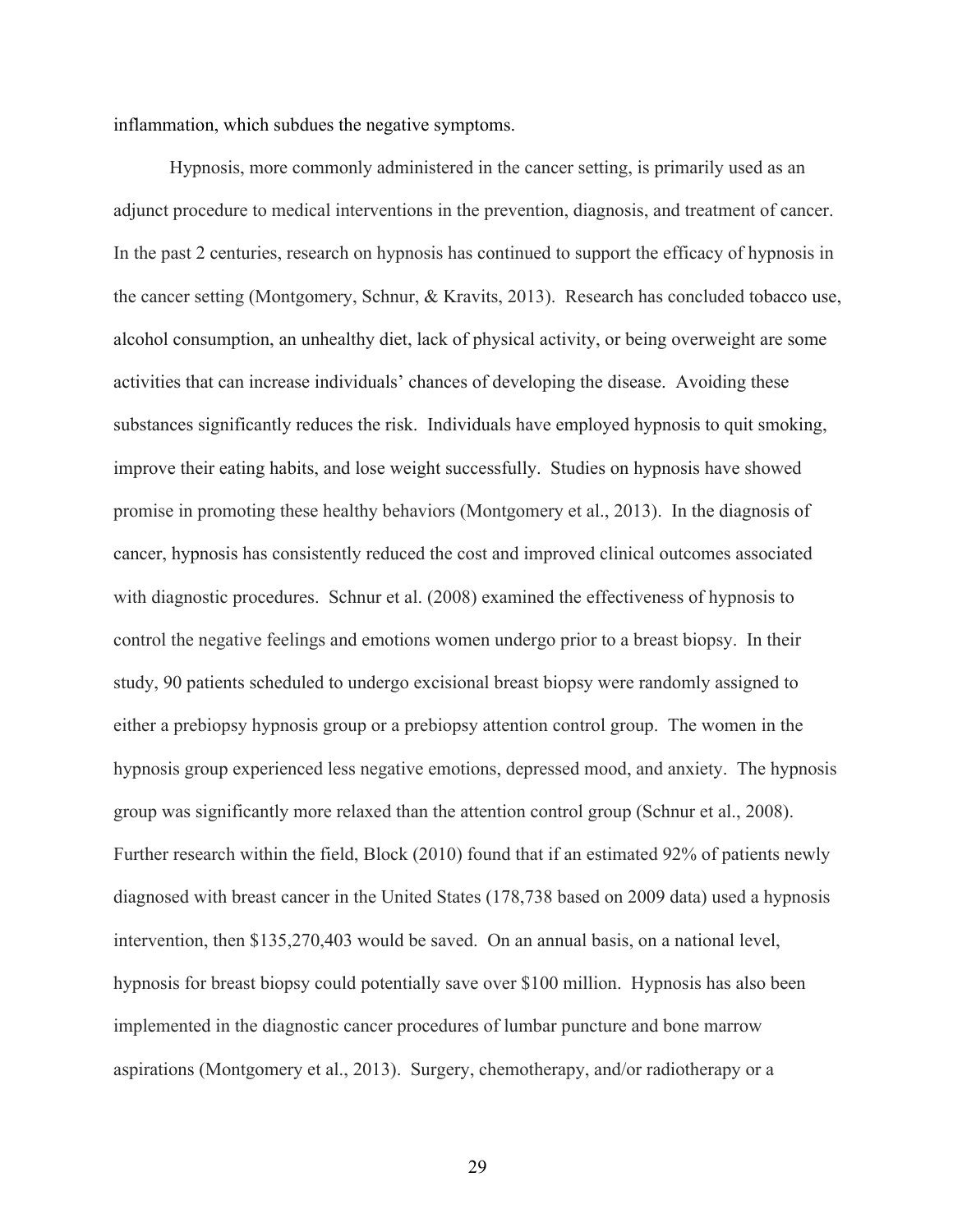inflammation, which subdues the negative symptoms.

Hypnosis, more commonly administered in the cancer setting, is primarily used as an adjunct procedure to medical interventions in the prevention, diagnosis, and treatment of cancer. In the past 2 centuries, research on hypnosis has continued to support the efficacy of hypnosis in the cancer setting (Montgomery, Schnur, & Kravits, 2013). Research has concluded tobacco use, alcohol consumption, an unhealthy diet, lack of physical activity, or being overweight are some activities that can increase individuals' chances of developing the disease. Avoiding these substances significantly reduces the risk. Individuals have employed hypnosis to quit smoking, improve their eating habits, and lose weight successfully. Studies on hypnosis have showed promise in promoting these healthy behaviors (Montgomery et al., 2013). In the diagnosis of cancer, hypnosis has consistently reduced the cost and improved clinical outcomes associated with diagnostic procedures. Schnur et al. (2008) examined the effectiveness of hypnosis to control the negative feelings and emotions women undergo prior to a breast biopsy. In their study, 90 patients scheduled to undergo excisional breast biopsy were randomly assigned to either a prebiopsy hypnosis group or a prebiopsy attention control group. The women in the hypnosis group experienced less negative emotions, depressed mood, and anxiety. The hypnosis group was significantly more relaxed than the attention control group (Schnur et al., 2008). Further research within the field, Block (2010) found that if an estimated 92% of patients newly diagnosed with breast cancer in the United States (178,738 based on 2009 data) used a hypnosis intervention, then $135,270,403 would be saved. On an annual basis, on a national level, hypnosis for breast biopsy could potentially save over $100 million. Hypnosis has also been implemented in the diagnostic cancer procedures of lumbar puncture and bone marrow aspirations (Montgomery et al., 2013). Surgery, chemotherapy, and/or radiotherapy or a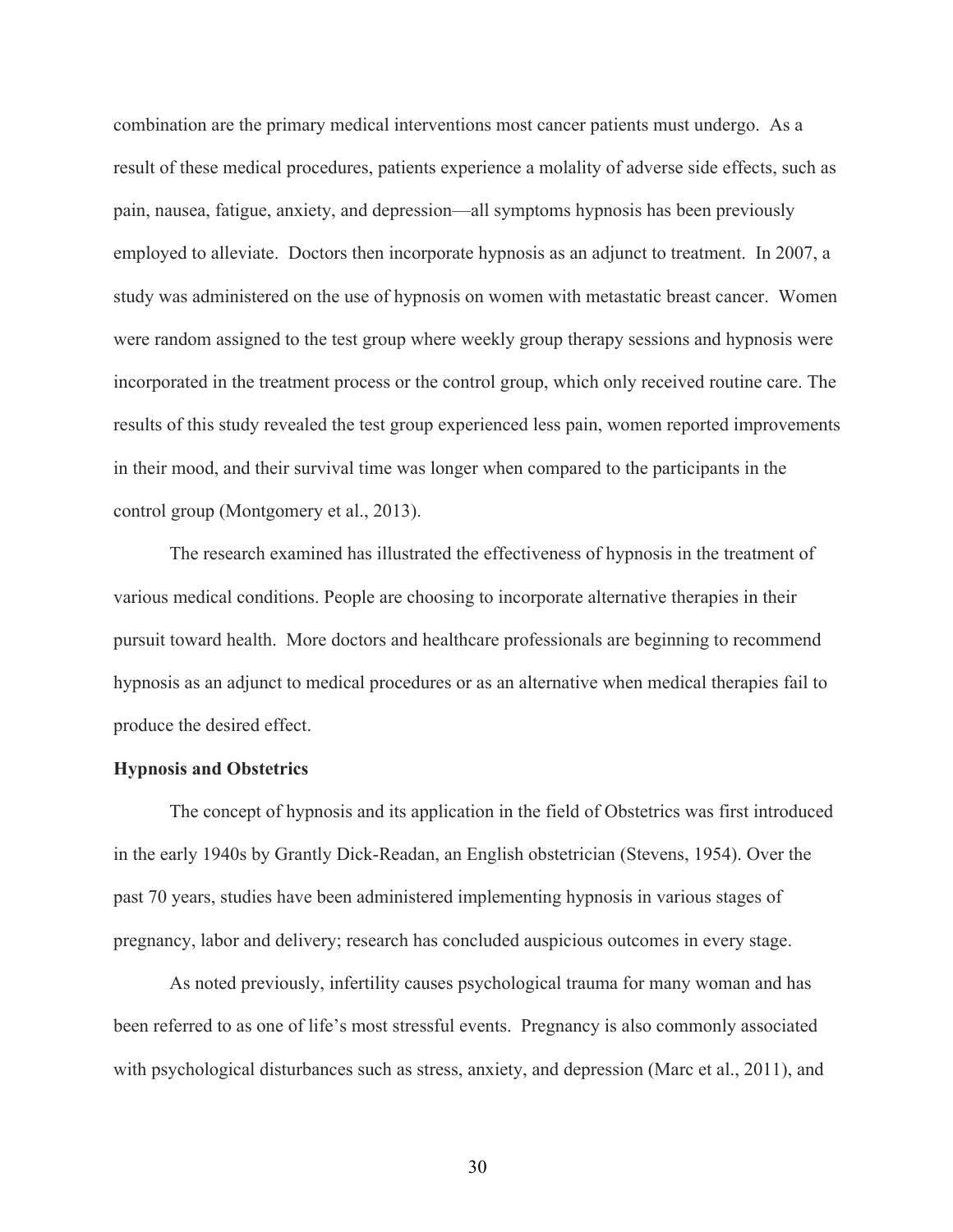combination are the primary medical interventions most cancer patients must undergo. As a result of these medical procedures, patients experience a molality of adverse side effects, such as pain, nausea, fatigue, anxiety, and depression—all symptoms hypnosis has been previously employed to alleviate. Doctors then incorporate hypnosis as an adjunct to treatment. In 2007, a study was administered on the use of hypnosis on women with metastatic breast cancer. Women were random assigned to the test group where weekly group therapy sessions and hypnosis were incorporated in the treatment process or the control group, which only received routine care. The results of this study revealed the test group experienced less pain, women reported improvements in their mood, and their survival time was longer when compared to the participants in the control group (Montgomery et al., 2013).

The research examined has illustrated the effectiveness of hypnosis in the treatment of various medical conditions. People are choosing to incorporate alternative therapies in their pursuit toward health. More doctors and healthcare professionals are beginning to recommend hypnosis as an adjunct to medical procedures or as an alternative when medical therapies fail to produce the desired effect.

**Hypnosis and Obstetrics**

The concept of hypnosis and its application in the field of Obstetrics was first introduced in the early 1940s by Grantly Dick-Readan, an English obstetrician (Stevens, 1954). Over the past 70 years, studies have been administered implementing hypnosis in various stages of pregnancy, labor and delivery; research has concluded auspicious outcomes in every stage.

As noted previously, infertility causes psychological trauma for many woman and has been referred to as one of life's most stressful events. Pregnancy is also commonly associated with psychological disturbances such as stress, anxiety, and depression (Marc et al., 2011), and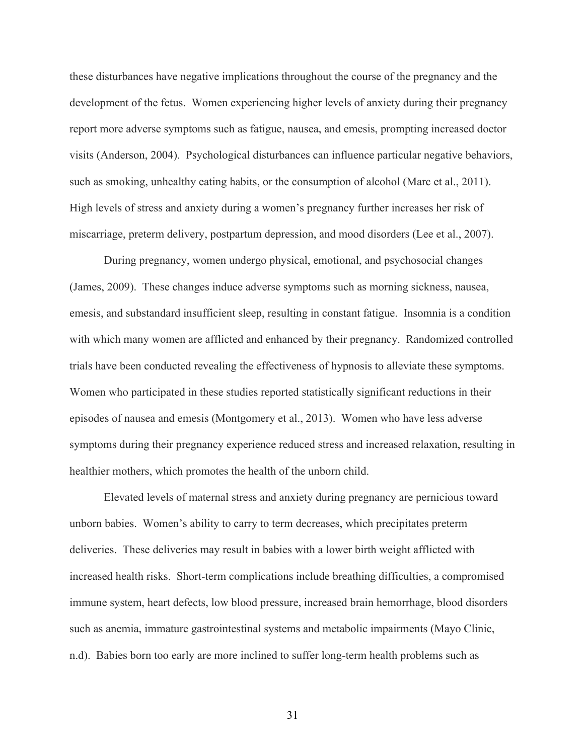these disturbances have negative implications throughout the course of the pregnancy and the development of the fetus. Women experiencing higher levels of anxiety during their pregnancy report more adverse symptoms such as fatigue, nausea, and emesis, prompting increased doctor visits (Anderson, 2004). Psychological disturbances can influence particular negative behaviors, such as smoking, unhealthy eating habits, or the consumption of alcohol (Marc et al., 2011). High levels of stress and anxiety during a women's pregnancy further increases her risk of miscarriage, preterm delivery, postpartum depression, and mood disorders (Lee et al., 2007).

During pregnancy, women undergo physical, emotional, and psychosocial changes (James, 2009). These changes induce adverse symptoms such as morning sickness, nausea, emesis, and substandard insufficient sleep, resulting in constant fatigue. Insomnia is a condition with which many women are afflicted and enhanced by their pregnancy. Randomized controlled trials have been conducted revealing the effectiveness of hypnosis to alleviate these symptoms. Women who participated in these studies reported statistically significant reductions in their episodes of nausea and emesis (Montgomery et al., 2013). Women who have less adverse symptoms during their pregnancy experience reduced stress and increased relaxation, resulting in healthier mothers, which promotes the health of the unborn child.

Elevated levels of maternal stress and anxiety during pregnancy are pernicious toward unborn babies. Women's ability to carry to term decreases, which precipitates preterm deliveries. These deliveries may result in babies with a lower birth weight afflicted with increased health risks. Short-term complications include breathing difficulties, a compromised immune system, heart defects, low blood pressure, increased brain hemorrhage, blood disorders such as anemia, immature gastrointestinal systems and metabolic impairments (Mayo Clinic, n.d). Babies born too early are more inclined to suffer long-term health problems such as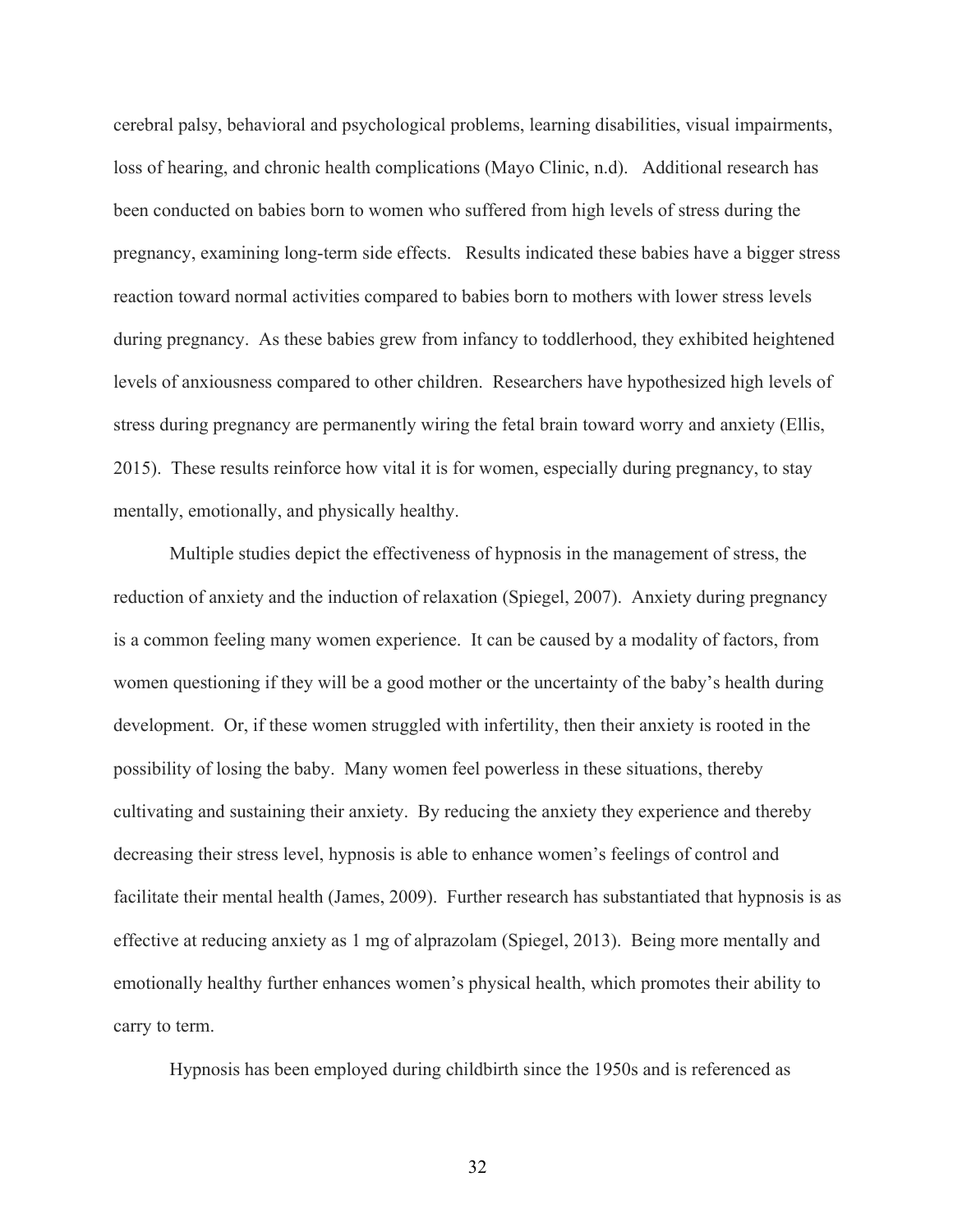cerebral palsy, behavioral and psychological problems, learning disabilities, visual impairments, loss of hearing, and chronic health complications (Mayo Clinic, n.d). Additional research has been conducted on babies born to women who suffered from high levels of stress during the pregnancy, examining long-term side effects. Results indicated these babies have a bigger stress reaction toward normal activities compared to babies born to mothers with lower stress levels during pregnancy. As these babies grew from infancy to toddlerhood, they exhibited heightened levels of anxiousness compared to other children. Researchers have hypothesized high levels of stress during pregnancy are permanently wiring the fetal brain toward worry and anxiety (Ellis, 2015). These results reinforce how vital it is for women, especially during pregnancy, to stay mentally, emotionally, and physically healthy.

Multiple studies depict the effectiveness of hypnosis in the management of stress, the reduction of anxiety and the induction of relaxation (Spiegel, 2007). Anxiety during pregnancy is a common feeling many women experience. It can be caused by a modality of factors, from women questioning if they will be a good mother or the uncertainty of the baby's health during development. Or, if these women struggled with infertility, then their anxiety is rooted in the possibility of losing the baby. Many women feel powerless in these situations, thereby cultivating and sustaining their anxiety. By reducing the anxiety they experience and thereby decreasing their stress level, hypnosis is able to enhance women's feelings of control and facilitate their mental health (James, 2009). Further research has substantiated that hypnosis is as effective at reducing anxiety as 1 mg of alprazolam (Spiegel, 2013). Being more mentally and emotionally healthy further enhances women's physical health, which promotes their ability to carry to term.

Hypnosis has been employed during childbirth since the 1950s and is referenced as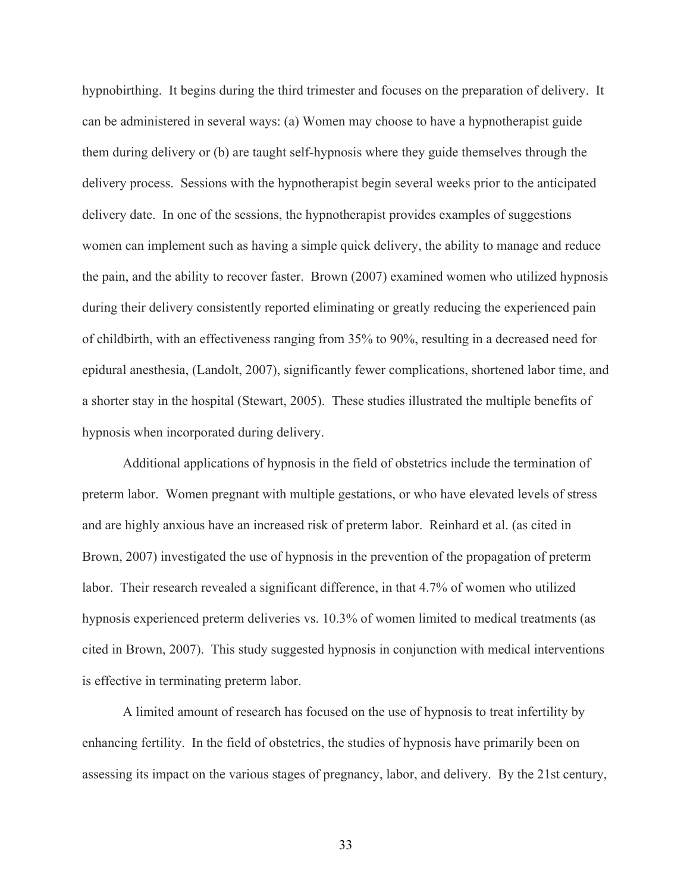hypnobirthing. It begins during the third trimester and focuses on the preparation of delivery. It can be administered in several ways: (a) Women may choose to have a hypnotherapist guide them during delivery or (b) are taught self-hypnosis where they guide themselves through the delivery process. Sessions with the hypnotherapist begin several weeks prior to the anticipated delivery date. In one of the sessions, the hypnotherapist provides examples of suggestions women can implement such as having a simple quick delivery, the ability to manage and reduce the pain, and the ability to recover faster. Brown (2007) examined women who utilized hypnosis during their delivery consistently reported eliminating or greatly reducing the experienced pain of childbirth, with an effectiveness ranging from 35% to 90%, resulting in a decreased need for epidural anesthesia, (Landolt, 2007), significantly fewer complications, shortened labor time, and a shorter stay in the hospital (Stewart, 2005). These studies illustrated the multiple benefits of hypnosis when incorporated during delivery.

Additional applications of hypnosis in the field of obstetrics include the termination of preterm labor. Women pregnant with multiple gestations, or who have elevated levels of stress and are highly anxious have an increased risk of preterm labor. Reinhard et al. (as cited in Brown, 2007) investigated the use of hypnosis in the prevention of the propagation of preterm labor. Their research revealed a significant difference, in that 4.7% of women who utilized hypnosis experienced preterm deliveries vs. 10.3% of women limited to medical treatments (as cited in Brown, 2007). This study suggested hypnosis in conjunction with medical interventions is effective in terminating preterm labor.

A limited amount of research has focused on the use of hypnosis to treat infertility by enhancing fertility. In the field of obstetrics, the studies of hypnosis have primarily been on assessing its impact on the various stages of pregnancy, labor, and delivery. By the 21st century,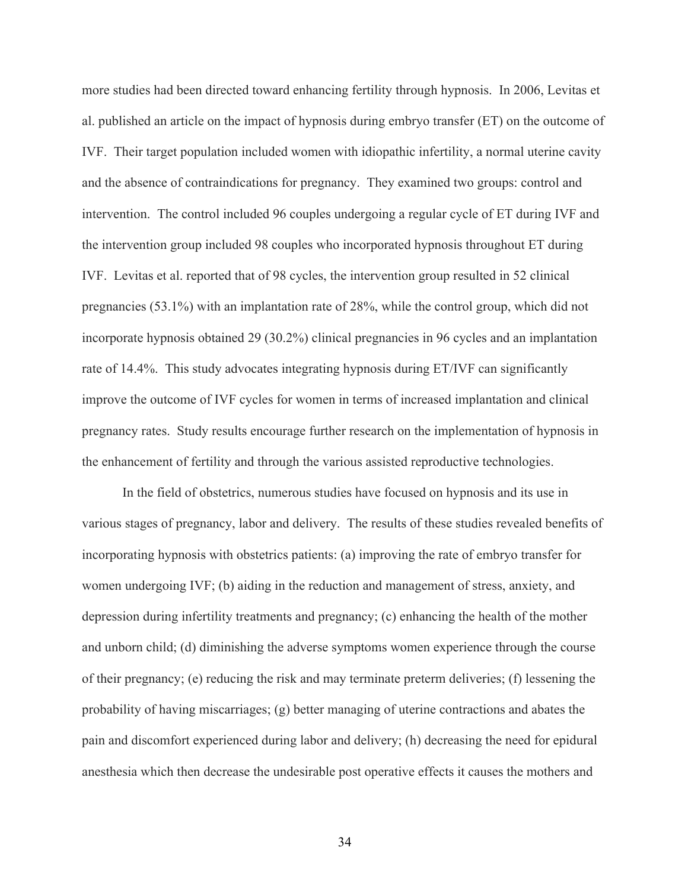more studies had been directed toward enhancing fertility through hypnosis. In 2006, Levitas et al. published an article on the impact of hypnosis during embryo transfer (ET) on the outcome of IVF. Their target population included women with idiopathic infertility, a normal uterine cavity and the absence of contraindications for pregnancy. They examined two groups: control and intervention. The control included 96 couples undergoing a regular cycle of ET during IVF and the intervention group included 98 couples who incorporated hypnosis throughout ET during IVF. Levitas et al. reported that of 98 cycles, the intervention group resulted in 52 clinical pregnancies (53.1%) with an implantation rate of 28%, while the control group, which did not incorporate hypnosis obtained 29 (30.2%) clinical pregnancies in 96 cycles and an implantation rate of 14.4%. This study advocates integrating hypnosis during ET/IVF can significantly improve the outcome of IVF cycles for women in terms of increased implantation and clinical pregnancy rates. Study results encourage further research on the implementation of hypnosis in the enhancement of fertility and through the various assisted reproductive technologies.

In the field of obstetrics, numerous studies have focused on hypnosis and its use in various stages of pregnancy, labor and delivery. The results of these studies revealed benefits of incorporating hypnosis with obstetrics patients: (a) improving the rate of embryo transfer for women undergoing IVF; (b) aiding in the reduction and management of stress, anxiety, and depression during infertility treatments and pregnancy; (c) enhancing the health of the mother and unborn child; (d) diminishing the adverse symptoms women experience through the course of their pregnancy; (e) reducing the risk and may terminate preterm deliveries; (f) lessening the probability of having miscarriages; (g) better managing of uterine contractions and abates the pain and discomfort experienced during labor and delivery; (h) decreasing the need for epidural anesthesia which then decrease the undesirable post operative effects it causes the mothers and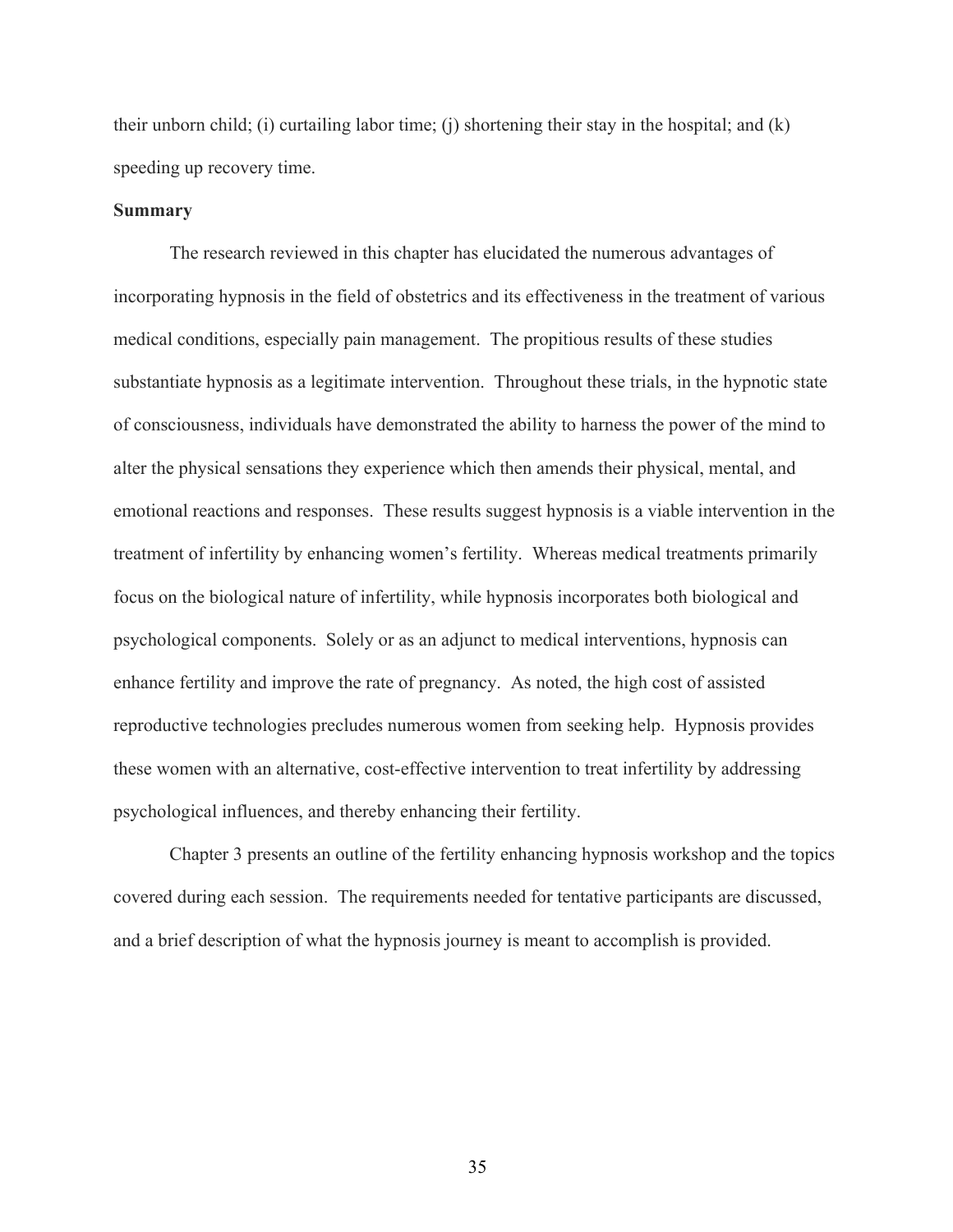their unborn child; (i) curtailing labor time; (j) shortening their stay in the hospital; and (k) speeding up recovery time.

**Summary**

The research reviewed in this chapter has elucidated the numerous advantages of incorporating hypnosis in the field of obstetrics and its effectiveness in the treatment of various medical conditions, especially pain management. The propitious results of these studies substantiate hypnosis as a legitimate intervention. Throughout these trials, in the hypnotic state of consciousness, individuals have demonstrated the ability to harness the power of the mind to alter the physical sensations they experience which then amends their physical, mental, and emotional reactions and responses. These results suggest hypnosis is a viable intervention in the treatment of infertility by enhancing women's fertility. Whereas medical treatments primarily focus on the biological nature of infertility, while hypnosis incorporates both biological and psychological components. Solely or as an adjunct to medical interventions, hypnosis can enhance fertility and improve the rate of pregnancy. As noted, the high cost of assisted reproductive technologies precludes numerous women from seeking help. Hypnosis provides these women with an alternative, cost-effective intervention to treat infertility by addressing psychological influences, and thereby enhancing their fertility.

Chapter 3 presents an outline of the fertility enhancing hypnosis workshop and the topics covered during each session. The requirements needed for tentative participants are discussed, and a brief description of what the hypnosis journey is meant to accomplish is provided.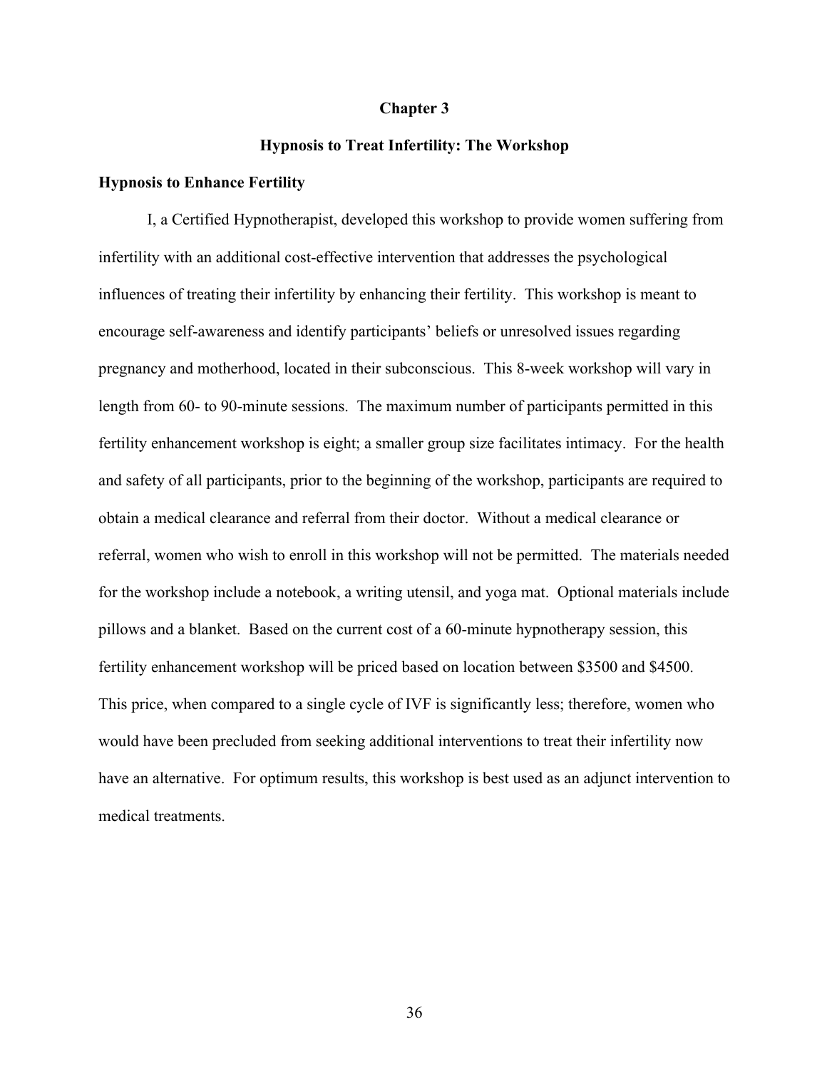# Chapter 3

## Hypnosis to Treat Infertility: The Workshop

### Hypnosis to Enhance Fertility

I, a Certified Hypnotherapist, developed this workshop to provide women suffering from infertility with an additional cost-effective intervention that addresses the psychological influences of treating their infertility by enhancing their fertility. This workshop is meant to encourage self-awareness and identify participants' beliefs or unresolved issues regarding pregnancy and motherhood, located in their subconscious. This 8-week workshop will vary in length from 60- to 90-minute sessions. The maximum number of participants permitted in this fertility enhancement workshop is eight; a smaller group size facilitates intimacy. For the health and safety of all participants, prior to the beginning of the workshop, participants are required to obtain a medical clearance and referral from their doctor. Without a medical clearance or referral, women who wish to enroll in this workshop will not be permitted. The materials needed for the workshop include a notebook, a writing utensil, and yoga mat. Optional materials include pillows and a blanket. Based on the current cost of a 60-minute hypnotherapy session, this fertility enhancement workshop will be priced based on location between $3500 and $4500. This price, when compared to a single cycle of IVF is significantly less; therefore, women who would have been precluded from seeking additional interventions to treat their infertility now have an alternative. For optimum results, this workshop is best used as an adjunct intervention to medical treatments.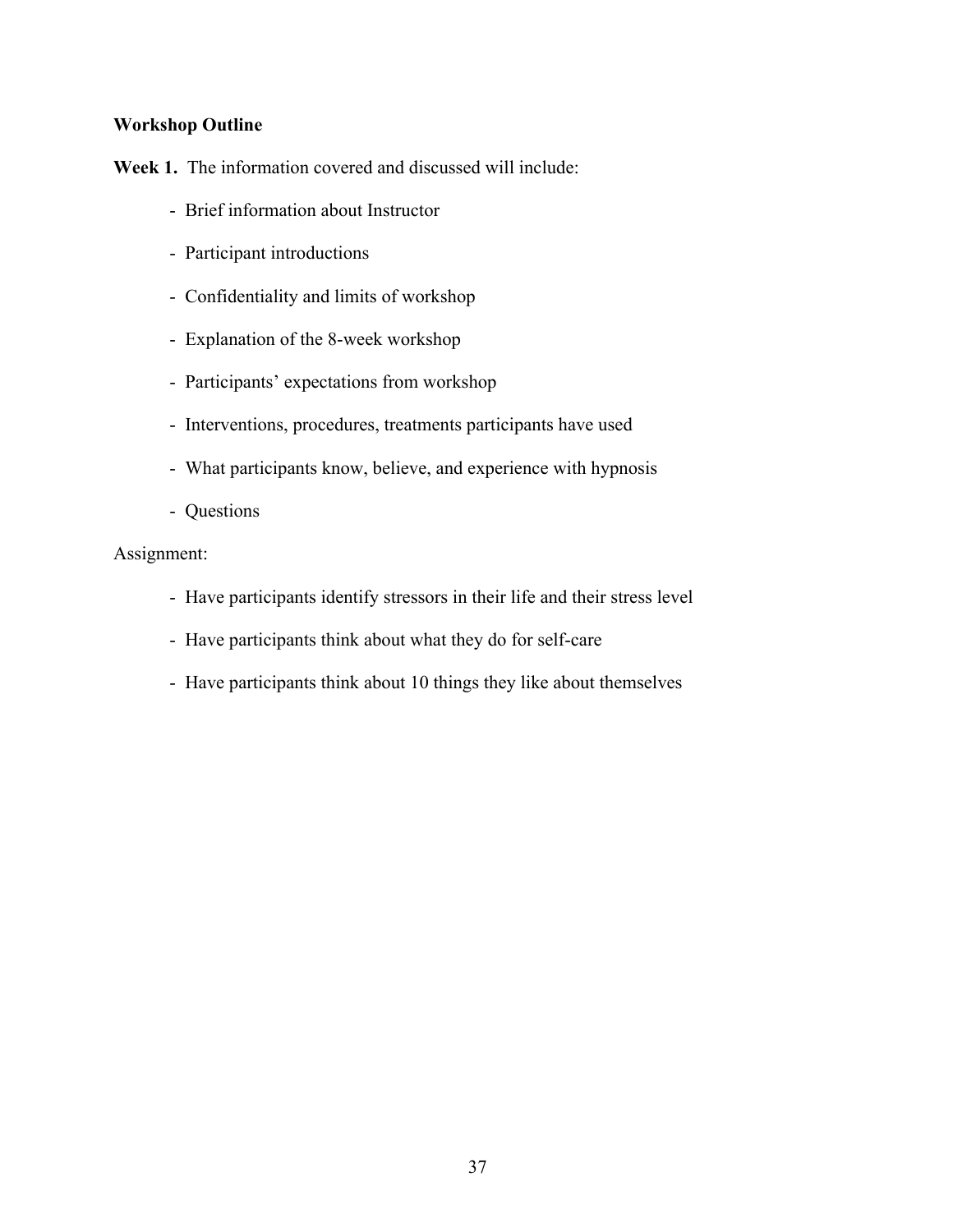**Workshop Outline**

**Week 1.** The information covered and discussed will include:

- Brief information about Instructor
- Participant introductions
- Confidentiality and limits of workshop
- Explanation of the 8-week workshop
- Participants' expectations from workshop
- Interventions, procedures, treatments participants have used
- What participants know, believe, and experience with hypnosis
- Questions

Assignment:

- Have participants identify stressors in their life and their stress level
- Have participants think about what they do for self-care
- Have participants think about 10 things they like about themselves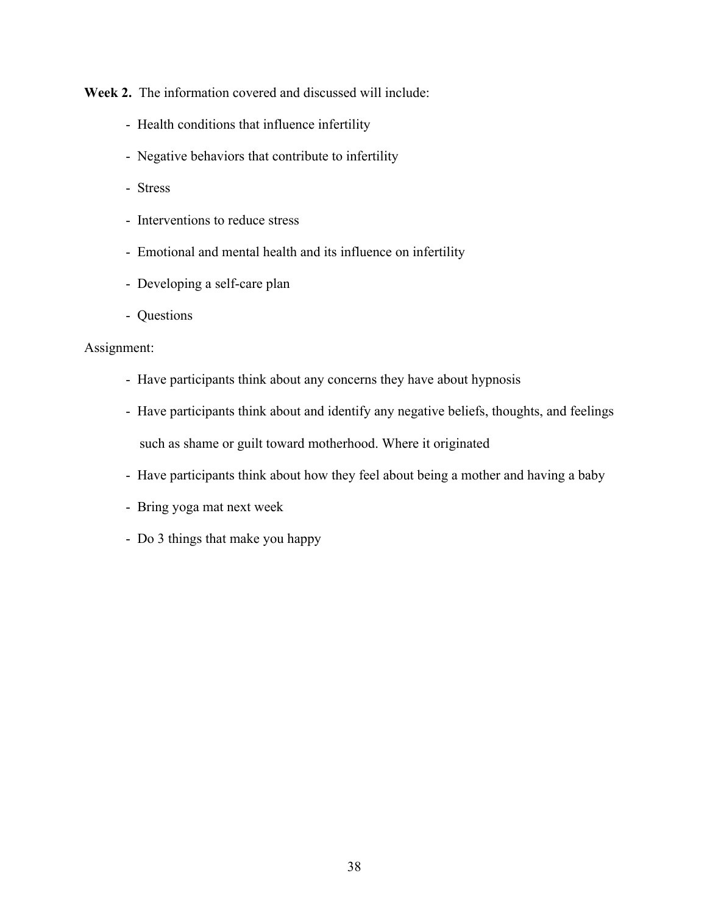**Week 2.** The information covered and discussed will include:

- Health conditions that influence infertility
- Negative behaviors that contribute to infertility
- Stress
- Interventions to reduce stress
- Emotional and mental health and its influence on infertility
- Developing a self-care plan
- Questions

Assignment:

- Have participants think about any concerns they have about hypnosis
- Have participants think about and identify any negative beliefs, thoughts, and feelings such as shame or guilt toward motherhood. Where it originated
- Have participants think about how they feel about being a mother and having a baby
- Bring yoga mat next week
- Do 3 things that make you happy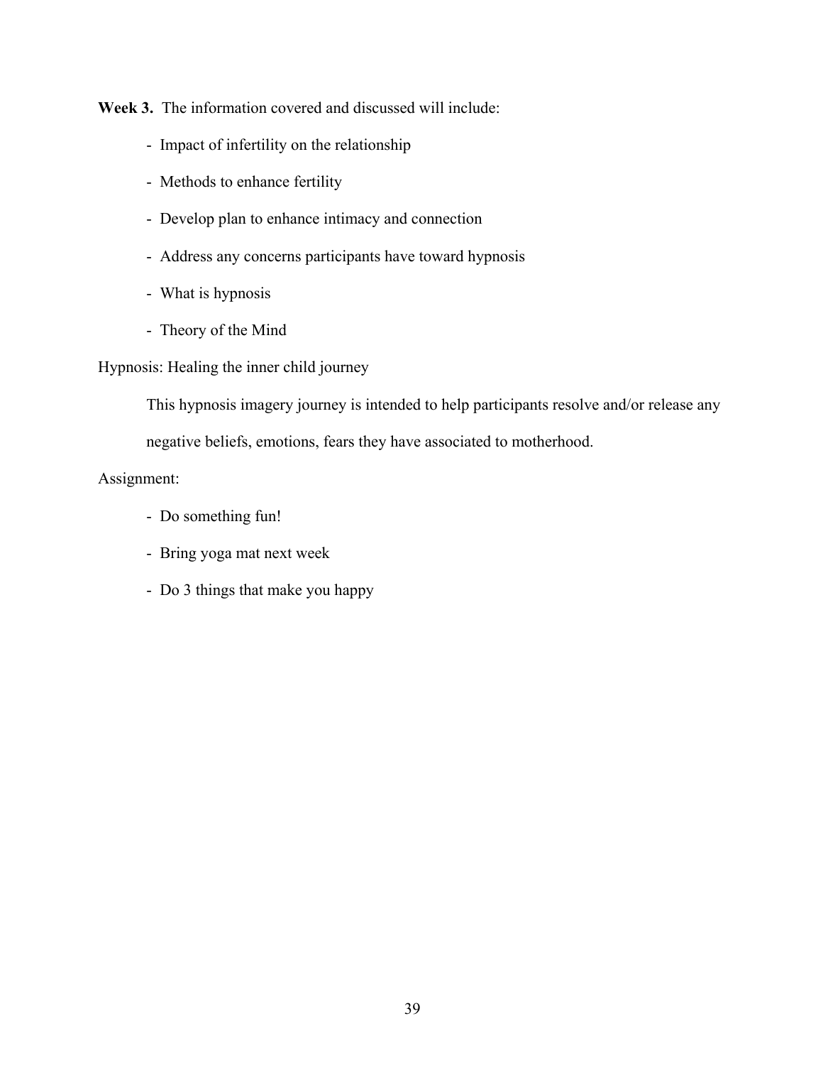**Week 3.** The information covered and discussed will include:

- Impact of infertility on the relationship
- Methods to enhance fertility
- Develop plan to enhance intimacy and connection
- Address any concerns participants have toward hypnosis
- What is hypnosis
- Theory of the Mind

Hypnosis: Healing the inner child journey

This hypnosis imagery journey is intended to help participants resolve and/or release any negative beliefs, emotions, fears they have associated to motherhood.

Assignment:

- Do something fun!
- Bring yoga mat next week
- Do 3 things that make you happy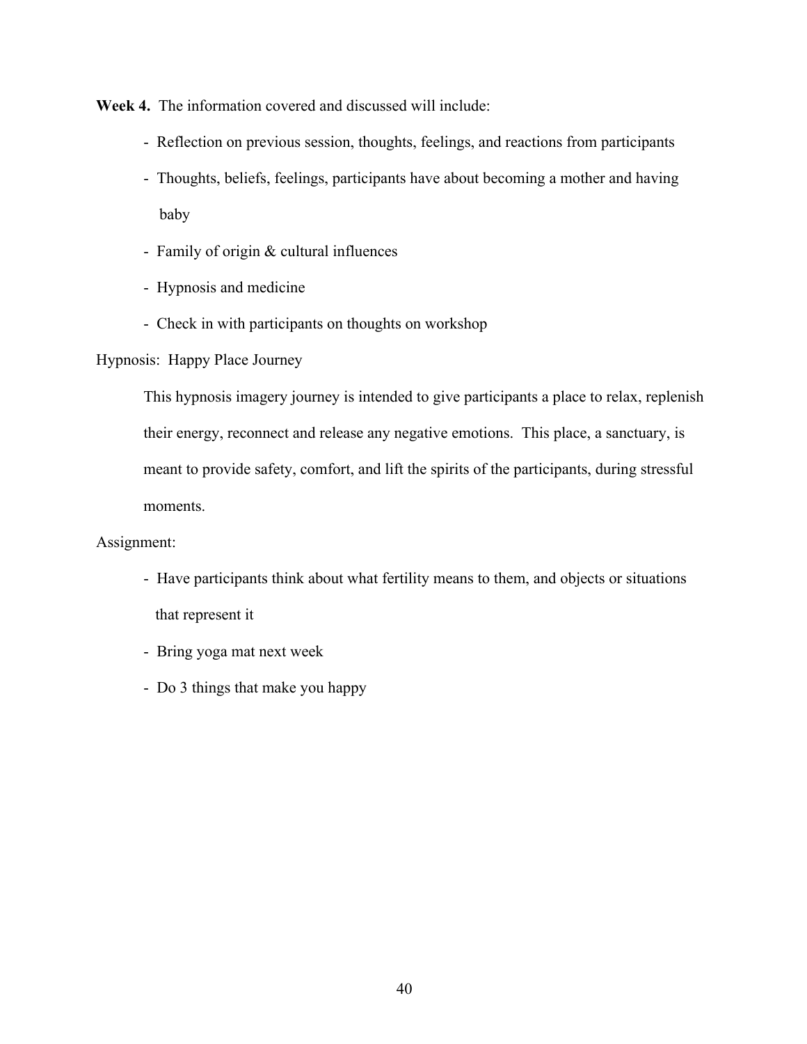**Week 4.** The information covered and discussed will include:

- Reflection on previous session, thoughts, feelings, and reactions from participants
- Thoughts, beliefs, feelings, participants have about becoming a mother and having baby
- Family of origin & cultural influences
- Hypnosis and medicine
- Check in with participants on thoughts on workshop

Hypnosis: Happy Place Journey

This hypnosis imagery journey is intended to give participants a place to relax, replenish their energy, reconnect and release any negative emotions. This place, a sanctuary, is meant to provide safety, comfort, and lift the spirits of the participants, during stressful moments.

Assignment:

- Have participants think about what fertility means to them, and objects or situations that represent it
- Bring yoga mat next week
- Do 3 things that make you happy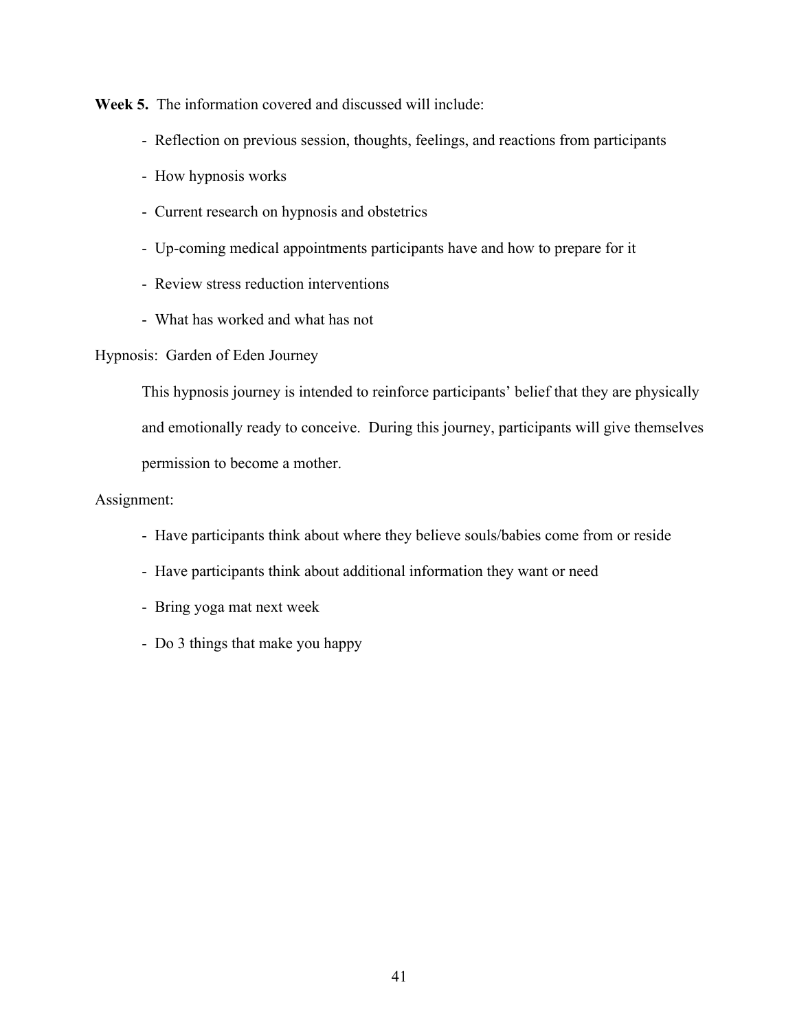**Week 5.** The information covered and discussed will include:

- Reflection on previous session, thoughts, feelings, and reactions from participants
- How hypnosis works
- Current research on hypnosis and obstetrics
- Up-coming medical appointments participants have and how to prepare for it
- Review stress reduction interventions
- What has worked and what has not

Hypnosis: Garden of Eden Journey

This hypnosis journey is intended to reinforce participants' belief that they are physically and emotionally ready to conceive. During this journey, participants will give themselves permission to become a mother.

Assignment:

- Have participants think about where they believe souls/babies come from or reside
- Have participants think about additional information they want or need
- Bring yoga mat next week
- Do 3 things that make you happy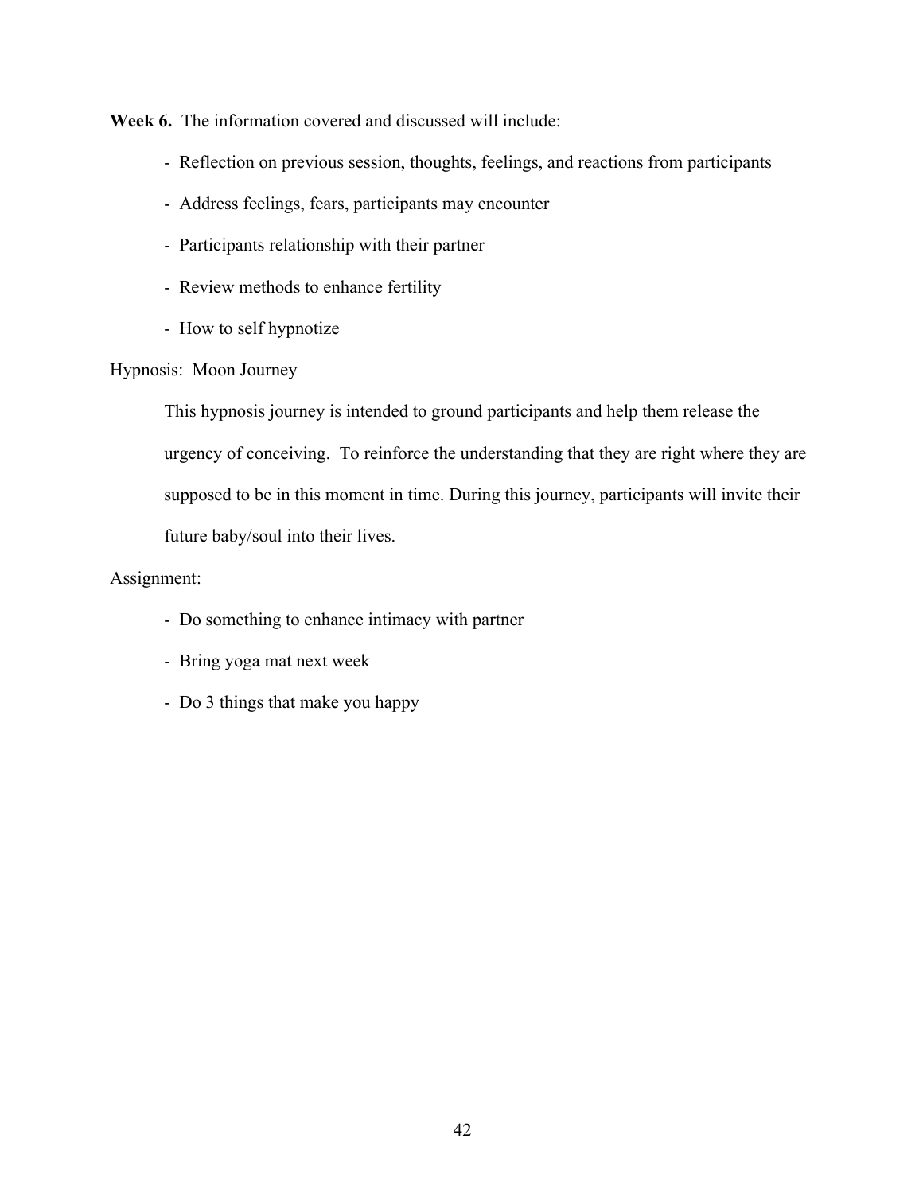**Week 6.** The information covered and discussed will include:

- Reflection on previous session, thoughts, feelings, and reactions from participants
- Address feelings, fears, participants may encounter
- Participants relationship with their partner
- Review methods to enhance fertility
- How to self hypnotize

Hypnosis: Moon Journey

This hypnosis journey is intended to ground participants and help them release the urgency of conceiving. To reinforce the understanding that they are right where they are supposed to be in this moment in time. During this journey, participants will invite their future baby/soul into their lives.

Assignment:

- Do something to enhance intimacy with partner
- Bring yoga mat next week
- Do 3 things that make you happy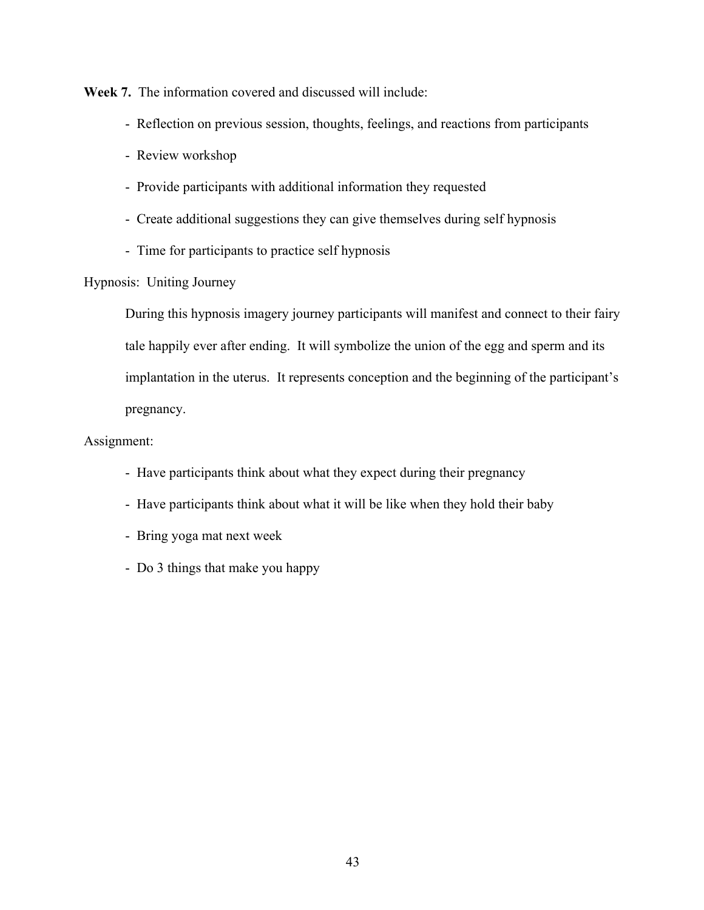**Week 7.** The information covered and discussed will include:

- Reflection on previous session, thoughts, feelings, and reactions from participants
- Review workshop
- Provide participants with additional information they requested
- Create additional suggestions they can give themselves during self hypnosis
- Time for participants to practice self hypnosis

Hypnosis: Uniting Journey

During this hypnosis imagery journey participants will manifest and connect to their fairy tale happily ever after ending. It will symbolize the union of the egg and sperm and its implantation in the uterus. It represents conception and the beginning of the participant's pregnancy.

Assignment:

- Have participants think about what they expect during their pregnancy
- Have participants think about what it will be like when they hold their baby
- Bring yoga mat next week
- Do 3 things that make you happy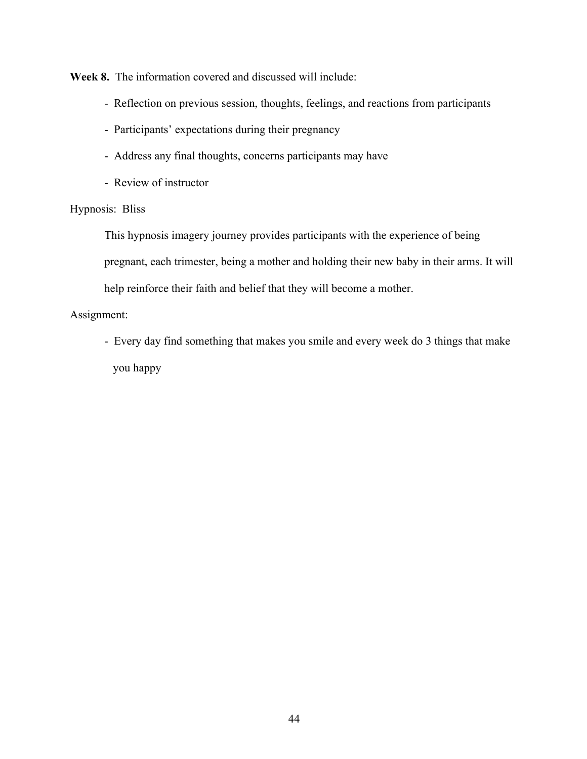**Week 8.** The information covered and discussed will include:

- Reflection on previous session, thoughts, feelings, and reactions from participants
- Participants' expectations during their pregnancy
- Address any final thoughts, concerns participants may have
- Review of instructor

Hypnosis: Bliss

This hypnosis imagery journey provides participants with the experience of being pregnant, each trimester, being a mother and holding their new baby in their arms. It will help reinforce their faith and belief that they will become a mother.

Assignment:

- Every day find something that makes you smile and every week do 3 things that make you happy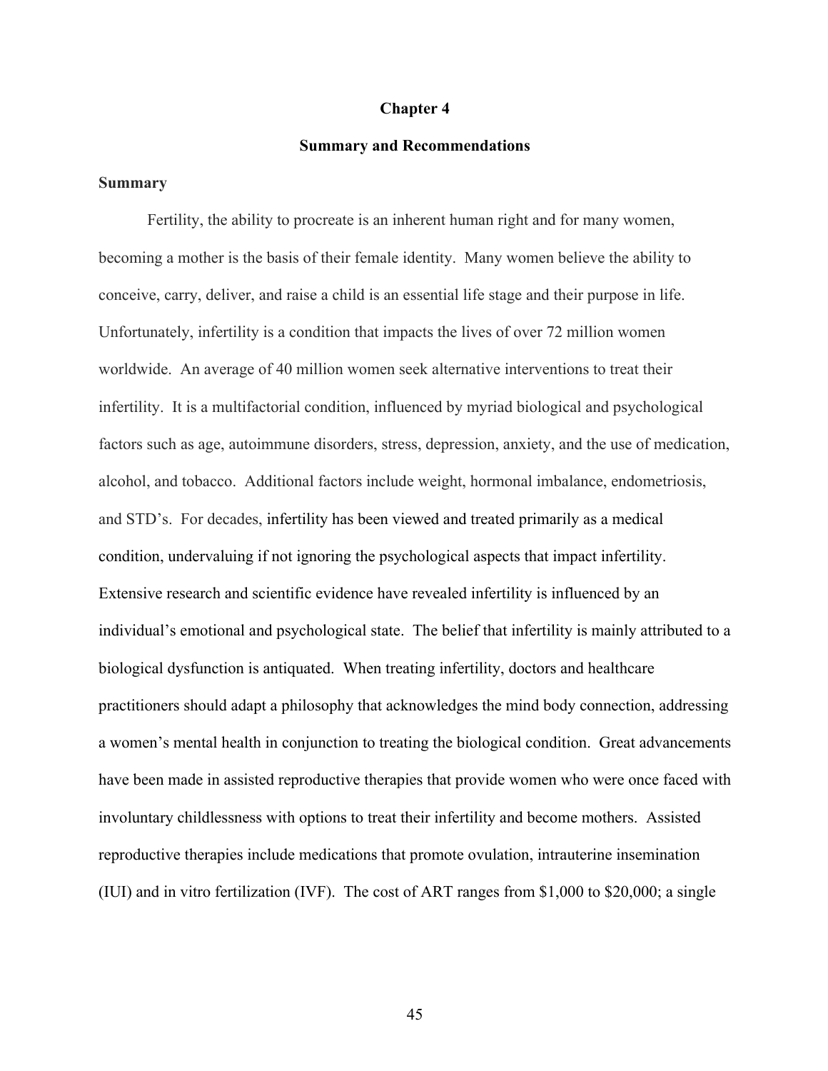# Chapter 4

## Summary and Recommendations

### Summary

Fertility, the ability to procreate is an inherent human right and for many women, becoming a mother is the basis of their female identity. Many women believe the ability to conceive, carry, deliver, and raise a child is an essential life stage and their purpose in life. Unfortunately, infertility is a condition that impacts the lives of over 72 million women worldwide. An average of 40 million women seek alternative interventions to treat their infertility. It is a multifactorial condition, influenced by myriad biological and psychological factors such as age, autoimmune disorders, stress, depression, anxiety, and the use of medication, alcohol, and tobacco. Additional factors include weight, hormonal imbalance, endometriosis, and STD's. For decades, infertility has been viewed and treated primarily as a medical condition, undervaluing if not ignoring the psychological aspects that impact infertility. Extensive research and scientific evidence have revealed infertility is influenced by an individual's emotional and psychological state. The belief that infertility is mainly attributed to a biological dysfunction is antiquated. When treating infertility, doctors and healthcare practitioners should adapt a philosophy that acknowledges the mind body connection, addressing a women's mental health in conjunction to treating the biological condition. Great advancements have been made in assisted reproductive therapies that provide women who were once faced with involuntary childlessness with options to treat their infertility and become mothers. Assisted reproductive therapies include medications that promote ovulation, intrauterine insemination (IUI) and in vitro fertilization (IVF). The cost of ART ranges from $1,000 to $20,000; a single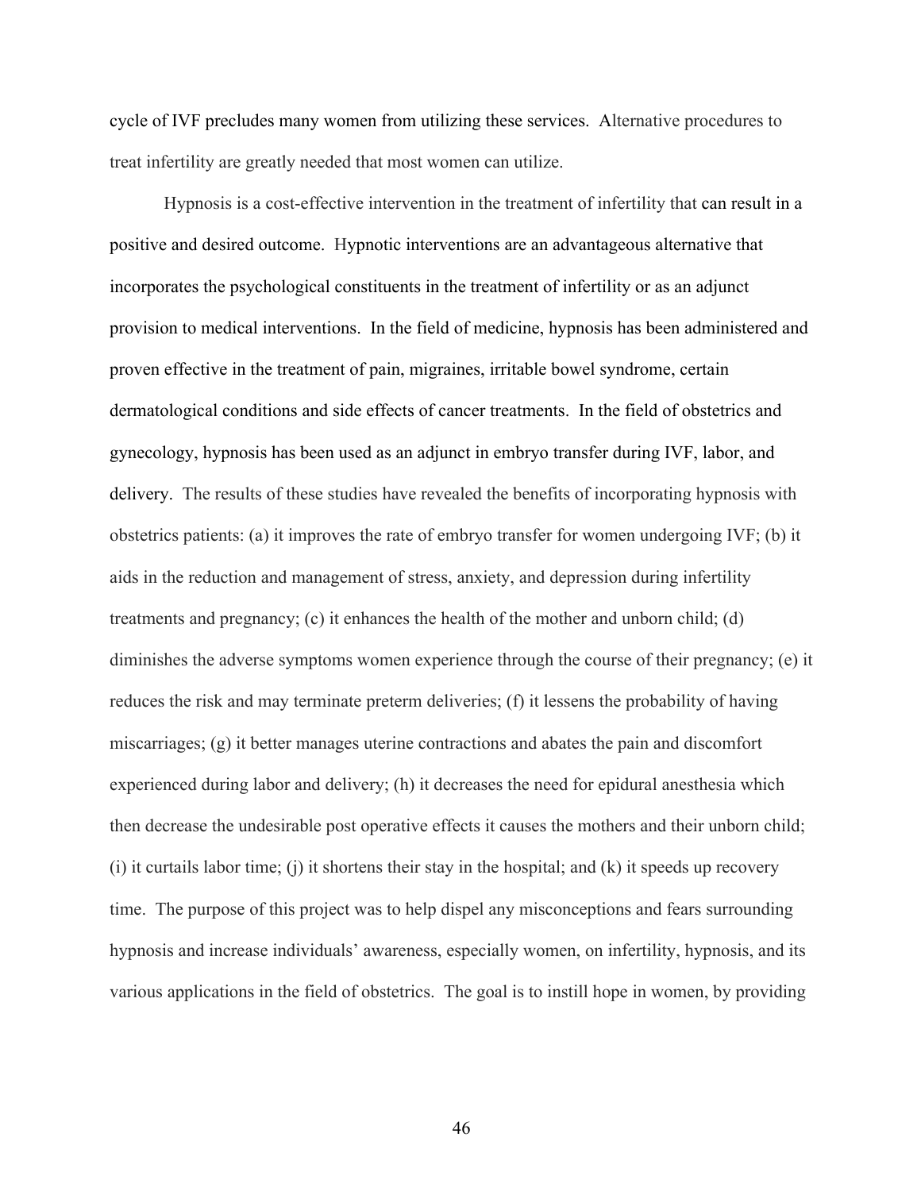cycle of IVF precludes many women from utilizing these services. Alternative procedures to treat infertility are greatly needed that most women can utilize.

Hypnosis is a cost-effective intervention in the treatment of infertility that can result in a positive and desired outcome. Hypnotic interventions are an advantageous alternative that incorporates the psychological constituents in the treatment of infertility or as an adjunct provision to medical interventions. In the field of medicine, hypnosis has been administered and proven effective in the treatment of pain, migraines, irritable bowel syndrome, certain dermatological conditions and side effects of cancer treatments. In the field of obstetrics and gynecology, hypnosis has been used as an adjunct in embryo transfer during IVF, labor, and delivery. The results of these studies have revealed the benefits of incorporating hypnosis with obstetrics patients: (a) it improves the rate of embryo transfer for women undergoing IVF; (b) it aids in the reduction and management of stress, anxiety, and depression during infertility treatments and pregnancy; (c) it enhances the health of the mother and unborn child; (d) diminishes the adverse symptoms women experience through the course of their pregnancy; (e) it reduces the risk and may terminate preterm deliveries; (f) it lessens the probability of having miscarriages; (g) it better manages uterine contractions and abates the pain and discomfort experienced during labor and delivery; (h) it decreases the need for epidural anesthesia which then decrease the undesirable post operative effects it causes the mothers and their unborn child; (i) it curtails labor time; (j) it shortens their stay in the hospital; and (k) it speeds up recovery time. The purpose of this project was to help dispel any misconceptions and fears surrounding hypnosis and increase individuals' awareness, especially women, on infertility, hypnosis, and its various applications in the field of obstetrics. The goal is to instill hope in women, by providing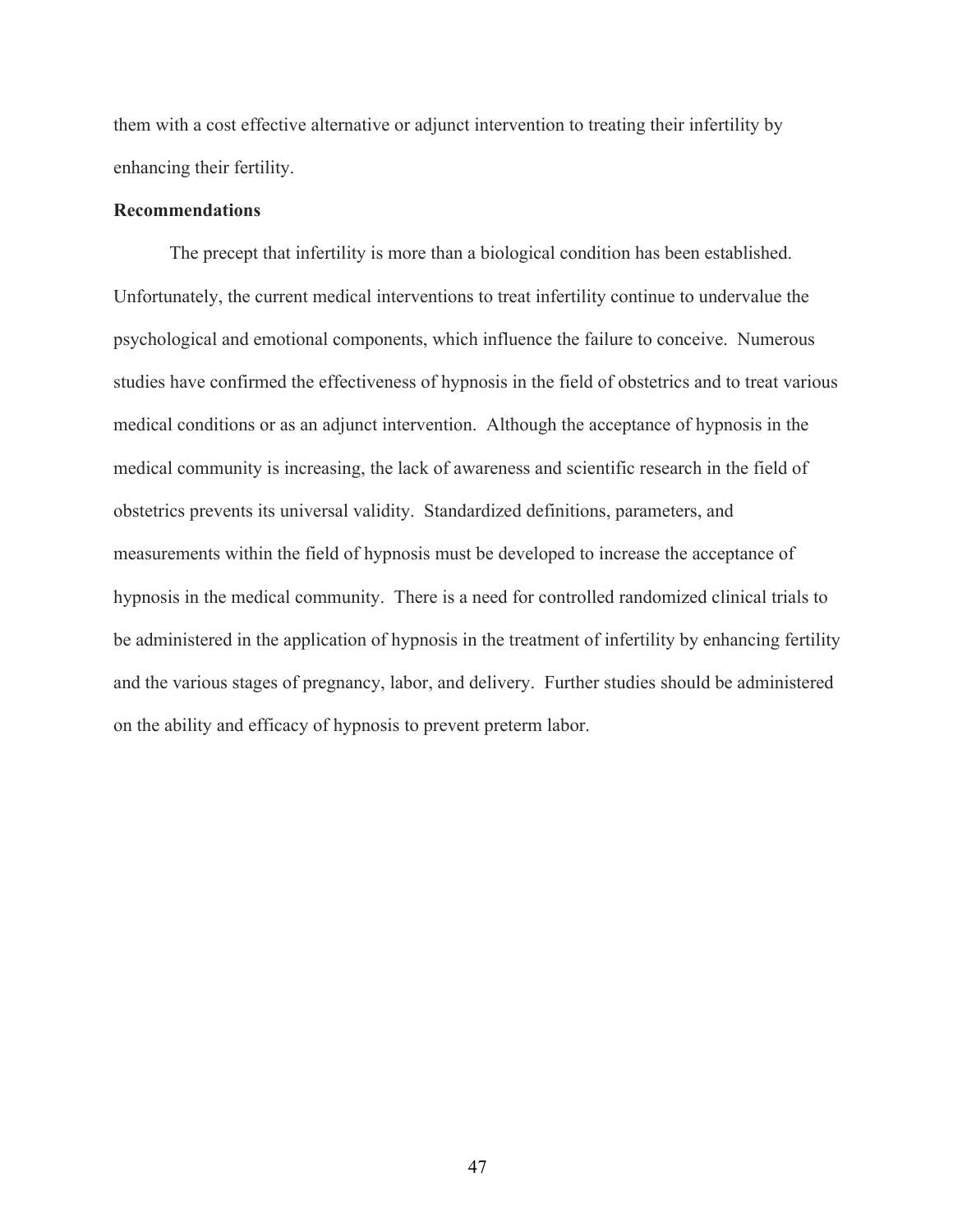them with a cost effective alternative or adjunct intervention to treating their infertility by enhancing their fertility.

**Recommendations**

The precept that infertility is more than a biological condition has been established. Unfortunately, the current medical interventions to treat infertility continue to undervalue the psychological and emotional components, which influence the failure to conceive. Numerous studies have confirmed the effectiveness of hypnosis in the field of obstetrics and to treat various medical conditions or as an adjunct intervention. Although the acceptance of hypnosis in the medical community is increasing, the lack of awareness and scientific research in the field of obstetrics prevents its universal validity. Standardized definitions, parameters, and measurements within the field of hypnosis must be developed to increase the acceptance of hypnosis in the medical community. There is a need for controlled randomized clinical trials to be administered in the application of hypnosis in the treatment of infertility by enhancing fertility and the various stages of pregnancy, labor, and delivery. Further studies should be administered on the ability and efficacy of hypnosis to prevent preterm labor.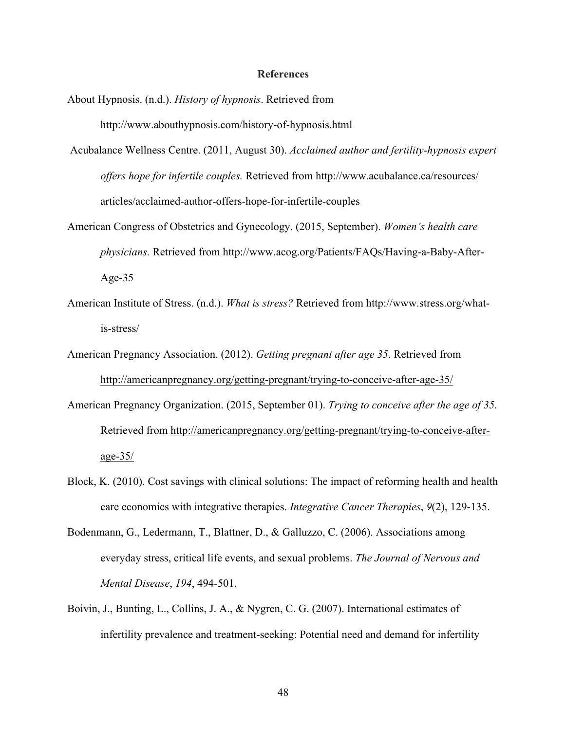## References

About Hypnosis. (n.d.). *History of hypnosis*. Retrieved from http://www.abouthypnosis.com/history-of-hypnosis.html

Acubalance Wellness Centre. (2011, August 30). *Acclaimed author and fertility-hypnosis expert offers hope for infertile couples.* Retrieved from http://www.acubalance.ca/resources/articles/acclaimed-author-offers-hope-for-infertile-couples

American Congress of Obstetrics and Gynecology. (2015, September). *Women's health care physicians.* Retrieved from http://www.acog.org/Patients/FAQs/Having-a-Baby-After-Age-35

American Institute of Stress. (n.d.). *What is stress?* Retrieved from http://www.stress.org/what-is-stress/

American Pregnancy Association. (2012). *Getting pregnant after age 35*. Retrieved from http://americanpregnancy.org/getting-pregnant/trying-to-conceive-after-age-35/

American Pregnancy Organization. (2015, September 01). *Trying to conceive after the age of 35.* Retrieved from http://americanpregnancy.org/getting-pregnant/trying-to-conceive-after-age-35/

Block, K. (2010). Cost savings with clinical solutions: The impact of reforming health and health care economics with integrative therapies. *Integrative Cancer Therapies*, *9*(2), 129-135.

Bodenmann, G., Ledermann, T., Blattner, D., & Galluzzo, C. (2006). Associations among everyday stress, critical life events, and sexual problems. *The Journal of Nervous and Mental Disease*, *194*, 494-501.

Boivin, J., Bunting, L., Collins, J. A., & Nygren, C. G. (2007). International estimates of infertility prevalence and treatment-seeking: Potential need and demand for infertility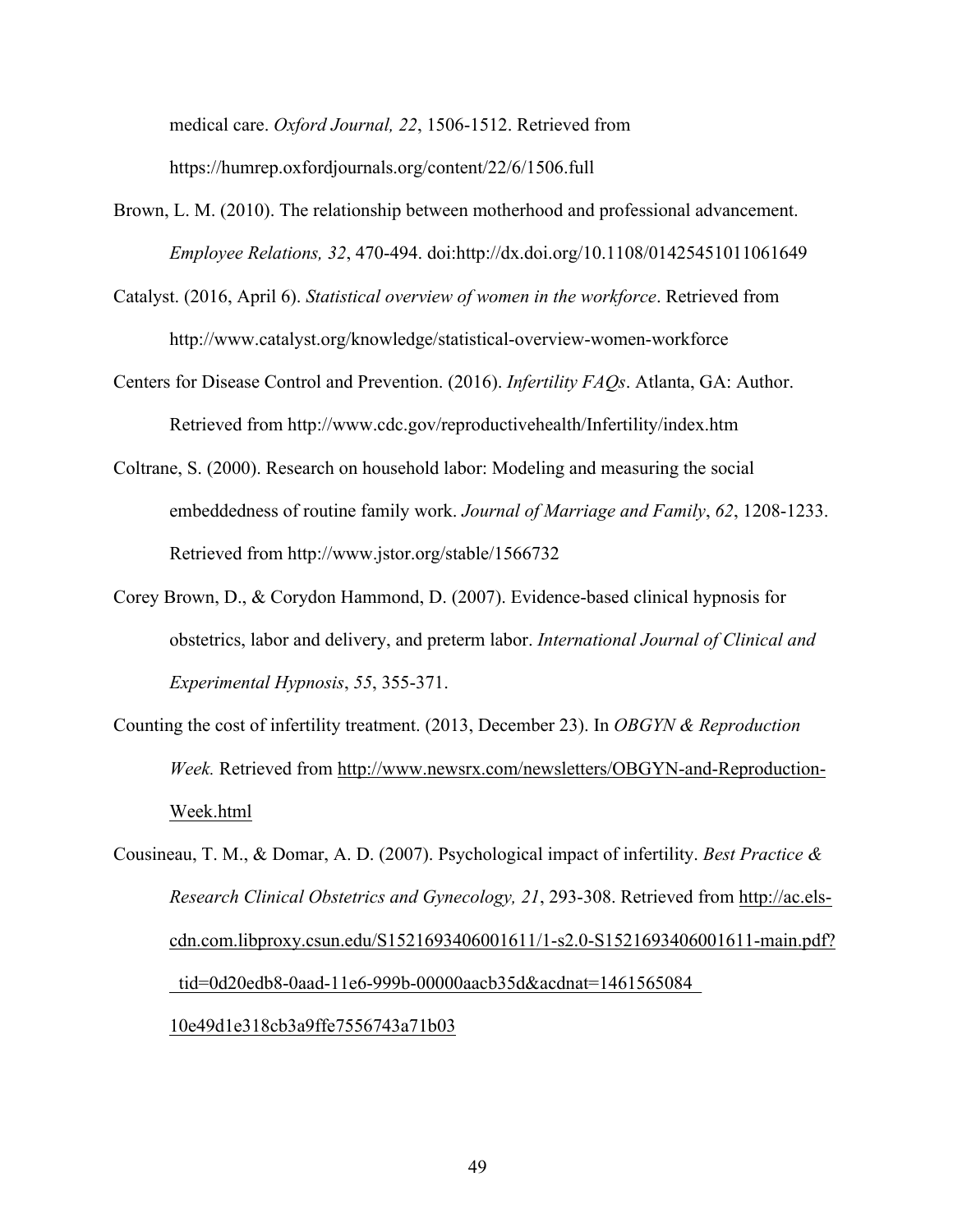medical care. *Oxford Journal, 22*, 1506-1512. Retrieved from https://humrep.oxfordjournals.org/content/22/6/1506.full

Brown, L. M. (2010). The relationship between motherhood and professional advancement. *Employee Relations, 32*, 470-494. doi:http://dx.doi.org/10.1108/01425451011061649

Catalyst. (2016, April 6). *Statistical overview of women in the workforce*. Retrieved from http://www.catalyst.org/knowledge/statistical-overview-women-workforce

Centers for Disease Control and Prevention. (2016). *Infertility FAQs*. Atlanta, GA: Author. Retrieved from http://www.cdc.gov/reproductivehealth/Infertility/index.htm

Coltrane, S. (2000). Research on household labor: Modeling and measuring the social embeddedness of routine family work. *Journal of Marriage and Family*, *62*, 1208-1233. Retrieved from http://www.jstor.org/stable/1566732

Corey Brown, D., & Corydon Hammond, D. (2007). Evidence-based clinical hypnosis for obstetrics, labor and delivery, and preterm labor. *International Journal of Clinical and Experimental Hypnosis*, *55*, 355-371.

Counting the cost of infertility treatment. (2013, December 23). In *OBGYN & Reproduction Week.* Retrieved from http://www.newsrx.com/newsletters/OBGYN-and-Reproduction-Week.html

Cousineau, T. M., & Domar, A. D. (2007). Psychological impact of infertility. *Best Practice & Research Clinical Obstetrics and Gynecology, 21*, 293-308. Retrieved from http://ac.els-cdn.com.libproxy.csun.edu/S1521693406001611/1-s2.0-S1521693406001611-main.pdf?_tid=0d20edb8-0aad-11e6-999b-00000aacb35d&acdnat=1461565084_10e49d1e318cb3a9ffe7556743a71b03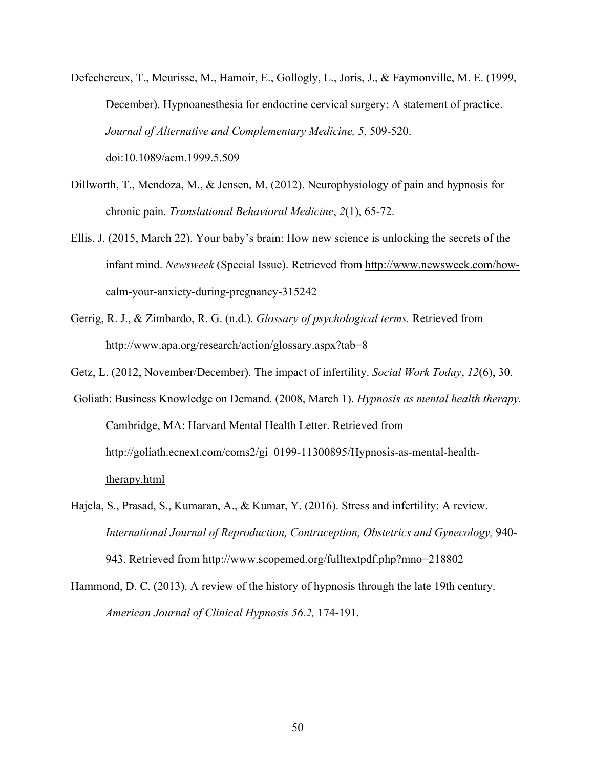Defechereux, T., Meurisse, M., Hamoir, E., Gollogly, L., Joris, J., & Faymonville, M. E. (1999, December). Hypnoanesthesia for endocrine cervical surgery: A statement of practice. *Journal of Alternative and Complementary Medicine, 5*, 509-520. doi:10.1089/acm.1999.5.509

Dillworth, T., Mendoza, M., & Jensen, M. (2012). Neurophysiology of pain and hypnosis for chronic pain. *Translational Behavioral Medicine*, *2*(1), 65-72.

Ellis, J. (2015, March 22). Your baby's brain: How new science is unlocking the secrets of the infant mind. *Newsweek* (Special Issue). Retrieved from http://www.newsweek.com/how-calm-your-anxiety-during-pregnancy-315242

Gerrig, R. J., & Zimbardo, R. G. (n.d.). *Glossary of psychological terms.* Retrieved from http://www.apa.org/research/action/glossary.aspx?tab=8

Getz, L. (2012, November/December). The impact of infertility. *Social Work Today*, *12*(6), 30.

Goliath: Business Knowledge on Demand*.* (2008, March 1). *Hypnosis as mental health therapy.* Cambridge, MA: Harvard Mental Health Letter. Retrieved from http://goliath.ecnext.com/coms2/gi_0199-11300895/Hypnosis-as-mental-health-therapy.html

Hajela, S., Prasad, S., Kumaran, A., & Kumar, Y. (2016). Stress and infertility: A review. *International Journal of Reproduction, Contraception, Obstetrics and Gynecology,* 940-943. Retrieved from http://www.scopemed.org/fulltextpdf.php?mno=218802

Hammond, D. C. (2013). A review of the history of hypnosis through the late 19th century. *American Journal of Clinical Hypnosis 56.2,* 174-191.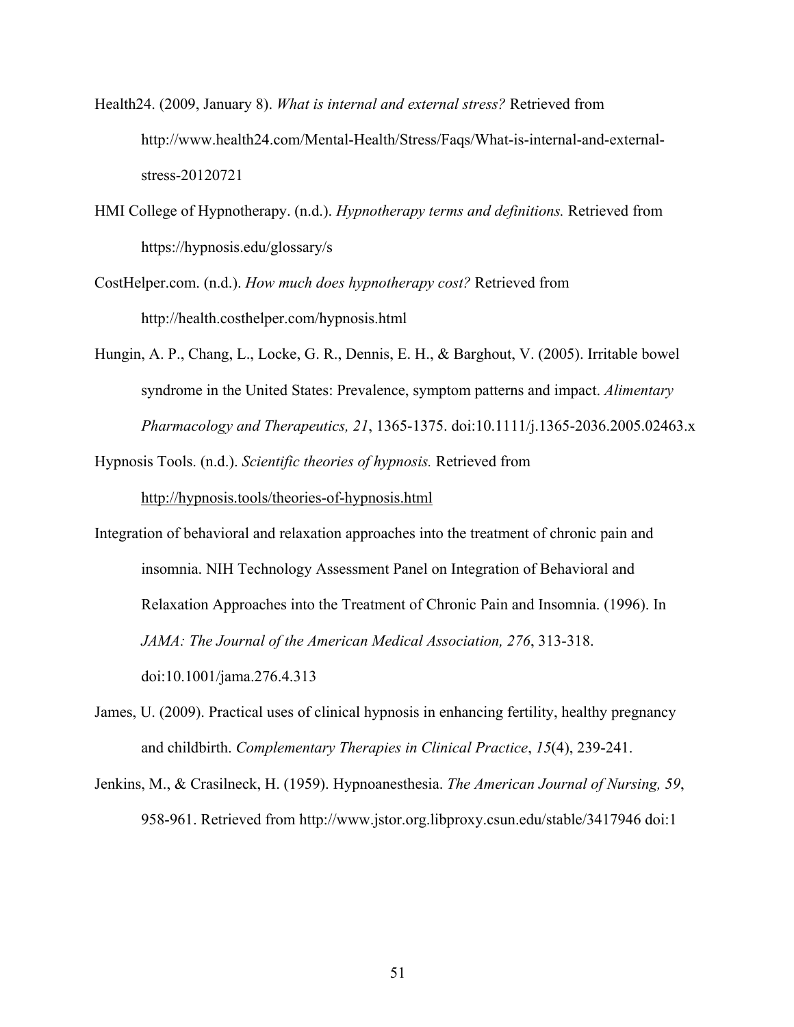Health24. (2009, January 8). *What is internal and external stress?* Retrieved from http://www.health24.com/Mental-Health/Stress/Faqs/What-is-internal-and-external-stress-20120721

HMI College of Hypnotherapy. (n.d.). *Hypnotherapy terms and definitions.* Retrieved from https://hypnosis.edu/glossary/s

CostHelper.com. (n.d.). *How much does hypnotherapy cost?* Retrieved from http://health.costhelper.com/hypnosis.html

Hungin, A. P., Chang, L., Locke, G. R., Dennis, E. H., & Barghout, V. (2005). Irritable bowel syndrome in the United States: Prevalence, symptom patterns and impact. *Alimentary Pharmacology and Therapeutics, 21*, 1365-1375. doi:10.1111/j.1365-2036.2005.02463.x

Hypnosis Tools. (n.d.). *Scientific theories of hypnosis.* Retrieved from http://hypnosis.tools/theories-of-hypnosis.html

Integration of behavioral and relaxation approaches into the treatment of chronic pain and insomnia. NIH Technology Assessment Panel on Integration of Behavioral and Relaxation Approaches into the Treatment of Chronic Pain and Insomnia. (1996). In *JAMA: The Journal of the American Medical Association, 276*, 313-318. doi:10.1001/jama.276.4.313

James, U. (2009). Practical uses of clinical hypnosis in enhancing fertility, healthy pregnancy and childbirth. *Complementary Therapies in Clinical Practice*, *15*(4), 239-241.

Jenkins, M., & Crasilneck, H. (1959). Hypnoanesthesia. *The American Journal of Nursing, 59*, 958-961. Retrieved from http://www.jstor.org.libproxy.csun.edu/stable/3417946 doi:1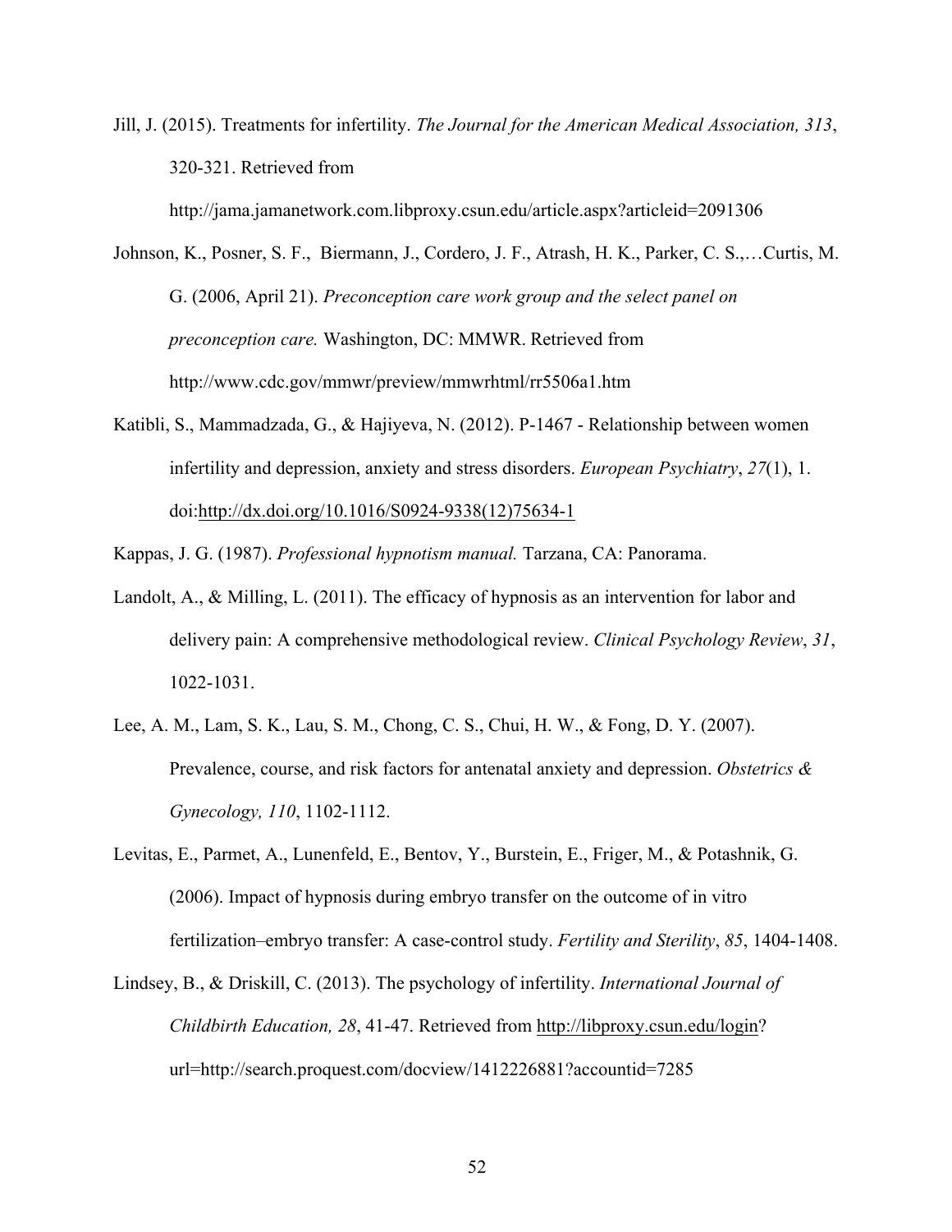Jill, J. (2015). Treatments for infertility. *The Journal for the American Medical Association, 313*, 320-321. Retrieved from http://jama.jamanetwork.com.libproxy.csun.edu/article.aspx?articleid=2091306

Johnson, K., Posner, S. F., Biermann, J., Cordero, J. F., Atrash, H. K., Parker, C. S.,…Curtis, M. G. (2006, April 21). *Preconception care work group and the select panel on preconception care.* Washington, DC: MMWR. Retrieved from http://www.cdc.gov/mmwr/preview/mmwrhtml/rr5506a1.htm

Katibli, S., Mammadzada, G., & Hajiyeva, N. (2012). P-1467 - Relationship between women infertility and depression, anxiety and stress disorders. *European Psychiatry*, *27*(1), 1. doi:http://dx.doi.org/10.1016/S0924-9338(12)75634-1

Kappas, J. G. (1987). *Professional hypnotism manual.* Tarzana, CA: Panorama.

Landolt, A., & Milling, L. (2011). The efficacy of hypnosis as an intervention for labor and delivery pain: A comprehensive methodological review. *Clinical Psychology Review*, *31*, 1022-1031.

Lee, A. M., Lam, S. K., Lau, S. M., Chong, C. S., Chui, H. W., & Fong, D. Y. (2007). Prevalence, course, and risk factors for antenatal anxiety and depression. *Obstetrics & Gynecology, 110*, 1102-1112.

Levitas, E., Parmet, A., Lunenfeld, E., Bentov, Y., Burstein, E., Friger, M., & Potashnik, G. (2006). Impact of hypnosis during embryo transfer on the outcome of in vitro fertilization–embryo transfer: A case-control study. *Fertility and Sterility*, *85*, 1404-1408.

Lindsey, B., & Driskill, C. (2013). The psychology of infertility. *International Journal of Childbirth Education, 28*, 41-47. Retrieved from http://libproxy.csun.edu/login?url=http://search.proquest.com/docview/1412226881?accountid=7285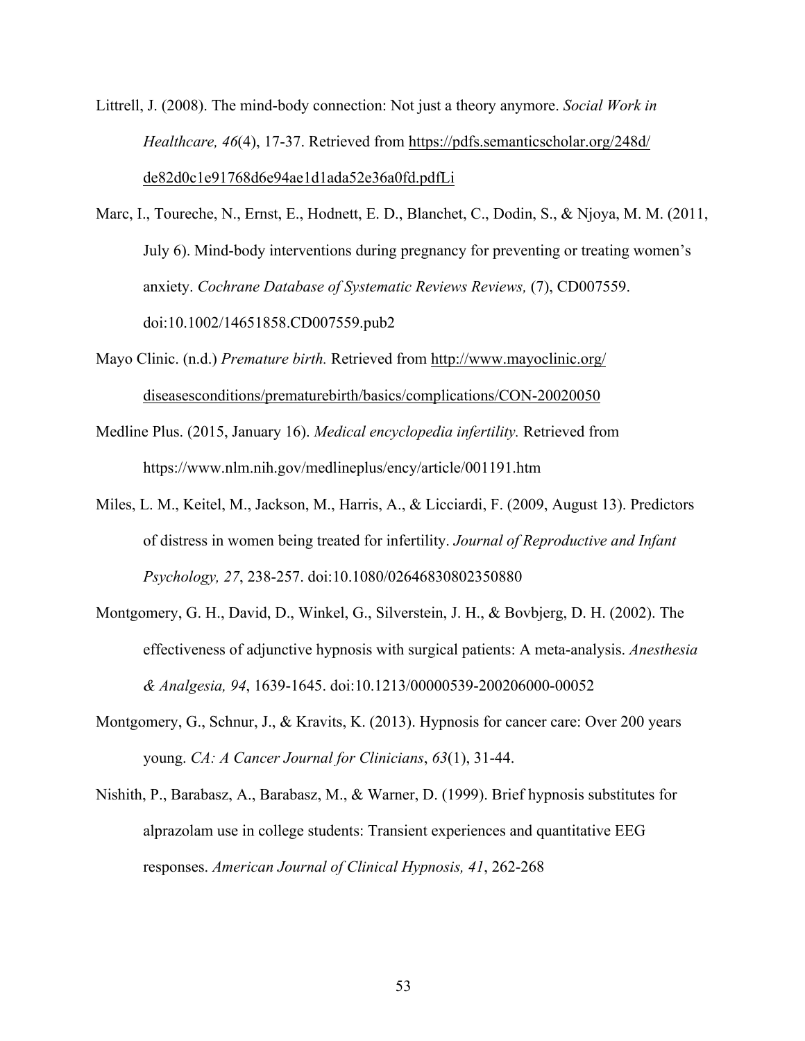Littrell, J. (2008). The mind-body connection: Not just a theory anymore. *Social Work in Healthcare, 46*(4), 17-37. Retrieved from https://pdfs.semanticscholar.org/248d/de82d0c1e91768d6e94ae1d1ada52e36a0fd.pdfLi

Marc, I., Toureche, N., Ernst, E., Hodnett, E. D., Blanchet, C., Dodin, S., & Njoya, M. M. (2011, July 6). Mind-body interventions during pregnancy for preventing or treating women's anxiety. *Cochrane Database of Systematic Reviews Reviews,* (7), CD007559. doi:10.1002/14651858.CD007559.pub2

Mayo Clinic. (n.d.) *Premature birth.* Retrieved from http://www.mayoclinic.org/diseasesconditions/prematurebirth/basics/complications/CON-20020050

Medline Plus. (2015, January 16). *Medical encyclopedia infertility.* Retrieved from https://www.nlm.nih.gov/medlineplus/ency/article/001191.htm

Miles, L. M., Keitel, M., Jackson, M., Harris, A., & Licciardi, F. (2009, August 13). Predictors of distress in women being treated for infertility. *Journal of Reproductive and Infant Psychology, 27*, 238-257. doi:10.1080/02646830802350880

Montgomery, G. H., David, D., Winkel, G., Silverstein, J. H., & Bovbjerg, D. H. (2002). The effectiveness of adjunctive hypnosis with surgical patients: A meta-analysis. *Anesthesia & Analgesia, 94*, 1639-1645. doi:10.1213/00000539-200206000-00052

Montgomery, G., Schnur, J., & Kravits, K. (2013). Hypnosis for cancer care: Over 200 years young. *CA: A Cancer Journal for Clinicians*, *63*(1), 31-44.

Nishith, P., Barabasz, A., Barabasz, M., & Warner, D. (1999). Brief hypnosis substitutes for alprazolam use in college students: Transient experiences and quantitative EEG responses. *American Journal of Clinical Hypnosis, 41*, 262-268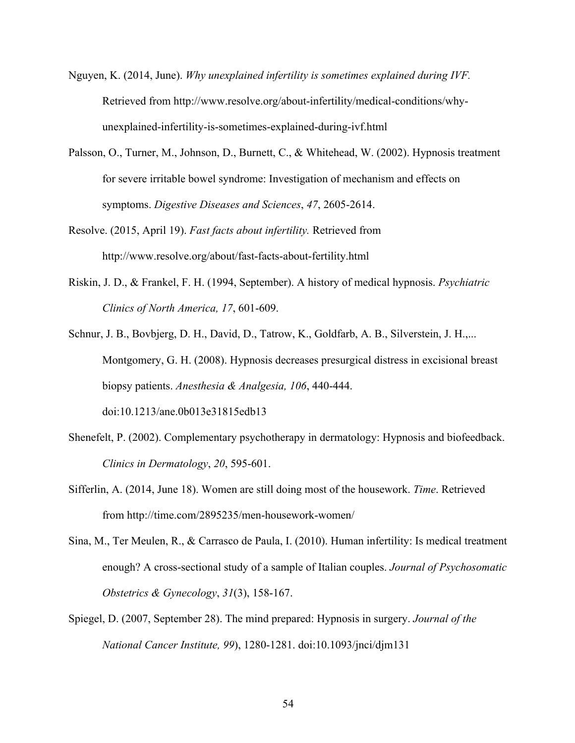Nguyen, K. (2014, June). *Why unexplained infertility is sometimes explained during IVF.* Retrieved from http://www.resolve.org/about-infertility/medical-conditions/why-unexplained-infertility-is-sometimes-explained-during-ivf.html

Palsson, O., Turner, M., Johnson, D., Burnett, C., & Whitehead, W. (2002). Hypnosis treatment for severe irritable bowel syndrome: Investigation of mechanism and effects on symptoms. *Digestive Diseases and Sciences*, *47*, 2605-2614.

Resolve. (2015, April 19). *Fast facts about infertility.* Retrieved from http://www.resolve.org/about/fast-facts-about-fertility.html

Riskin, J. D., & Frankel, F. H. (1994, September). A history of medical hypnosis. *Psychiatric Clinics of North America, 17*, 601-609.

Schnur, J. B., Bovbjerg, D. H., David, D., Tatrow, K., Goldfarb, A. B., Silverstein, J. H.,... Montgomery, G. H. (2008). Hypnosis decreases presurgical distress in excisional breast biopsy patients. *Anesthesia & Analgesia, 106*, 440-444. doi:10.1213/ane.0b013e31815edb13

Shenefelt, P. (2002). Complementary psychotherapy in dermatology: Hypnosis and biofeedback. *Clinics in Dermatology*, *20*, 595-601.

Sifferlin, A. (2014, June 18). Women are still doing most of the housework. *Time*. Retrieved from http://time.com/2895235/men-housework-women/

Sina, M., Ter Meulen, R., & Carrasco de Paula, I. (2010). Human infertility: Is medical treatment enough? A cross-sectional study of a sample of Italian couples. *Journal of Psychosomatic Obstetrics & Gynecology*, *31*(3), 158-167.

Spiegel, D. (2007, September 28). The mind prepared: Hypnosis in surgery. *Journal of the National Cancer Institute, 99*), 1280-1281. doi:10.1093/jnci/djm131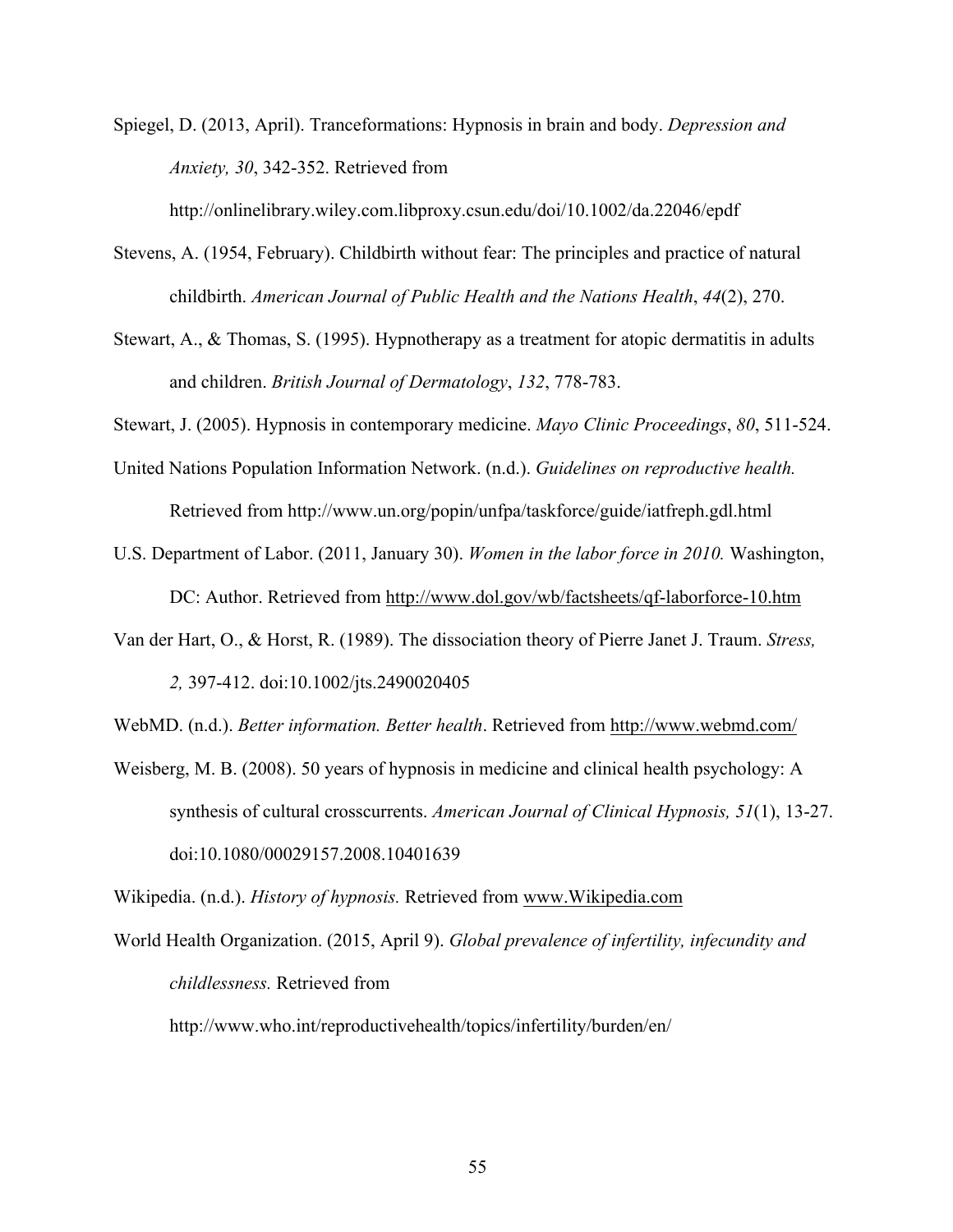Spiegel, D. (2013, April). Tranceformations: Hypnosis in brain and body. *Depression and Anxiety, 30*, 342-352. Retrieved from http://onlinelibrary.wiley.com.libproxy.csun.edu/doi/10.1002/da.22046/epdf

Stevens, A. (1954, February). Childbirth without fear: The principles and practice of natural childbirth. *American Journal of Public Health and the Nations Health*, *44*(2), 270.

Stewart, A., & Thomas, S. (1995). Hypnotherapy as a treatment for atopic dermatitis in adults and children. *British Journal of Dermatology*, *132*, 778-783.

Stewart, J. (2005). Hypnosis in contemporary medicine. *Mayo Clinic Proceedings*, *80*, 511-524.

United Nations Population Information Network. (n.d.). *Guidelines on reproductive health.* Retrieved from http://www.un.org/popin/unfpa/taskforce/guide/iatfreph.gdl.html

U.S. Department of Labor. (2011, January 30). *Women in the labor force in 2010.* Washington, DC: Author. Retrieved from http://www.dol.gov/wb/factsheets/qf-laborforce-10.htm

Van der Hart, O., & Horst, R. (1989). The dissociation theory of Pierre Janet J. Traum. *Stress, 2,* 397-412. doi:10.1002/jts.2490020405

WebMD. (n.d.). *Better information. Better health*. Retrieved from http://www.webmd.com/

Weisberg, M. B. (2008). 50 years of hypnosis in medicine and clinical health psychology: A synthesis of cultural crosscurrents. *American Journal of Clinical Hypnosis, 51*(1), 13-27. doi:10.1080/00029157.2008.10401639

Wikipedia. (n.d.). *History of hypnosis.* Retrieved from www.Wikipedia.com

World Health Organization. (2015, April 9). *Global prevalence of infertility, infecundity and childlessness.* Retrieved from http://www.who.int/reproductivehealth/topics/infertility/burden/en/